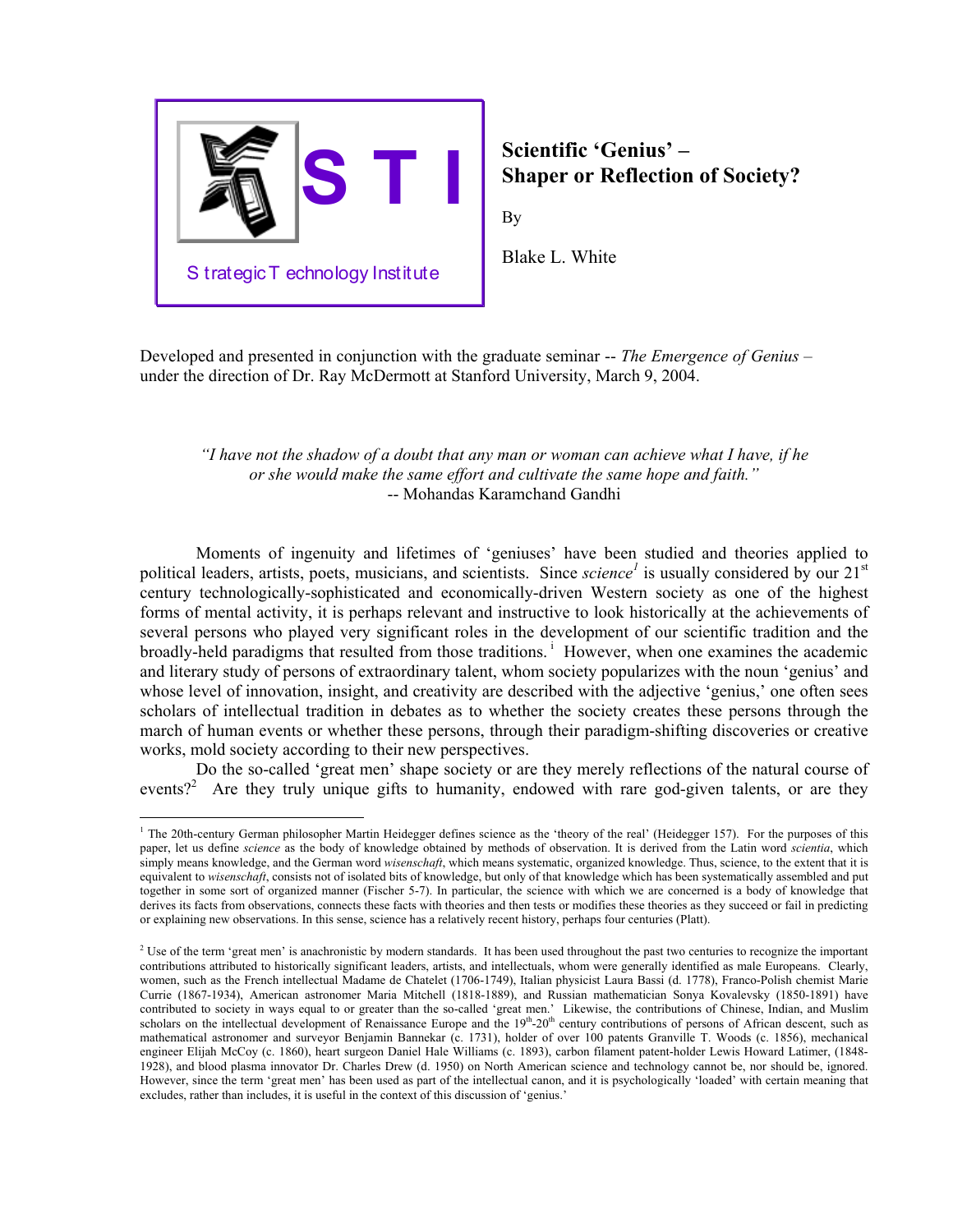S T I

Strategic Technology Institute

# Scientific 'Genius' – Shaper or Reflection of Society?

By

Blake L. White

Developed and presented in conjunction with the graduate seminar -- *The Emergence of Genius* – under the direction of Dr. Ray McDermott at Stanford University, March 9, 2004.

> *"I have not the shadow of a doubt that any man or woman can achieve what I have, if he or she would make the same effort and cultivate the same hope and faith."*
> -- Mohandas Karamchand Gandhi

Moments of ingenuity and lifetimes of 'geniuses' have been studied and theories applied to political leaders, artists, poets, musicians, and scientists. Since *science*[1] is usually considered by our 21st century technologically-sophisticated and economically-driven Western society as one of the highest forms of mental activity, it is perhaps relevant and instructive to look historically at the achievements of several persons who played very significant roles in the development of our scientific tradition and the broadly-held paradigms that resulted from those traditions.[1] However, when one examines the academic and literary study of persons of extraordinary talent, whom society popularizes with the noun 'genius' and whose level of innovation, insight, and creativity are described with the adjective 'genius,' one often sees scholars of intellectual tradition in debates as to whether the society creates these persons through the march of human events or whether these persons, through their paradigm-shifting discoveries or creative works, mold society according to their new perspectives.

Do the so-called 'great men' shape society or are they merely reflections of the natural course of events?[2] Are they truly unique gifts to humanity, endowed with rare god-given talents, or are they

---

[1] The 20th-century German philosopher Martin Heidegger defines science as the 'theory of the real' (Heidegger 157). For the purposes of this paper, let us define *science* as the body of knowledge obtained by methods of observation. It is derived from the Latin word *scientia*, which simply means knowledge, and the German word *wisenschaft*, which means systematic, organized knowledge. Thus, science, to the extent that it is equivalent to *wisenschaft*, consists not of isolated bits of knowledge, but only of that knowledge which has been systematically assembled and put together in some sort of organized manner (Fischer 5-7). In particular, the science with which we are concerned is a body of knowledge that derives its facts from observations, connects these facts with theories and then tests or modifies these theories as they succeed or fail in predicting or explaining new observations. In this sense, science has a relatively recent history, perhaps four centuries (Platt).

[2] Use of the term 'great men' is anachronistic by modern standards. It has been used throughout the past two centuries to recognize the important contributions attributed to historically significant leaders, artists, and intellectuals, whom were generally identified as male Europeans. Clearly, women, such as the French intellectual Madame de Chatelet (1706-1749), Italian physicist Laura Bassi (d. 1778), Franco-Polish chemist Marie Currie (1867-1934), American astronomer Maria Mitchell (1818-1889), and Russian mathematician Sonya Kovalevsky (1850-1891) have contributed to society in ways equal to or greater than the so-called 'great men.' Likewise, the contributions of Chinese, Indian, and Muslim scholars on the intellectual development of Renaissance Europe and the 19th-20th century contributions of persons of African descent, such as mathematical astronomer and surveyor Benjamin Bannekar (c. 1731), holder of over 100 patents Granville T. Woods (c. 1856), mechanical engineer Elijah McCoy (c. 1860), heart surgeon Daniel Hale Williams (c. 1893), carbon filament patent-holder Lewis Howard Latimer, (1848-1928), and blood plasma innovator Dr. Charles Drew (d. 1950) on North American science and technology cannot be, nor should be, ignored. However, since the term 'great men' has been used as part of the intellectual canon, and it is psychologically 'loaded' with certain meaning that excludes, rather than includes, it is useful in the context of this discussion of 'genius.'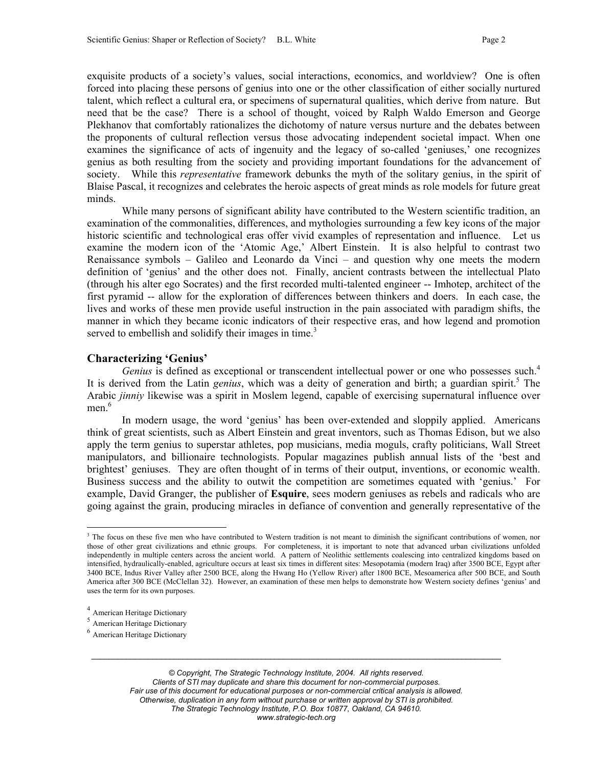exquisite products of a society's values, social interactions, economics, and worldview? One is often forced into placing these persons of genius into one or the other classification of either socially nurtured talent, which reflect a cultural era, or specimens of supernatural qualities, which derive from nature. But need that be the case? There is a school of thought, voiced by Ralph Waldo Emerson and George Plekhanov that comfortably rationalizes the dichotomy of nature versus nurture and the debates between the proponents of cultural reflection versus those advocating independent societal impact. When one examines the significance of acts of ingenuity and the legacy of so-called 'geniuses,' one recognizes genius as both resulting from the society and providing important foundations for the advancement of society. While this *representative* framework debunks the myth of the solitary genius, in the spirit of Blaise Pascal, it recognizes and celebrates the heroic aspects of great minds as role models for future great minds.

While many persons of significant ability have contributed to the Western scientific tradition, an examination of the commonalities, differences, and mythologies surrounding a few key icons of the major historic scientific and technological eras offer vivid examples of representation and influence. Let us examine the modern icon of the 'Atomic Age,' Albert Einstein. It is also helpful to contrast two Renaissance symbols – Galileo and Leonardo da Vinci – and question why one meets the modern definition of 'genius' and the other does not. Finally, ancient contrasts between the intellectual Plato (through his alter ego Socrates) and the first recorded multi-talented engineer -- Imhotep, architect of the first pyramid -- allow for the exploration of differences between thinkers and doers. In each case, the lives and works of these men provide useful instruction in the pain associated with paradigm shifts, the manner in which they became iconic indicators of their respective eras, and how legend and promotion served to embellish and solidify their images in time.[3]

## Characterizing 'Genius'

*Genius* is defined as exceptional or transcendent intellectual power or one who possesses such.[4] It is derived from the Latin *genius*, which was a deity of generation and birth; a guardian spirit.[5] The Arabic *jinniy* likewise was a spirit in Moslem legend, capable of exercising supernatural influence over men.[6]

In modern usage, the word 'genius' has been over-extended and sloppily applied. Americans think of great scientists, such as Albert Einstein and great inventors, such as Thomas Edison, but we also apply the term genius to superstar athletes, pop musicians, media moguls, crafty politicians, Wall Street manipulators, and billionaire technologists. Popular magazines publish annual lists of the 'best and brightest' geniuses. They are often thought of in terms of their output, inventions, or economic wealth. Business success and the ability to outwit the competition are sometimes equated with 'genius.' For example, David Granger, the publisher of **Esquire**, sees modern geniuses as rebels and radicals who are going against the grain, producing miracles in defiance of convention and generally representative of the

---

[3] The focus on these five men who have contributed to Western tradition is not meant to diminish the significant contributions of women, nor those of other great civilizations and ethnic groups. For completeness, it is important to note that advanced urban civilizations unfolded independently in multiple centers across the ancient world. A pattern of Neolithic settlements coalescing into centralized kingdoms based on intensified, hydraulically-enabled, agriculture occurs at least six times in different sites: Mesopotamia (modern Iraq) after 3500 BCE, Egypt after 3400 BCE, Indus River Valley after 2500 BCE, along the Hwang Ho (Yellow River) after 1800 BCE, Mesoamerica after 500 BCE, and South America after 300 BCE (McClellan 32). However, an examination of these men helps to demonstrate how Western society defines 'genius' and uses the term for its own purposes.

[4] American Heritage Dictionary

[5] American Heritage Dictionary

[6] American Heritage Dictionary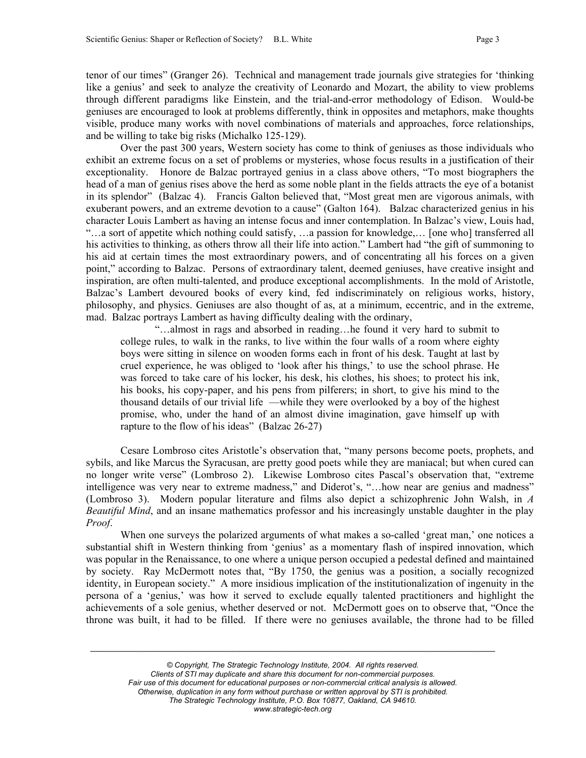tenor of our times" (Granger 26). Technical and management trade journals give strategies for 'thinking like a genius' and seek to analyze the creativity of Leonardo and Mozart, the ability to view problems through different paradigms like Einstein, and the trial-and-error methodology of Edison. Would-be geniuses are encouraged to look at problems differently, think in opposites and metaphors, make thoughts visible, produce many works with novel combinations of materials and approaches, force relationships, and be willing to take big risks (Michalko 125-129).

Over the past 300 years, Western society has come to think of geniuses as those individuals who exhibit an extreme focus on a set of problems or mysteries, whose focus results in a justification of their exceptionality. Honore de Balzac portrayed genius in a class above others, "To most biographers the head of a man of genius rises above the herd as some noble plant in the fields attracts the eye of a botanist in its splendor" (Balzac 4). Francis Galton believed that, "Most great men are vigorous animals, with exuberant powers, and an extreme devotion to a cause" (Galton 164). Balzac characterized genius in his character Louis Lambert as having an intense focus and inner contemplation. In Balzac's view, Louis had, "…a sort of appetite which nothing could satisfy, …a passion for knowledge,… [one who] transferred all his activities to thinking, as others throw all their life into action." Lambert had "the gift of summoning to his aid at certain times the most extraordinary powers, and of concentrating all his forces on a given point," according to Balzac. Persons of extraordinary talent, deemed geniuses, have creative insight and inspiration, are often multi-talented, and produce exceptional accomplishments. In the mold of Aristotle, Balzac's Lambert devoured books of every kind, fed indiscriminately on religious works, history, philosophy, and physics. Geniuses are also thought of as, at a minimum, eccentric, and in the extreme, mad. Balzac portrays Lambert as having difficulty dealing with the ordinary,

> "…almost in rags and absorbed in reading…he found it very hard to submit to college rules, to walk in the ranks, to live within the four walls of a room where eighty boys were sitting in silence on wooden forms each in front of his desk. Taught at last by cruel experience, he was obliged to 'look after his things,' to use the school phrase. He was forced to take care of his locker, his desk, his clothes, his shoes; to protect his ink, his books, his copy-paper, and his pens from pilferers; in short, to give his mind to the thousand details of our trivial life —while they were overlooked by a boy of the highest promise, who, under the hand of an almost divine imagination, gave himself up with rapture to the flow of his ideas" (Balzac 26-27)

Cesare Lombroso cites Aristotle's observation that, "many persons become poets, prophets, and sybils, and like Marcus the Syracusan, are pretty good poets while they are maniacal; but when cured can no longer write verse" (Lombroso 2). Likewise Lombroso cites Pascal's observation that, "extreme intelligence was very near to extreme madness," and Diderot's, "…how near are genius and madness" (Lombroso 3). Modern popular literature and films also depict a schizophrenic John Walsh, in *A Beautiful Mind*, and an insane mathematics professor and his increasingly unstable daughter in the play *Proof*.

When one surveys the polarized arguments of what makes a so-called 'great man,' one notices a substantial shift in Western thinking from 'genius' as a momentary flash of inspired innovation, which was popular in the Renaissance, to one where a unique person occupied a pedestal defined and maintained by society. Ray McDermott notes that, "By 1750, the genius was a position, a socially recognized identity, in European society." A more insidious implication of the institutionalization of ingenuity in the persona of a 'genius,' was how it served to exclude equally talented practitioners and highlight the achievements of a sole genius, whether deserved or not. McDermott goes on to observe that, "Once the throne was built, it had to be filled. If there were no geniuses available, the throne had to be filled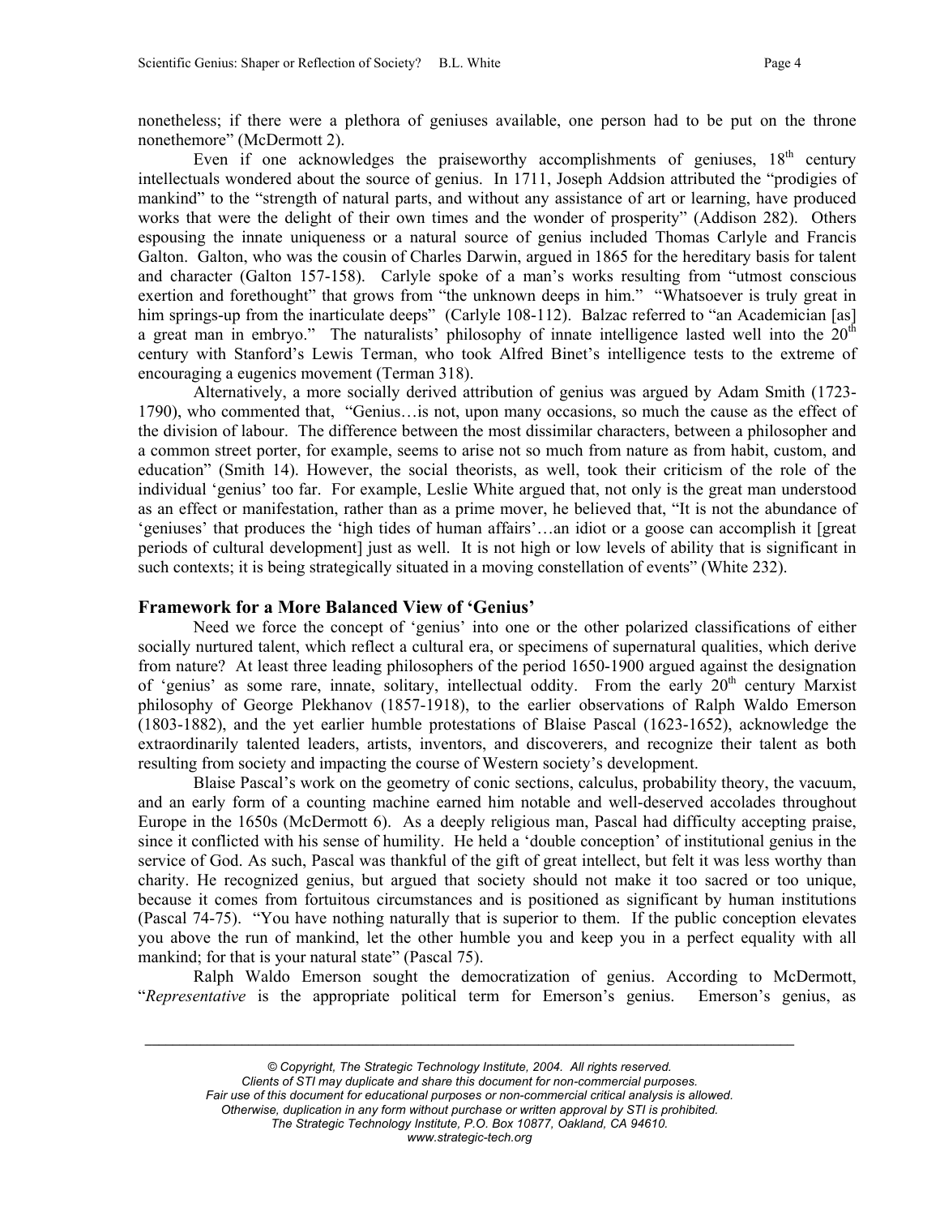nonetheless; if there were a plethora of geniuses available, one person had to be put on the throne nonethemore" (McDermott 2).

Even if one acknowledges the praiseworthy accomplishments of geniuses, 18th century intellectuals wondered about the source of genius. In 1711, Joseph Addsion attributed the "prodigies of mankind" to the "strength of natural parts, and without any assistance of art or learning, have produced works that were the delight of their own times and the wonder of prosperity" (Addison 282). Others espousing the innate uniqueness or a natural source of genius included Thomas Carlyle and Francis Galton. Galton, who was the cousin of Charles Darwin, argued in 1865 for the hereditary basis for talent and character (Galton 157-158). Carlyle spoke of a man's works resulting from "utmost conscious exertion and forethought" that grows from "the unknown deeps in him." "Whatsoever is truly great in him springs-up from the inarticulate deeps" (Carlyle 108-112). Balzac referred to "an Academician [as] a great man in embryo." The naturalists' philosophy of innate intelligence lasted well into the 20th century with Stanford's Lewis Terman, who took Alfred Binet's intelligence tests to the extreme of encouraging a eugenics movement (Terman 318).

Alternatively, a more socially derived attribution of genius was argued by Adam Smith (1723-1790), who commented that, "Genius…is not, upon many occasions, so much the cause as the effect of the division of labour. The difference between the most dissimilar characters, between a philosopher and a common street porter, for example, seems to arise not so much from nature as from habit, custom, and education" (Smith 14). However, the social theorists, as well, took their criticism of the role of the individual 'genius' too far. For example, Leslie White argued that, not only is the great man understood as an effect or manifestation, rather than as a prime mover, he believed that, "It is not the abundance of 'geniuses' that produces the 'high tides of human affairs'…an idiot or a goose can accomplish it [great periods of cultural development] just as well. It is not high or low levels of ability that is significant in such contexts; it is being strategically situated in a moving constellation of events" (White 232).

## Framework for a More Balanced View of 'Genius'

Need we force the concept of 'genius' into one or the other polarized classifications of either socially nurtured talent, which reflect a cultural era, or specimens of supernatural qualities, which derive from nature? At least three leading philosophers of the period 1650-1900 argued against the designation of 'genius' as some rare, innate, solitary, intellectual oddity. From the early 20th century Marxist philosophy of George Plekhanov (1857-1918), to the earlier observations of Ralph Waldo Emerson (1803-1882), and the yet earlier humble protestations of Blaise Pascal (1623-1652), acknowledge the extraordinarily talented leaders, artists, inventors, and discoverers, and recognize their talent as both resulting from society and impacting the course of Western society's development.

Blaise Pascal's work on the geometry of conic sections, calculus, probability theory, the vacuum, and an early form of a counting machine earned him notable and well-deserved accolades throughout Europe in the 1650s (McDermott 6). As a deeply religious man, Pascal had difficulty accepting praise, since it conflicted with his sense of humility. He held a 'double conception' of institutional genius in the service of God. As such, Pascal was thankful of the gift of great intellect, but felt it was less worthy than charity. He recognized genius, but argued that society should not make it too sacred or too unique, because it comes from fortuitous circumstances and is positioned as significant by human institutions (Pascal 74-75). "You have nothing naturally that is superior to them. If the public conception elevates you above the run of mankind, let the other humble you and keep you in a perfect equality with all mankind; for that is your natural state" (Pascal 75).

Ralph Waldo Emerson sought the democratization of genius. According to McDermott, "*Representative* is the appropriate political term for Emerson's genius. Emerson's genius, as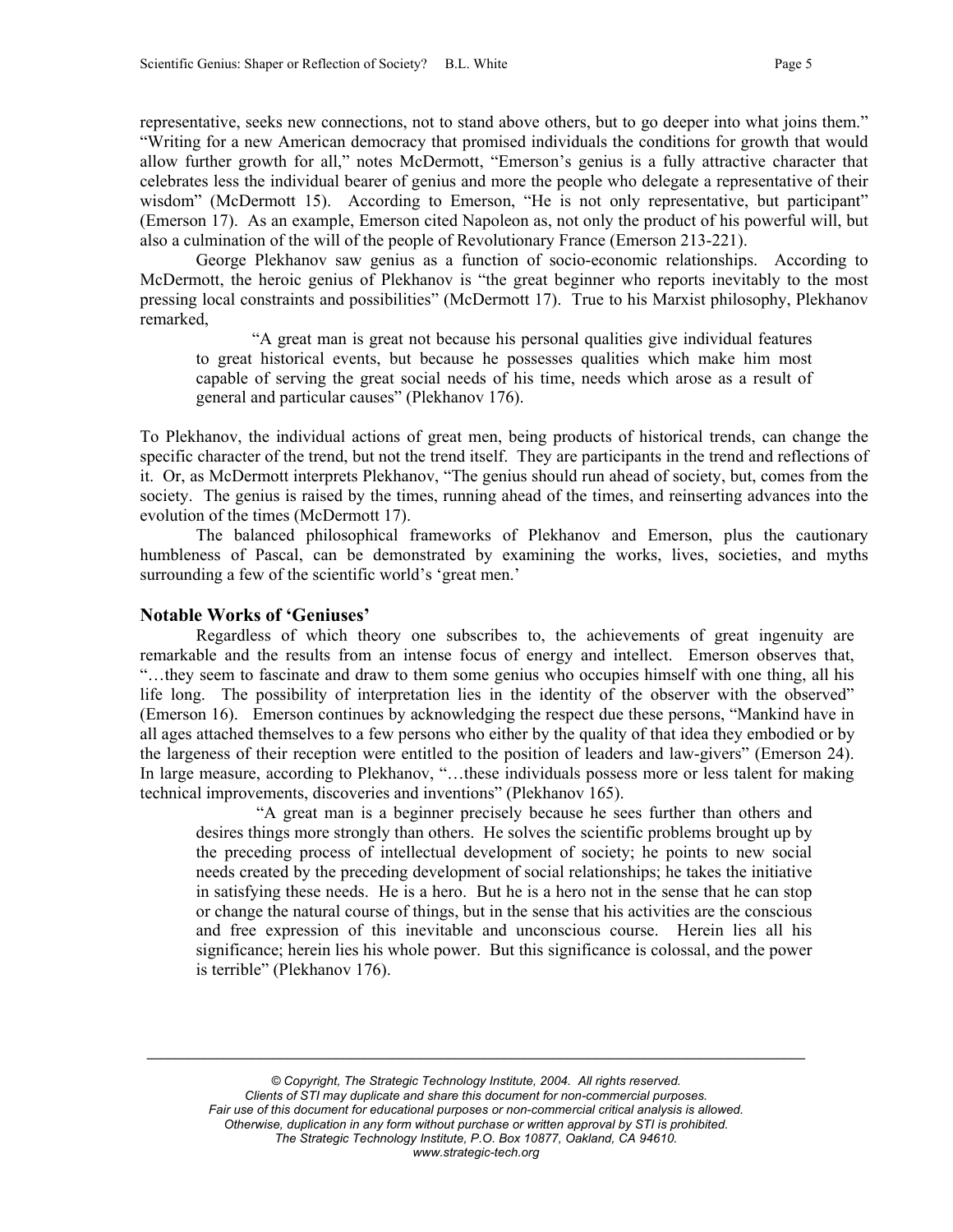representative, seeks new connections, not to stand above others, but to go deeper into what joins them." "Writing for a new American democracy that promised individuals the conditions for growth that would allow further growth for all," notes McDermott, "Emerson's genius is a fully attractive character that celebrates less the individual bearer of genius and more the people who delegate a representative of their wisdom" (McDermott 15). According to Emerson, "He is not only representative, but participant" (Emerson 17). As an example, Emerson cited Napoleon as, not only the product of his powerful will, but also a culmination of the will of the people of Revolutionary France (Emerson 213-221).

George Plekhanov saw genius as a function of socio-economic relationships. According to McDermott, the heroic genius of Plekhanov is "the great beginner who reports inevitably to the most pressing local constraints and possibilities" (McDermott 17). True to his Marxist philosophy, Plekhanov remarked,

> "A great man is great not because his personal qualities give individual features to great historical events, but because he possesses qualities which make him most capable of serving the great social needs of his time, needs which arose as a result of general and particular causes" (Plekhanov 176).

To Plekhanov, the individual actions of great men, being products of historical trends, can change the specific character of the trend, but not the trend itself. They are participants in the trend and reflections of it. Or, as McDermott interprets Plekhanov, "The genius should run ahead of society, but, comes from the society. The genius is raised by the times, running ahead of the times, and reinserting advances into the evolution of the times (McDermott 17).

The balanced philosophical frameworks of Plekhanov and Emerson, plus the cautionary humbleness of Pascal, can be demonstrated by examining the works, lives, societies, and myths surrounding a few of the scientific world's 'great men.'

## Notable Works of 'Geniuses'

Regardless of which theory one subscribes to, the achievements of great ingenuity are remarkable and the results from an intense focus of energy and intellect. Emerson observes that, "…they seem to fascinate and draw to them some genius who occupies himself with one thing, all his life long. The possibility of interpretation lies in the identity of the observer with the observed" (Emerson 16). Emerson continues by acknowledging the respect due these persons, "Mankind have in all ages attached themselves to a few persons who either by the quality of that idea they embodied or by the largeness of their reception were entitled to the position of leaders and law-givers" (Emerson 24). In large measure, according to Plekhanov, "…these individuals possess more or less talent for making technical improvements, discoveries and inventions" (Plekhanov 165).

> "A great man is a beginner precisely because he sees further than others and desires things more strongly than others. He solves the scientific problems brought up by the preceding process of intellectual development of society; he points to new social needs created by the preceding development of social relationships; he takes the initiative in satisfying these needs. He is a hero. But he is a hero not in the sense that he can stop or change the natural course of things, but in the sense that his activities are the conscious and free expression of this inevitable and unconscious course. Herein lies all his significance; herein lies his whole power. But this significance is colossal, and the power is terrible" (Plekhanov 176).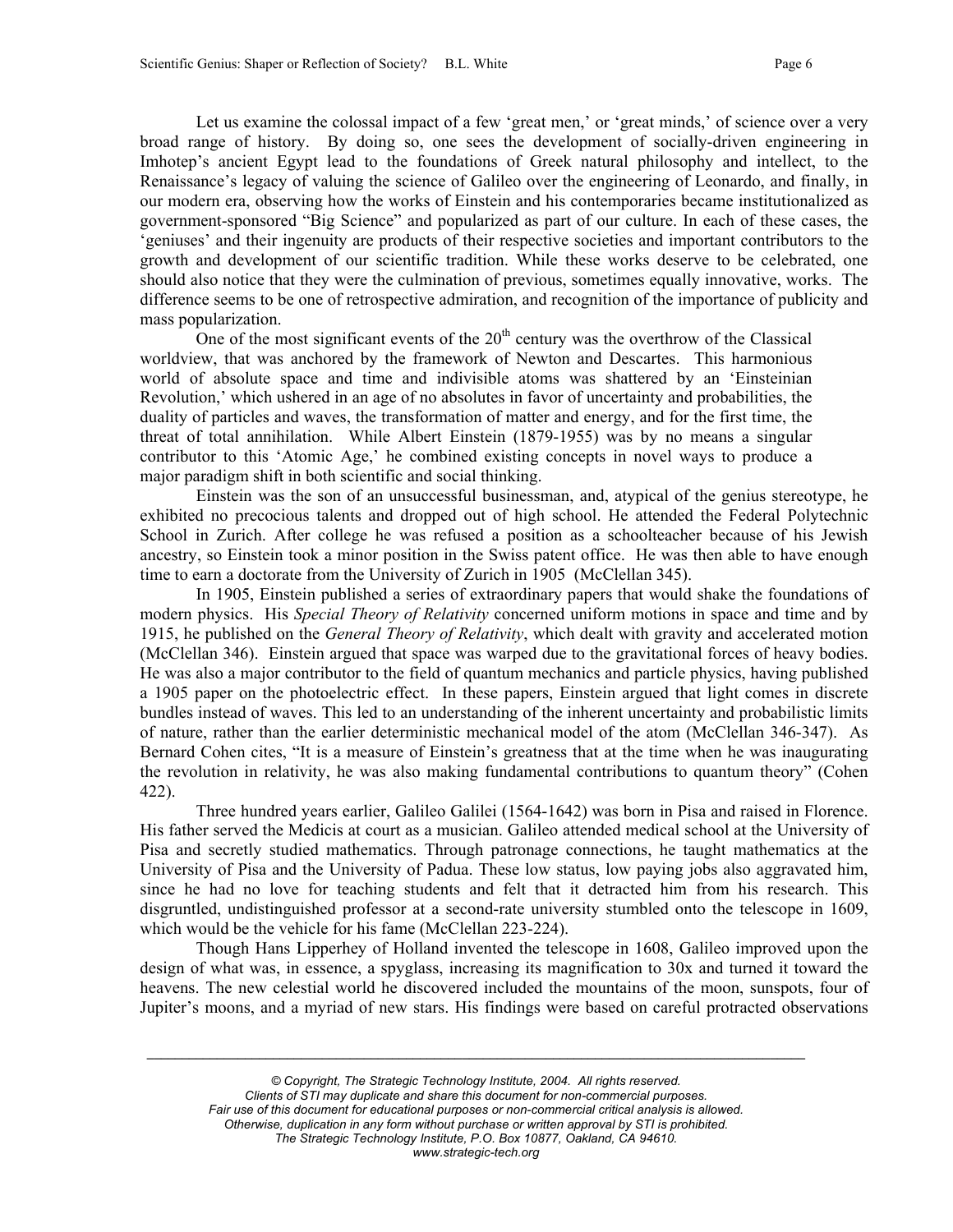Let us examine the colossal impact of a few 'great men,' or 'great minds,' of science over a very broad range of history. By doing so, one sees the development of socially-driven engineering in Imhotep's ancient Egypt lead to the foundations of Greek natural philosophy and intellect, to the Renaissance's legacy of valuing the science of Galileo over the engineering of Leonardo, and finally, in our modern era, observing how the works of Einstein and his contemporaries became institutionalized as government-sponsored "Big Science" and popularized as part of our culture. In each of these cases, the 'geniuses' and their ingenuity are products of their respective societies and important contributors to the growth and development of our scientific tradition. While these works deserve to be celebrated, one should also notice that they were the culmination of previous, sometimes equally innovative, works. The difference seems to be one of retrospective admiration, and recognition of the importance of publicity and mass popularization.

One of the most significant events of the 20th century was the overthrow of the Classical worldview, that was anchored by the framework of Newton and Descartes. This harmonious world of absolute space and time and indivisible atoms was shattered by an 'Einsteinian Revolution,' which ushered in an age of no absolutes in favor of uncertainty and probabilities, the duality of particles and waves, the transformation of matter and energy, and for the first time, the threat of total annihilation. While Albert Einstein (1879-1955) was by no means a singular contributor to this 'Atomic Age,' he combined existing concepts in novel ways to produce a major paradigm shift in both scientific and social thinking.

Einstein was the son of an unsuccessful businessman, and, atypical of the genius stereotype, he exhibited no precocious talents and dropped out of high school. He attended the Federal Polytechnic School in Zurich. After college he was refused a position as a schoolteacher because of his Jewish ancestry, so Einstein took a minor position in the Swiss patent office. He was then able to have enough time to earn a doctorate from the University of Zurich in 1905 (McClellan 345).

In 1905, Einstein published a series of extraordinary papers that would shake the foundations of modern physics. His *Special Theory of Relativity* concerned uniform motions in space and time and by 1915, he published on the *General Theory of Relativity*, which dealt with gravity and accelerated motion (McClellan 346). Einstein argued that space was warped due to the gravitational forces of heavy bodies. He was also a major contributor to the field of quantum mechanics and particle physics, having published a 1905 paper on the photoelectric effect. In these papers, Einstein argued that light comes in discrete bundles instead of waves. This led to an understanding of the inherent uncertainty and probabilistic limits of nature, rather than the earlier deterministic mechanical model of the atom (McClellan 346-347). As Bernard Cohen cites, "It is a measure of Einstein's greatness that at the time when he was inaugurating the revolution in relativity, he was also making fundamental contributions to quantum theory" (Cohen 422).

Three hundred years earlier, Galileo Galilei (1564-1642) was born in Pisa and raised in Florence. His father served the Medicis at court as a musician. Galileo attended medical school at the University of Pisa and secretly studied mathematics. Through patronage connections, he taught mathematics at the University of Pisa and the University of Padua. These low status, low paying jobs also aggravated him, since he had no love for teaching students and felt that it detracted him from his research. This disgruntled, undistinguished professor at a second-rate university stumbled onto the telescope in 1609, which would be the vehicle for his fame (McClellan 223-224).

Though Hans Lipperhey of Holland invented the telescope in 1608, Galileo improved upon the design of what was, in essence, a spyglass, increasing its magnification to 30x and turned it toward the heavens. The new celestial world he discovered included the mountains of the moon, sunspots, four of Jupiter's moons, and a myriad of new stars. His findings were based on careful protracted observations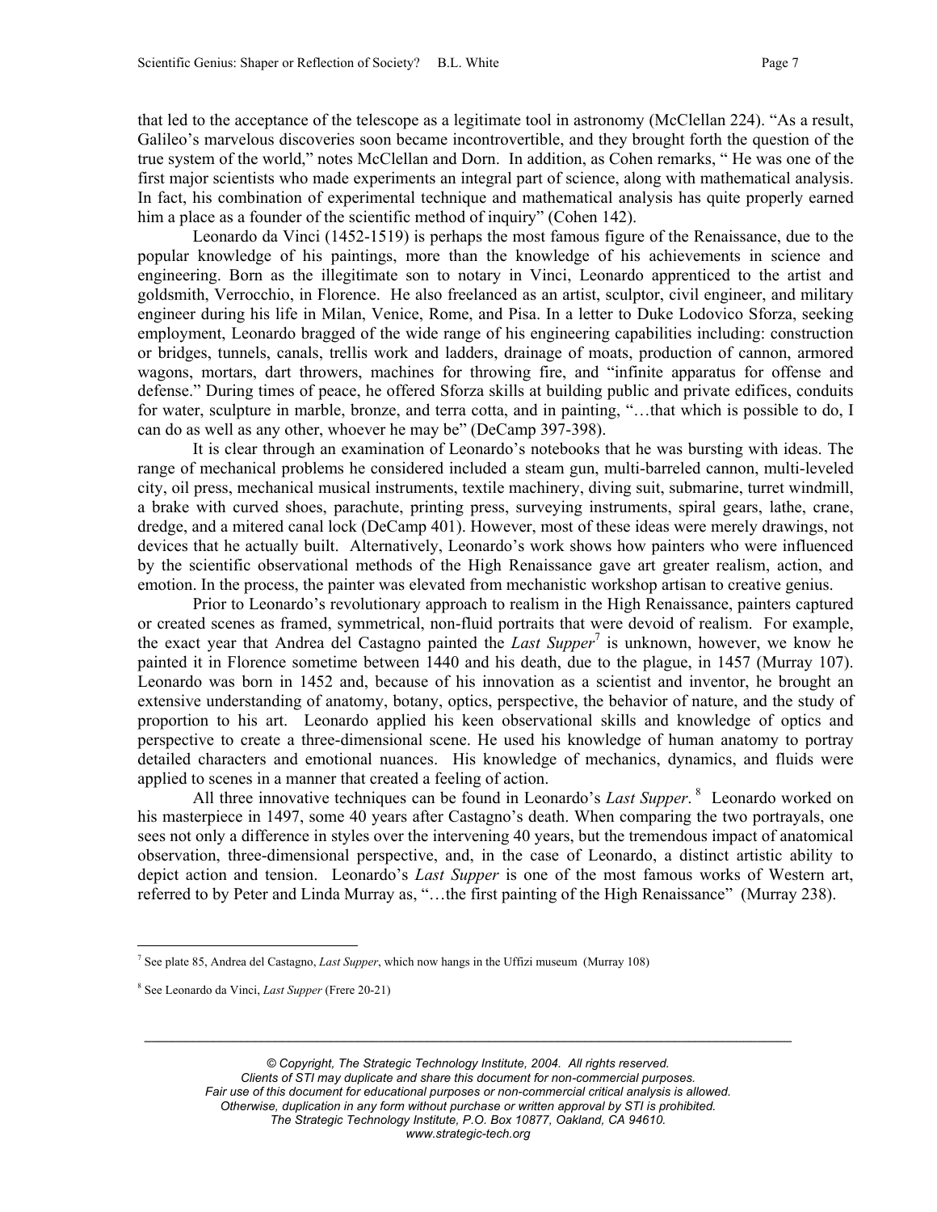that led to the acceptance of the telescope as a legitimate tool in astronomy (McClellan 224). "As a result, Galileo's marvelous discoveries soon became incontrovertible, and they brought forth the question of the true system of the world," notes McClellan and Dorn. In addition, as Cohen remarks, " He was one of the first major scientists who made experiments an integral part of science, along with mathematical analysis. In fact, his combination of experimental technique and mathematical analysis has quite properly earned him a place as a founder of the scientific method of inquiry" (Cohen 142).

Leonardo da Vinci (1452-1519) is perhaps the most famous figure of the Renaissance, due to the popular knowledge of his paintings, more than the knowledge of his achievements in science and engineering. Born as the illegitimate son to notary in Vinci, Leonardo apprenticed to the artist and goldsmith, Verrocchio, in Florence. He also freelanced as an artist, sculptor, civil engineer, and military engineer during his life in Milan, Venice, Rome, and Pisa. In a letter to Duke Lodovico Sforza, seeking employment, Leonardo bragged of the wide range of his engineering capabilities including: construction or bridges, tunnels, canals, trellis work and ladders, drainage of moats, production of cannon, armored wagons, mortars, dart throwers, machines for throwing fire, and "infinite apparatus for offense and defense." During times of peace, he offered Sforza skills at building public and private edifices, conduits for water, sculpture in marble, bronze, and terra cotta, and in painting, "…that which is possible to do, I can do as well as any other, whoever he may be" (DeCamp 397-398).

It is clear through an examination of Leonardo's notebooks that he was bursting with ideas. The range of mechanical problems he considered included a steam gun, multi-barreled cannon, multi-leveled city, oil press, mechanical musical instruments, textile machinery, diving suit, submarine, turret windmill, a brake with curved shoes, parachute, printing press, surveying instruments, spiral gears, lathe, crane, dredge, and a mitered canal lock (DeCamp 401). However, most of these ideas were merely drawings, not devices that he actually built. Alternatively, Leonardo's work shows how painters who were influenced by the scientific observational methods of the High Renaissance gave art greater realism, action, and emotion. In the process, the painter was elevated from mechanistic workshop artisan to creative genius.

Prior to Leonardo's revolutionary approach to realism in the High Renaissance, painters captured or created scenes as framed, symmetrical, non-fluid portraits that were devoid of realism. For example, the exact year that Andrea del Castagno painted the *Last Supper*[7] is unknown, however, we know he painted it in Florence sometime between 1440 and his death, due to the plague, in 1457 (Murray 107). Leonardo was born in 1452 and, because of his innovation as a scientist and inventor, he brought an extensive understanding of anatomy, botany, optics, perspective, the behavior of nature, and the study of proportion to his art. Leonardo applied his keen observational skills and knowledge of optics and perspective to create a three-dimensional scene. He used his knowledge of human anatomy to portray detailed characters and emotional nuances. His knowledge of mechanics, dynamics, and fluids were applied to scenes in a manner that created a feeling of action.

All three innovative techniques can be found in Leonardo's *Last Supper*.[8] Leonardo worked on his masterpiece in 1497, some 40 years after Castagno's death. When comparing the two portrayals, one sees not only a difference in styles over the intervening 40 years, but the tremendous impact of anatomical observation, three-dimensional perspective, and, in the case of Leonardo, a distinct artistic ability to depict action and tension. Leonardo's *Last Supper* is one of the most famous works of Western art, referred to by Peter and Linda Murray as, "…the first painting of the High Renaissance" (Murray 238).

---

[7] See plate 85, Andrea del Castagno, *Last Supper*, which now hangs in the Uffizi museum (Murray 108)

[8] See Leonardo da Vinci, *Last Supper* (Frere 20-21)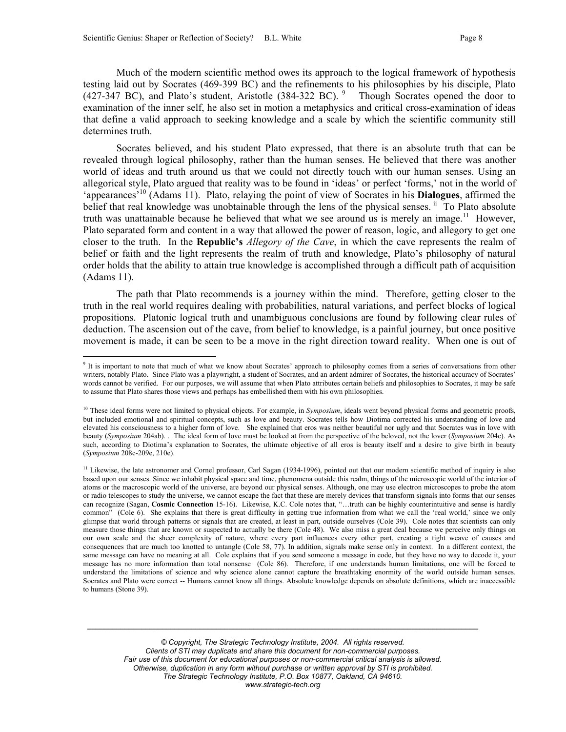Much of the modern scientific method owes its approach to the logical framework of hypothesis testing laid out by Socrates (469-399 BC) and the refinements to his philosophies by his disciple, Plato (427-347 BC), and Plato's student, Aristotle (384-322 BC).[9] Though Socrates opened the door to examination of the inner self, he also set in motion a metaphysics and critical cross-examination of ideas that define a valid approach to seeking knowledge and a scale by which the scientific community still determines truth.

Socrates believed, and his student Plato expressed, that there is an absolute truth that can be revealed through logical philosophy, rather than the human senses. He believed that there was another world of ideas and truth around us that we could not directly touch with our human senses. Using an allegorical style, Plato argued that reality was to be found in 'ideas' or perfect 'forms,' not in the world of 'appearances'[10] (Adams 11). Plato, relaying the point of view of Socrates in his **Dialogues**, affirmed the belief that real knowledge was unobtainable through the lens of the physical senses.[ii] To Plato absolute truth was unattainable because he believed that what we see around us is merely an image.[11] However, Plato separated form and content in a way that allowed the power of reason, logic, and allegory to get one closer to the truth. In the **Republic's** *Allegory of the Cave*, in which the cave represents the realm of belief or faith and the light represents the realm of truth and knowledge, Plato's philosophy of natural order holds that the ability to attain true knowledge is accomplished through a difficult path of acquisition (Adams 11).

The path that Plato recommends is a journey within the mind. Therefore, getting closer to the truth in the real world requires dealing with probabilities, natural variations, and perfect blocks of logical propositions. Platonic logical truth and unambiguous conclusions are found by following clear rules of deduction. The ascension out of the cave, from belief to knowledge, is a painful journey, but once positive movement is made, it can be seen to be a move in the right direction toward reality. When one is out of

---

[9] It is important to note that much of what we know about Socrates' approach to philosophy comes from a series of conversations from other writers, notably Plato. Since Plato was a playwright, a student of Socrates, and an ardent admirer of Socrates, the historical accuracy of Socrates' words cannot be verified. For our purposes, we will assume that when Plato attributes certain beliefs and philosophies to Socrates, it may be safe to assume that Plato shares those views and perhaps has embellished them with his own philosophies.

[10] These ideal forms were not limited to physical objects. For example, in *Symposium*, ideals went beyond physical forms and geometric proofs, but included emotional and spiritual concepts, such as love and beauty. Socrates tells how Diotima corrected his understanding of love and elevated his consciousness to a higher form of love. She explained that eros was neither beautiful nor ugly and that Socrates was in love with beauty (*Symposium* 204ab). . The ideal form of love must be looked at from the perspective of the beloved, not the lover (*Symposium* 204c). As such, according to Diotima's explanation to Socrates, the ultimate objective of all eros is beauty itself and a desire to give birth in beauty (*Symposium* 208c-209e, 210e).

[11] Likewise, the late astronomer and Cornel professor, Carl Sagan (1934-1996), pointed out that our modern scientific method of inquiry is also based upon our senses. Since we inhabit physical space and time, phenomena outside this realm, things of the microscopic world of the interior of atoms or the macroscopic world of the universe, are beyond our physical senses. Although, one may use electron microscopes to probe the atom or radio telescopes to study the universe, we cannot escape the fact that these are merely devices that transform signals into forms that our senses can recognize (Sagan, **Cosmic Connection** 15-16). Likewise, K.C. Cole notes that, "…truth can be highly counterintuitive and sense is hardly common" (Cole 6). She explains that there is great difficulty in getting true information from what we call the 'real world,' since we only glimpse that world through patterns or signals that are created, at least in part, outside ourselves (Cole 39). Cole notes that scientists can only measure those things that are known or suspected to actually be there (Cole 48). We also miss a great deal because we perceive only things on our own scale and the sheer complexity of nature, where every part influences every other part, creating a tight weave of causes and consequences that are much too knotted to untangle (Cole 58, 77). In addition, signals make sense only in context. In a different context, the same message can have no meaning at all. Cole explains that if you send someone a message in code, but they have no way to decode it, your message has no more information than total nonsense (Cole 86). Therefore, if one understands human limitations, one will be forced to understand the limitations of science and why science alone cannot capture the breathtaking enormity of the world outside human senses. Socrates and Plato were correct -- Humans cannot know all things. Absolute knowledge depends on absolute definitions, which are inaccessible to humans (Stone 39).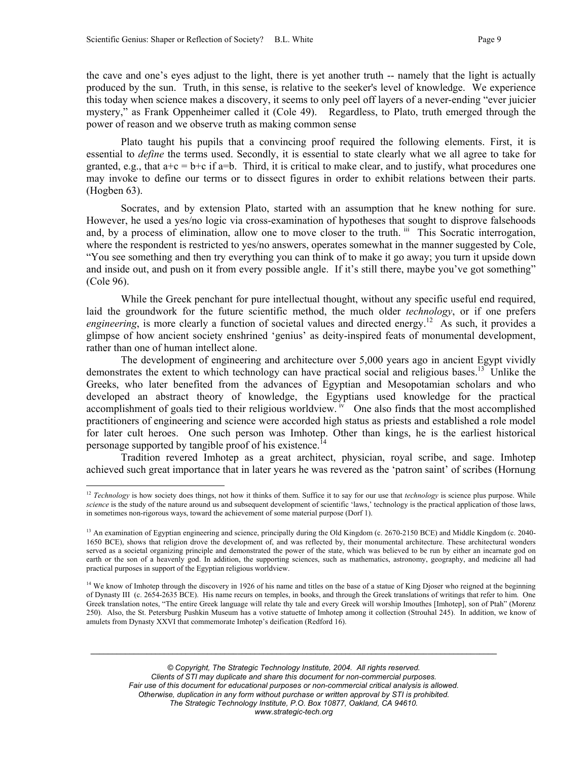the cave and one's eyes adjust to the light, there is yet another truth -- namely that the light is actually produced by the sun. Truth, in this sense, is relative to the seeker's level of knowledge. We experience this today when science makes a discovery, it seems to only peel off layers of a never-ending "ever juicier mystery," as Frank Oppenheimer called it (Cole 49). Regardless, to Plato, truth emerged through the power of reason and we observe truth as making common sense

Plato taught his pupils that a convincing proof required the following elements. First, it is essential to *define* the terms used. Secondly, it is essential to state clearly what we all agree to take for granted, e.g., that $a+c = b+c$ if $a=b$. Third, it is critical to make clear, and to justify, what procedures one may invoke to define our terms or to dissect figures in order to exhibit relations between their parts. (Hogben 63).

Socrates, and by extension Plato, started with an assumption that he knew nothing for sure. However, he used a yes/no logic via cross-examination of hypotheses that sought to disprove falsehoods and, by a process of elimination, allow one to move closer to the truth. [iii] This Socratic interrogation, where the respondent is restricted to yes/no answers, operates somewhat in the manner suggested by Cole, "You see something and then try everything you can think of to make it go away; you turn it upside down and inside out, and push on it from every possible angle. If it's still there, maybe you've got something" (Cole 96).

While the Greek penchant for pure intellectual thought, without any specific useful end required, laid the groundwork for the future scientific method, the much older *technology*, or if one prefers *engineering*, is more clearly a function of societal values and directed energy.[12] As such, it provides a glimpse of how ancient society enshrined 'genius' as deity-inspired feats of monumental development, rather than one of human intellect alone.

The development of engineering and architecture over 5,000 years ago in ancient Egypt vividly demonstrates the extent to which technology can have practical social and religious bases.[13] Unlike the Greeks, who later benefited from the advances of Egyptian and Mesopotamian scholars and who developed an abstract theory of knowledge, the Egyptians used knowledge for the practical accomplishment of goals tied to their religious worldview. [iv] One also finds that the most accomplished practitioners of engineering and science were accorded high status as priests and established a role model for later cult heroes. One such person was Imhotep. Other than kings, he is the earliest historical personage supported by tangible proof of his existence.[14]

Tradition revered Imhotep as a great architect, physician, royal scribe, and sage. Imhotep achieved such great importance that in later years he was revered as the 'patron saint' of scribes (Hornung

---

[12] *Technology* is how society does things, not how it thinks of them. Suffice it to say for our use that *technology* is science plus purpose. While *science* is the study of the nature around us and subsequent development of scientific 'laws,' technology is the practical application of those laws, in sometimes non-rigorous ways, toward the achievement of some material purpose (Dorf 1).

[13] An examination of Egyptian engineering and science, principally during the Old Kingdom (c. 2670-2150 BCE) and Middle Kingdom (c. 2040-1650 BCE), shows that religion drove the development of, and was reflected by, their monumental architecture. These architectural wonders served as a societal organizing principle and demonstrated the power of the state, which was believed to be run by either an incarnate god on earth or the son of a heavenly god. In addition, the supporting sciences, such as mathematics, astronomy, geography, and medicine all had practical purposes in support of the Egyptian religious worldview.

[14] We know of Imhotep through the discovery in 1926 of his name and titles on the base of a statue of King Djoser who reigned at the beginning of Dynasty III (c. 2654-2635 BCE). His name recurs on temples, in books, and through the Greek translations of writings that refer to him. One Greek translation notes, "The entire Greek language will relate thy tale and every Greek will worship Imouthes [Imhotep], son of Ptah" (Morenz 250). Also, the St. Petersburg Pushkin Museum has a votive statuette of Imhotep among it collection (Strouhal 245). In addition, we know of amulets from Dynasty XXVI that commemorate Imhotep's deification (Redford 16).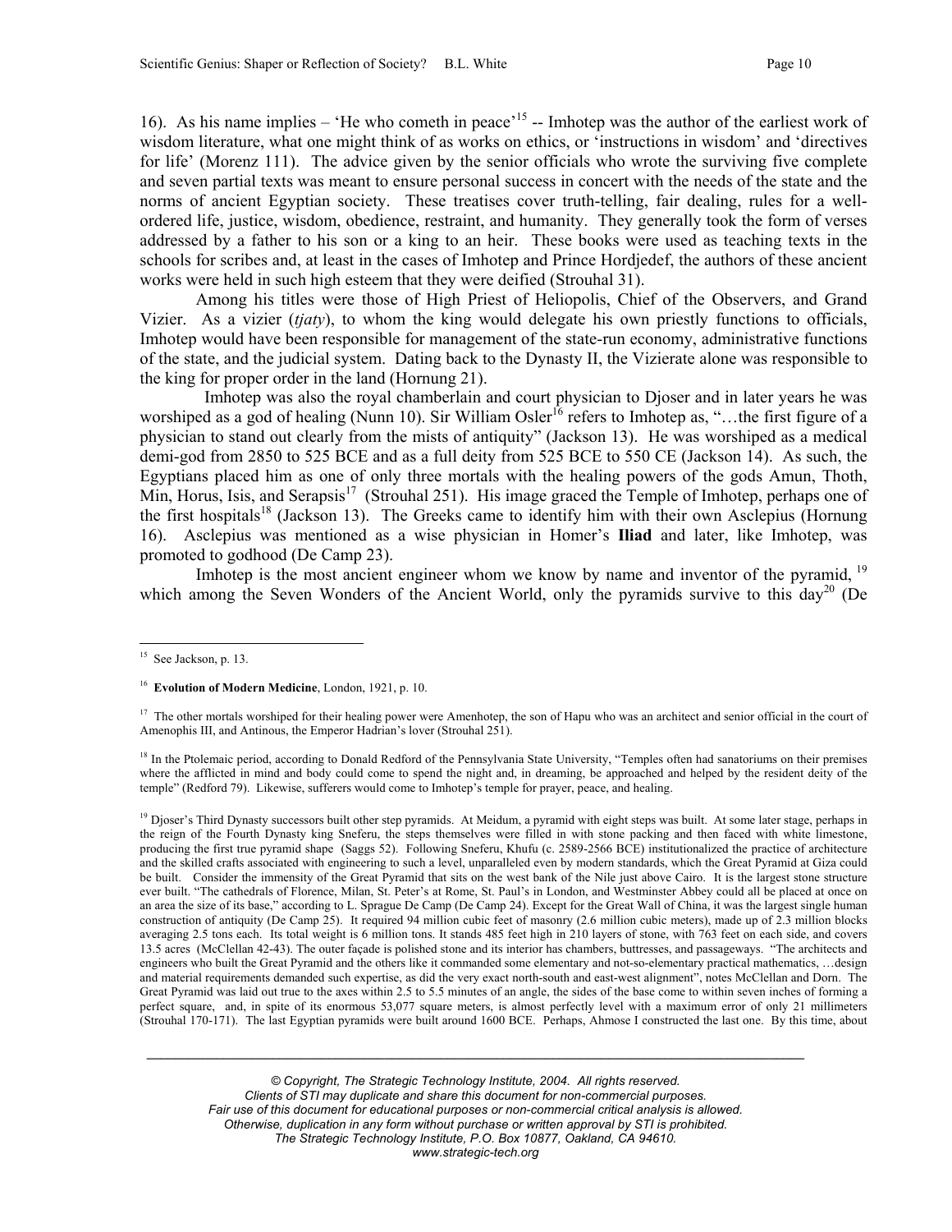16). As his name implies – 'He who cometh in peace'[15] -- Imhotep was the author of the earliest work of wisdom literature, what one might think of as works on ethics, or 'instructions in wisdom' and 'directives for life' (Morenz 111). The advice given by the senior officials who wrote the surviving five complete and seven partial texts was meant to ensure personal success in concert with the needs of the state and the norms of ancient Egyptian society. These treatises cover truth-telling, fair dealing, rules for a well-ordered life, justice, wisdom, obedience, restraint, and humanity. They generally took the form of verses addressed by a father to his son or a king to an heir. These books were used as teaching texts in the schools for scribes and, at least in the cases of Imhotep and Prince Hordjedef, the authors of these ancient works were held in such high esteem that they were deified (Strouhal 31).

Among his titles were those of High Priest of Heliopolis, Chief of the Observers, and Grand Vizier. As a vizier (*tjaty*), to whom the king would delegate his own priestly functions to officials, Imhotep would have been responsible for management of the state-run economy, administrative functions of the state, and the judicial system. Dating back to the Dynasty II, the Vizierate alone was responsible to the king for proper order in the land (Hornung 21).

Imhotep was also the royal chamberlain and court physician to Djoser and in later years he was worshiped as a god of healing (Nunn 10). Sir William Osler[16] refers to Imhotep as, "…the first figure of a physician to stand out clearly from the mists of antiquity" (Jackson 13). He was worshiped as a medical demi-god from 2850 to 525 BCE and as a full deity from 525 BCE to 550 CE (Jackson 14). As such, the Egyptians placed him as one of only three mortals with the healing powers of the gods Amun, Thoth, Min, Horus, Isis, and Serapsis[17] (Strouhal 251). His image graced the Temple of Imhotep, perhaps one of the first hospitals[18] (Jackson 13). The Greeks came to identify him with their own Asclepius (Hornung 16). Asclepius was mentioned as a wise physician in Homer's **Iliad** and later, like Imhotep, was promoted to godhood (De Camp 23).

Imhotep is the most ancient engineer whom we know by name and inventor of the pyramid, [19] which among the Seven Wonders of the Ancient World, only the pyramids survive to this day[20] (De

---

[15] See Jackson, p. 13.

[16] **Evolution of Modern Medicine**, London, 1921, p. 10.

[17] The other mortals worshiped for their healing power were Amenhotep, the son of Hapu who was an architect and senior official in the court of Amenophis III, and Antinous, the Emperor Hadrian's lover (Strouhal 251).

[18] In the Ptolemaic period, according to Donald Redford of the Pennsylvania State University, "Temples often had sanatoriums on their premises where the afflicted in mind and body could come to spend the night and, in dreaming, be approached and helped by the resident deity of the temple" (Redford 79). Likewise, sufferers would come to Imhotep's temple for prayer, peace, and healing.

[19] Djoser's Third Dynasty successors built other step pyramids. At Meidum, a pyramid with eight steps was built. At some later stage, perhaps in the reign of the Fourth Dynasty king Sneferu, the steps themselves were filled in with stone packing and then faced with white limestone, producing the first true pyramid shape (Saggs 52). Following Sneferu, Khufu (c. 2589-2566 BCE) institutionalized the practice of architecture and the skilled crafts associated with engineering to such a level, unparalleled even by modern standards, which the Great Pyramid at Giza could be built. Consider the immensity of the Great Pyramid that sits on the west bank of the Nile just above Cairo. It is the largest stone structure ever built. "The cathedrals of Florence, Milan, St. Peter's at Rome, St. Paul's in London, and Westminster Abbey could all be placed at once on an area the size of its base," according to L. Sprague De Camp (De Camp 24). Except for the Great Wall of China, it was the largest single human construction of antiquity (De Camp 25). It required 94 million cubic feet of masonry (2.6 million cubic meters), made up of 2.3 million blocks averaging 2.5 tons each. Its total weight is 6 million tons. It stands 485 feet high in 210 layers of stone, with 763 feet on each side, and covers 13.5 acres (McClellan 42-43). The outer façade is polished stone and its interior has chambers, buttresses, and passageways. "The architects and engineers who built the Great Pyramid and the others like it commanded some elementary and not-so-elementary practical mathematics, …design and material requirements demanded such expertise, as did the very exact north-south and east-west alignment", notes McClellan and Dorn. The Great Pyramid was laid out true to the axes within 2.5 to 5.5 minutes of an angle, the sides of the base come to within seven inches of forming a perfect square, and, in spite of its enormous 53,077 square meters, is almost perfectly level with a maximum error of only 21 millimeters (Strouhal 170-171). The last Egyptian pyramids were built around 1600 BCE. Perhaps, Ahmose I constructed the last one. By this time, about

*© Copyright, The Strategic Technology Institute, 2004. All rights reserved.*
*Clients of STI may duplicate and share this document for non-commercial purposes.*
*Fair use of this document for educational purposes or non-commercial critical analysis is allowed.*
*Otherwise, duplication in any form without purchase or written approval by STI is prohibited.*
*The Strategic Technology Institute, P.O. Box 10877, Oakland, CA 94610.*
*www.strategic-tech.org*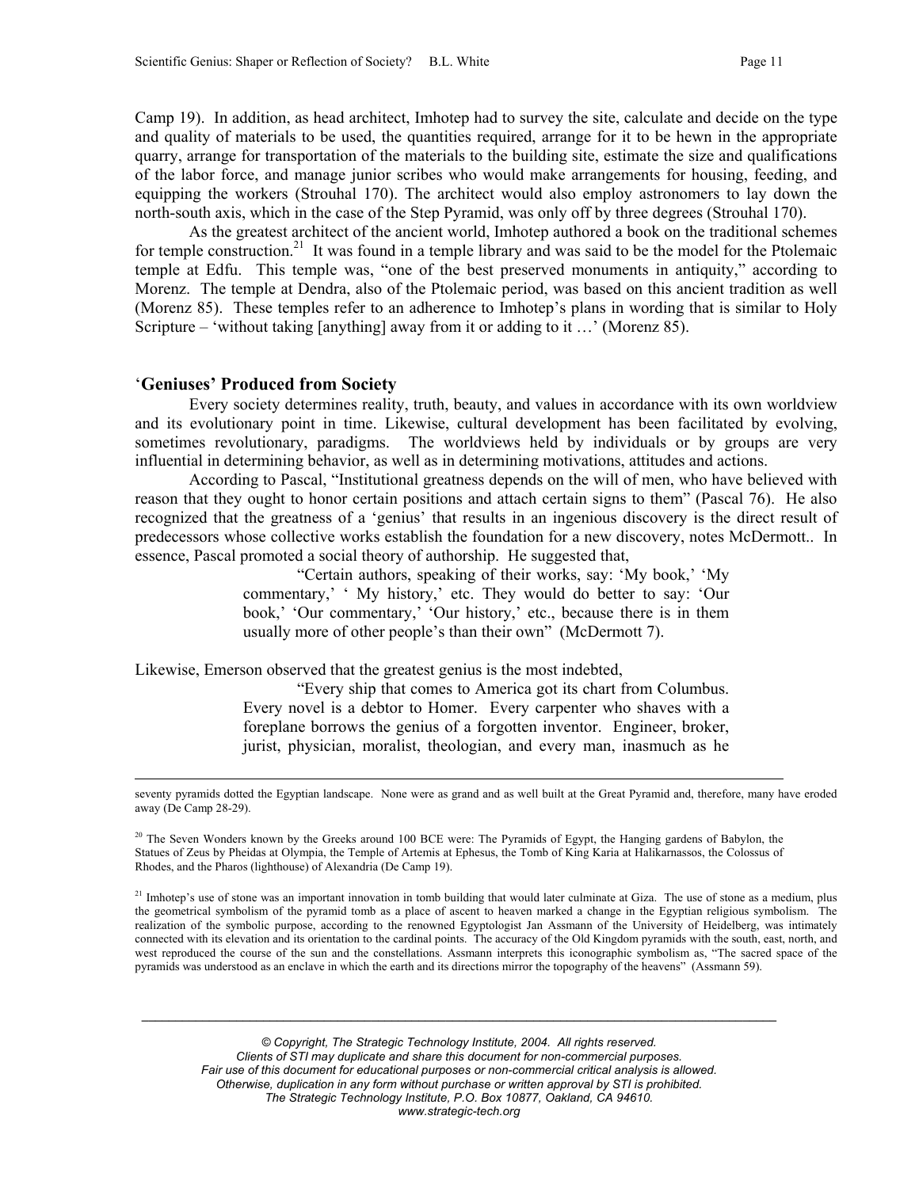Camp 19). In addition, as head architect, Imhotep had to survey the site, calculate and decide on the type and quality of materials to be used, the quantities required, arrange for it to be hewn in the appropriate quarry, arrange for transportation of the materials to the building site, estimate the size and qualifications of the labor force, and manage junior scribes who would make arrangements for housing, feeding, and equipping the workers (Strouhal 170). The architect would also employ astronomers to lay down the north-south axis, which in the case of the Step Pyramid, was only off by three degrees (Strouhal 170).

As the greatest architect of the ancient world, Imhotep authored a book on the traditional schemes for temple construction.[21] It was found in a temple library and was said to be the model for the Ptolemaic temple at Edfu. This temple was, "one of the best preserved monuments in antiquity," according to Morenz. The temple at Dendra, also of the Ptolemaic period, was based on this ancient tradition as well (Morenz 85). These temples refer to an adherence to Imhotep's plans in wording that is similar to Holy Scripture – 'without taking [anything] away from it or adding to it …' (Morenz 85).

## '**Geniuses' Produced from Society**

Every society determines reality, truth, beauty, and values in accordance with its own worldview and its evolutionary point in time. Likewise, cultural development has been facilitated by evolving, sometimes revolutionary, paradigms. The worldviews held by individuals or by groups are very influential in determining behavior, as well as in determining motivations, attitudes and actions.

According to Pascal, "Institutional greatness depends on the will of men, who have believed with reason that they ought to honor certain positions and attach certain signs to them" (Pascal 76). He also recognized that the greatness of a 'genius' that results in an ingenious discovery is the direct result of predecessors whose collective works establish the foundation for a new discovery, notes McDermott.. In essence, Pascal promoted a social theory of authorship. He suggested that,

> "Certain authors, speaking of their works, say: 'My book,' 'My commentary,' ' My history,' etc. They would do better to say: 'Our book,' 'Our commentary,' 'Our history,' etc., because there is in them usually more of other people's than their own" (McDermott 7).

Likewise, Emerson observed that the greatest genius is the most indebted,

> "Every ship that comes to America got its chart from Columbus. Every novel is a debtor to Homer. Every carpenter who shaves with a foreplane borrows the genius of a forgotten inventor. Engineer, broker, jurist, physician, moralist, theologian, and every man, inasmuch as he

---

seventy pyramids dotted the Egyptian landscape. None were as grand and as well built at the Great Pyramid and, therefore, many have eroded away (De Camp 28-29).

[20] The Seven Wonders known by the Greeks around 100 BCE were: The Pyramids of Egypt, the Hanging gardens of Babylon, the Statues of Zeus by Pheidas at Olympia, the Temple of Artemis at Ephesus, the Tomb of King Karia at Halikarnassos, the Colossus of Rhodes, and the Pharos (lighthouse) of Alexandria (De Camp 19).

[21] Imhotep's use of stone was an important innovation in tomb building that would later culminate at Giza. The use of stone as a medium, plus the geometrical symbolism of the pyramid tomb as a place of ascent to heaven marked a change in the Egyptian religious symbolism. The realization of the symbolic purpose, according to the renowned Egyptologist Jan Assmann of the University of Heidelberg, was intimately connected with its elevation and its orientation to the cardinal points. The accuracy of the Old Kingdom pyramids with the south, east, north, and west reproduced the course of the sun and the constellations. Assmann interprets this iconographic symbolism as, "The sacred space of the pyramids was understood as an enclave in which the earth and its directions mirror the topography of the heavens" (Assmann 59).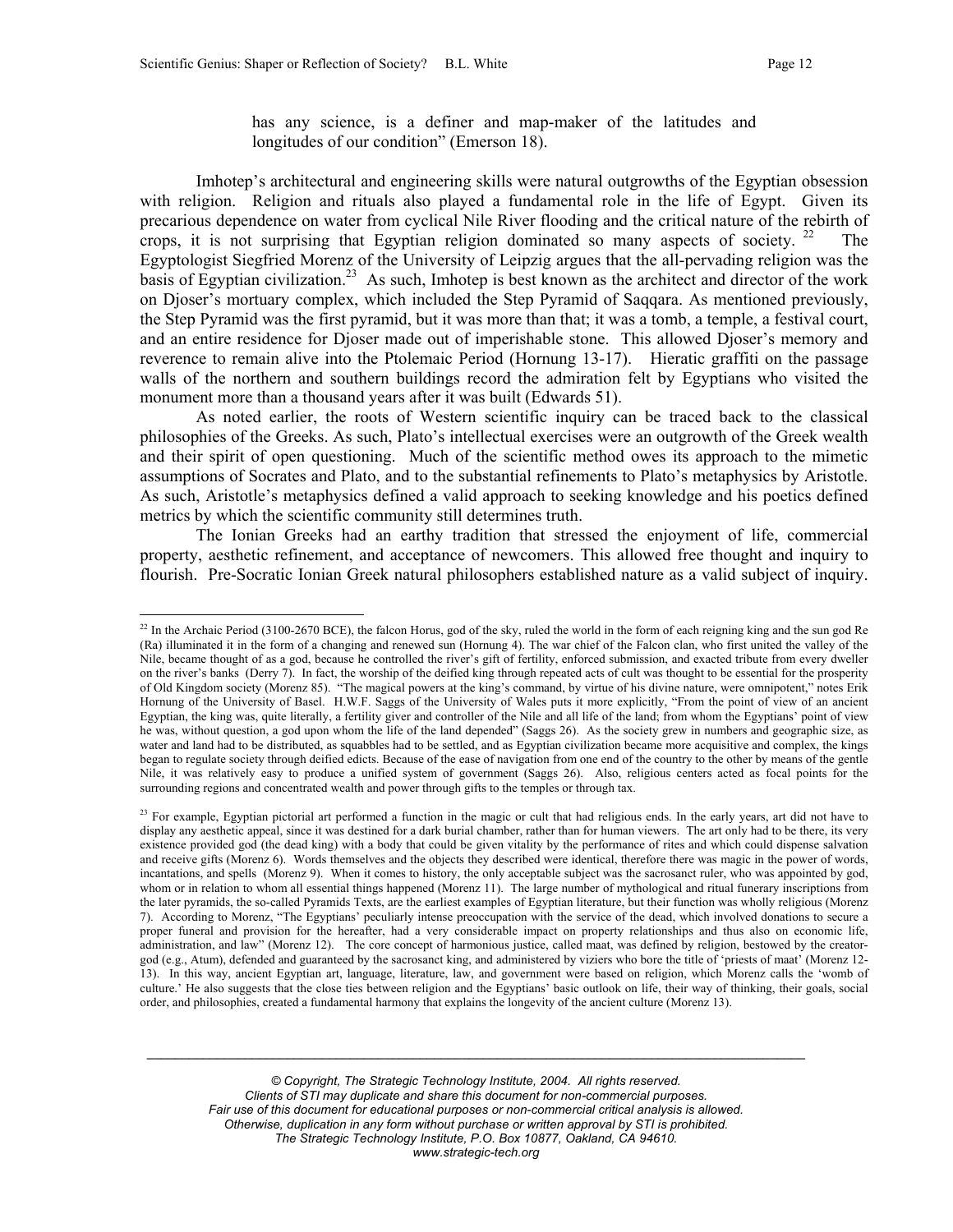has any science, is a definer and map-maker of the latitudes and longitudes of our condition" (Emerson 18).

Imhotep's architectural and engineering skills were natural outgrowths of the Egyptian obsession with religion. Religion and rituals also played a fundamental role in the life of Egypt. Given its precarious dependence on water from cyclical Nile River flooding and the critical nature of the rebirth of crops, it is not surprising that Egyptian religion dominated so many aspects of society.[22] The Egyptologist Siegfried Morenz of the University of Leipzig argues that the all-pervading religion was the basis of Egyptian civilization.[23] As such, Imhotep is best known as the architect and director of the work on Djoser's mortuary complex, which included the Step Pyramid of Saqqara. As mentioned previously, the Step Pyramid was the first pyramid, but it was more than that; it was a tomb, a temple, a festival court, and an entire residence for Djoser made out of imperishable stone. This allowed Djoser's memory and reverence to remain alive into the Ptolemaic Period (Hornung 13-17). Hieratic graffiti on the passage walls of the northern and southern buildings record the admiration felt by Egyptians who visited the monument more than a thousand years after it was built (Edwards 51).

As noted earlier, the roots of Western scientific inquiry can be traced back to the classical philosophies of the Greeks. As such, Plato's intellectual exercises were an outgrowth of the Greek wealth and their spirit of open questioning. Much of the scientific method owes its approach to the mimetic assumptions of Socrates and Plato, and to the substantial refinements to Plato's metaphysics by Aristotle. As such, Aristotle's metaphysics defined a valid approach to seeking knowledge and his poetics defined metrics by which the scientific community still determines truth.

The Ionian Greeks had an earthy tradition that stressed the enjoyment of life, commercial property, aesthetic refinement, and acceptance of newcomers. This allowed free thought and inquiry to flourish. Pre-Socratic Ionian Greek natural philosophers established nature as a valid subject of inquiry.

---

[22] In the Archaic Period (3100-2670 BCE), the falcon Horus, god of the sky, ruled the world in the form of each reigning king and the sun god Re (Ra) illuminated it in the form of a changing and renewed sun (Hornung 4). The war chief of the Falcon clan, who first united the valley of the Nile, became thought of as a god, because he controlled the river's gift of fertility, enforced submission, and exacted tribute from every dweller on the river's banks (Derry 7). In fact, the worship of the deified king through repeated acts of cult was thought to be essential for the prosperity of Old Kingdom society (Morenz 85). "The magical powers at the king's command, by virtue of his divine nature, were omnipotent," notes Erik Hornung of the University of Basel. H.W.F. Saggs of the University of Wales puts it more explicitly, "From the point of view of an ancient Egyptian, the king was, quite literally, a fertility giver and controller of the Nile and all life of the land; from whom the Egyptians' point of view he was, without question, a god upon whom the life of the land depended" (Saggs 26). As the society grew in numbers and geographic size, as water and land had to be distributed, as squabbles had to be settled, and as Egyptian civilization became more acquisitive and complex, the kings began to regulate society through deified edicts. Because of the ease of navigation from one end of the country to the other by means of the gentle Nile, it was relatively easy to produce a unified system of government (Saggs 26). Also, religious centers acted as focal points for the surrounding regions and concentrated wealth and power through gifts to the temples or through tax.

[23] For example, Egyptian pictorial art performed a function in the magic or cult that had religious ends. In the early years, art did not have to display any aesthetic appeal, since it was destined for a dark burial chamber, rather than for human viewers. The art only had to be there, its very existence provided god (the dead king) with a body that could be given vitality by the performance of rites and which could dispense salvation and receive gifts (Morenz 6). Words themselves and the objects they described were identical, therefore there was magic in the power of words, incantations, and spells (Morenz 9). When it comes to history, the only acceptable subject was the sacrosanct ruler, who was appointed by god, whom or in relation to whom all essential things happened (Morenz 11). The large number of mythological and ritual funerary inscriptions from the later pyramids, the so-called Pyramids Texts, are the earliest examples of Egyptian literature, but their function was wholly religious (Morenz 7). According to Morenz, "The Egyptians' peculiarly intense preoccupation with the service of the dead, which involved donations to secure a proper funeral and provision for the hereafter, had a very considerable impact on property relationships and thus also on economic life, administration, and law" (Morenz 12). The core concept of harmonious justice, called maat, was defined by religion, bestowed by the creator-god (e.g., Atum), defended and guaranteed by the sacrosanct king, and administered by viziers who bore the title of 'priests of maat' (Morenz 12-13). In this way, ancient Egyptian art, language, literature, law, and government were based on religion, which Morenz calls the 'womb of culture.' He also suggests that the close ties between religion and the Egyptians' basic outlook on life, their way of thinking, their goals, social order, and philosophies, created a fundamental harmony that explains the longevity of the ancient culture (Morenz 13).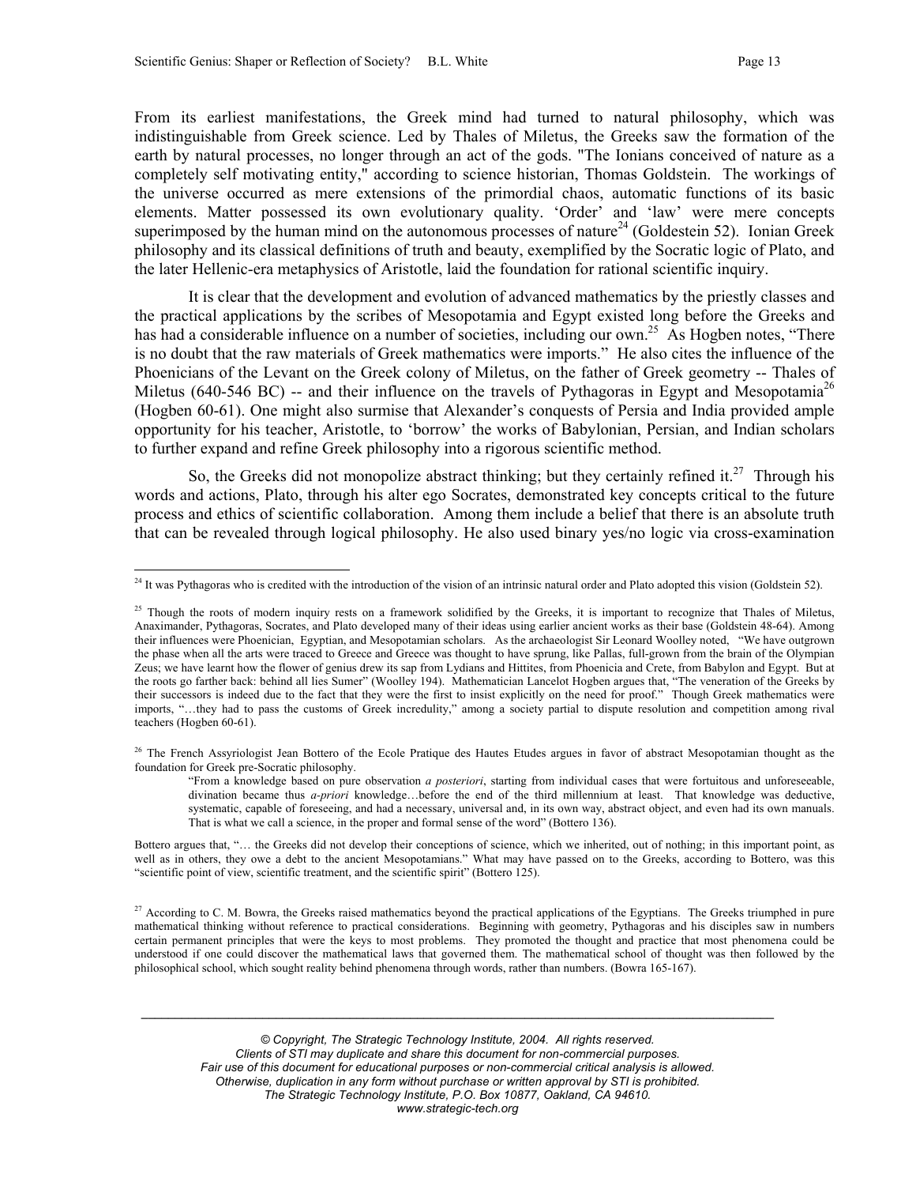From its earliest manifestations, the Greek mind had turned to natural philosophy, which was indistinguishable from Greek science. Led by Thales of Miletus, the Greeks saw the formation of the earth by natural processes, no longer through an act of the gods. "The Ionians conceived of nature as a completely self motivating entity," according to science historian, Thomas Goldstein. The workings of the universe occurred as mere extensions of the primordial chaos, automatic functions of its basic elements. Matter possessed its own evolutionary quality. 'Order' and 'law' were mere concepts superimposed by the human mind on the autonomous processes of nature[24] (Goldestein 52). Ionian Greek philosophy and its classical definitions of truth and beauty, exemplified by the Socratic logic of Plato, and the later Hellenic-era metaphysics of Aristotle, laid the foundation for rational scientific inquiry.

It is clear that the development and evolution of advanced mathematics by the priestly classes and the practical applications by the scribes of Mesopotamia and Egypt existed long before the Greeks and has had a considerable influence on a number of societies, including our own.[25] As Hogben notes, "There is no doubt that the raw materials of Greek mathematics were imports." He also cites the influence of the Phoenicians of the Levant on the Greek colony of Miletus, on the father of Greek geometry -- Thales of Miletus (640-546 BC) -- and their influence on the travels of Pythagoras in Egypt and Mesopotamia[26] (Hogben 60-61). One might also surmise that Alexander's conquests of Persia and India provided ample opportunity for his teacher, Aristotle, to 'borrow' the works of Babylonian, Persian, and Indian scholars to further expand and refine Greek philosophy into a rigorous scientific method.

So, the Greeks did not monopolize abstract thinking; but they certainly refined it.[27] Through his words and actions, Plato, through his alter ego Socrates, demonstrated key concepts critical to the future process and ethics of scientific collaboration. Among them include a belief that there is an absolute truth that can be revealed through logical philosophy. He also used binary yes/no logic via cross-examination

---

[24] It was Pythagoras who is credited with the introduction of the vision of an intrinsic natural order and Plato adopted this vision (Goldstein 52).

[25] Though the roots of modern inquiry rests on a framework solidified by the Greeks, it is important to recognize that Thales of Miletus, Anaximander, Pythagoras, Socrates, and Plato developed many of their ideas using earlier ancient works as their base (Goldstein 48-64). Among their influences were Phoenician, Egyptian, and Mesopotamian scholars. As the archaeologist Sir Leonard Woolley noted, "We have outgrown the phase when all the arts were traced to Greece and Greece was thought to have sprung, like Pallas, full-grown from the brain of the Olympian Zeus; we have learnt how the flower of genius drew its sap from Lydians and Hittites, from Phoenicia and Crete, from Babylon and Egypt. But at the roots go farther back: behind all lies Sumer" (Woolley 194). Mathematician Lancelot Hogben argues that, "The veneration of the Greeks by their successors is indeed due to the fact that they were the first to insist explicitly on the need for proof." Though Greek mathematics were imports, "…they had to pass the customs of Greek incredulity," among a society partial to dispute resolution and competition among rival teachers (Hogben 60-61).

[26] The French Assyriologist Jean Bottero of the Ecole Pratique des Hautes Etudes argues in favor of abstract Mesopotamian thought as the foundation for Greek pre-Socratic philosophy.

> "From a knowledge based on pure observation *a posteriori*, starting from individual cases that were fortuitous and unforeseeable, divination became thus *a-priori* knowledge…before the end of the third millennium at least. That knowledge was deductive, systematic, capable of foreseeing, and had a necessary, universal and, in its own way, abstract object, and even had its own manuals. That is what we call a science, in the proper and formal sense of the word" (Bottero 136).

Bottero argues that, "… the Greeks did not develop their conceptions of science, which we inherited, out of nothing; in this important point, as well as in others, they owe a debt to the ancient Mesopotamians." What may have passed on to the Greeks, according to Bottero, was this "scientific point of view, scientific treatment, and the scientific spirit" (Bottero 125).

[27] According to C. M. Bowra, the Greeks raised mathematics beyond the practical applications of the Egyptians. The Greeks triumphed in pure mathematical thinking without reference to practical considerations. Beginning with geometry, Pythagoras and his disciples saw in numbers certain permanent principles that were the keys to most problems. They promoted the thought and practice that most phenomena could be understood if one could discover the mathematical laws that governed them. The mathematical school of thought was then followed by the philosophical school, which sought reality behind phenomena through words, rather than numbers. (Bowra 165-167).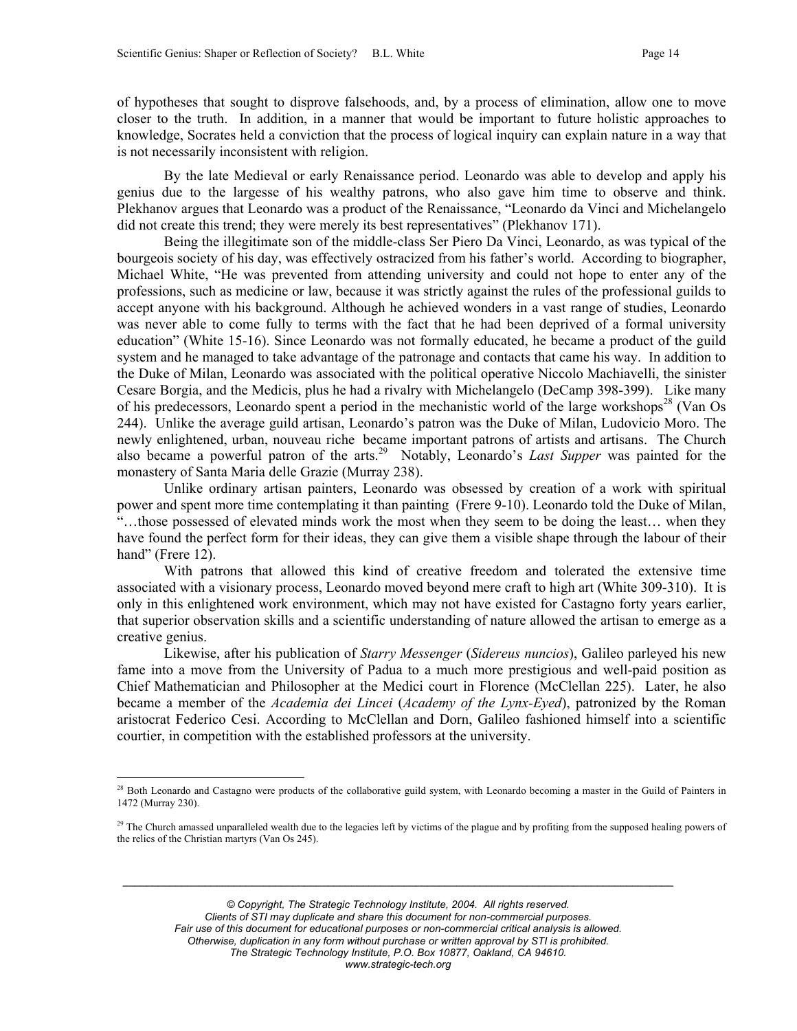of hypotheses that sought to disprove falsehoods, and, by a process of elimination, allow one to move closer to the truth. In addition, in a manner that would be important to future holistic approaches to knowledge, Socrates held a conviction that the process of logical inquiry can explain nature in a way that is not necessarily inconsistent with religion.

By the late Medieval or early Renaissance period. Leonardo was able to develop and apply his genius due to the largesse of his wealthy patrons, who also gave him time to observe and think. Plekhanov argues that Leonardo was a product of the Renaissance, "Leonardo da Vinci and Michelangelo did not create this trend; they were merely its best representatives" (Plekhanov 171).

Being the illegitimate son of the middle-class Ser Piero Da Vinci, Leonardo, as was typical of the bourgeois society of his day, was effectively ostracized from his father's world. According to biographer, Michael White, "He was prevented from attending university and could not hope to enter any of the professions, such as medicine or law, because it was strictly against the rules of the professional guilds to accept anyone with his background. Although he achieved wonders in a vast range of studies, Leonardo was never able to come fully to terms with the fact that he had been deprived of a formal university education" (White 15-16). Since Leonardo was not formally educated, he became a product of the guild system and he managed to take advantage of the patronage and contacts that came his way. In addition to the Duke of Milan, Leonardo was associated with the political operative Niccolo Machiavelli, the sinister Cesare Borgia, and the Medicis, plus he had a rivalry with Michelangelo (DeCamp 398-399). Like many of his predecessors, Leonardo spent a period in the mechanistic world of the large workshops[28] (Van Os 244). Unlike the average guild artisan, Leonardo's patron was the Duke of Milan, Ludovicio Moro. The newly enlightened, urban, nouveau riche became important patrons of artists and artisans. The Church also became a powerful patron of the arts.[29] Notably, Leonardo's *Last Supper* was painted for the monastery of Santa Maria delle Grazie (Murray 238).

Unlike ordinary artisan painters, Leonardo was obsessed by creation of a work with spiritual power and spent more time contemplating it than painting (Frere 9-10). Leonardo told the Duke of Milan, "…those possessed of elevated minds work the most when they seem to be doing the least… when they have found the perfect form for their ideas, they can give them a visible shape through the labour of their hand" (Frere 12).

With patrons that allowed this kind of creative freedom and tolerated the extensive time associated with a visionary process, Leonardo moved beyond mere craft to high art (White 309-310). It is only in this enlightened work environment, which may not have existed for Castagno forty years earlier, that superior observation skills and a scientific understanding of nature allowed the artisan to emerge as a creative genius.

Likewise, after his publication of *Starry Messenger* (*Sidereus nuncios*), Galileo parleyed his new fame into a move from the University of Padua to a much more prestigious and well-paid position as Chief Mathematician and Philosopher at the Medici court in Florence (McClellan 225). Later, he also became a member of the *Academia dei Lincei* (*Academy of the Lynx-Eyed*), patronized by the Roman aristocrat Federico Cesi. According to McClellan and Dorn, Galileo fashioned himself into a scientific courtier, in competition with the established professors at the university.

---

[28] Both Leonardo and Castagno were products of the collaborative guild system, with Leonardo becoming a master in the Guild of Painters in 1472 (Murray 230).

[29] The Church amassed unparalleled wealth due to the legacies left by victims of the plague and by profiting from the supposed healing powers of the relics of the Christian martyrs (Van Os 245).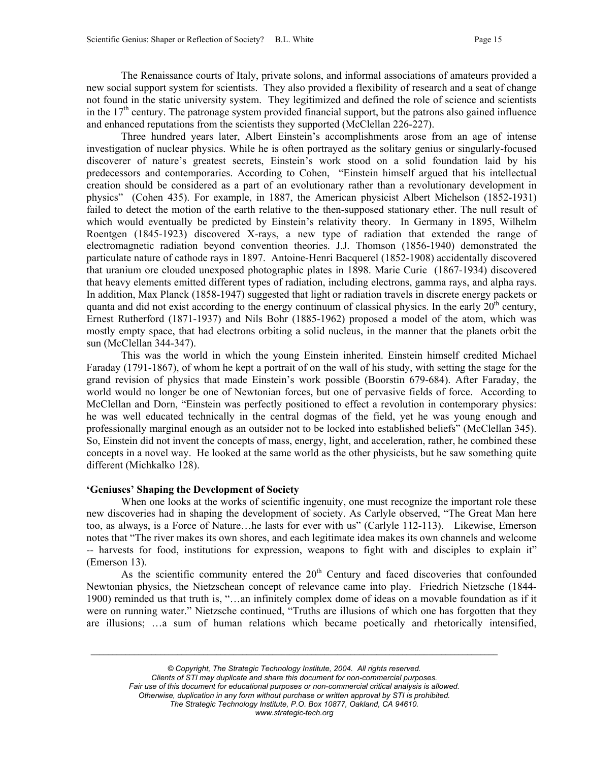The Renaissance courts of Italy, private solons, and informal associations of amateurs provided a new social support system for scientists. They also provided a flexibility of research and a seat of change not found in the static university system. They legitimized and defined the role of science and scientists in the 17th century. The patronage system provided financial support, but the patrons also gained influence and enhanced reputations from the scientists they supported (McClellan 226-227).

Three hundred years later, Albert Einstein's accomplishments arose from an age of intense investigation of nuclear physics. While he is often portrayed as the solitary genius or singularly-focused discoverer of nature's greatest secrets, Einstein's work stood on a solid foundation laid by his predecessors and contemporaries. According to Cohen, "Einstein himself argued that his intellectual creation should be considered as a part of an evolutionary rather than a revolutionary development in physics" (Cohen 435). For example, in 1887, the American physicist Albert Michelson (1852-1931) failed to detect the motion of the earth relative to the then-supposed stationary ether. The null result of which would eventually be predicted by Einstein's relativity theory. In Germany in 1895, Wilhelm Roentgen (1845-1923) discovered X-rays, a new type of radiation that extended the range of electromagnetic radiation beyond convention theories. J.J. Thomson (1856-1940) demonstrated the particulate nature of cathode rays in 1897. Antoine-Henri Bacquerel (1852-1908) accidentally discovered that uranium ore clouded unexposed photographic plates in 1898. Marie Curie (1867-1934) discovered that heavy elements emitted different types of radiation, including electrons, gamma rays, and alpha rays. In addition, Max Planck (1858-1947) suggested that light or radiation travels in discrete energy packets or quanta and did not exist according to the energy continuum of classical physics. In the early 20th century, Ernest Rutherford (1871-1937) and Nils Bohr (1885-1962) proposed a model of the atom, which was mostly empty space, that had electrons orbiting a solid nucleus, in the manner that the planets orbit the sun (McClellan 344-347).

This was the world in which the young Einstein inherited. Einstein himself credited Michael Faraday (1791-1867), of whom he kept a portrait of on the wall of his study, with setting the stage for the grand revision of physics that made Einstein's work possible (Boorstin 679-684). After Faraday, the world would no longer be one of Newtonian forces, but one of pervasive fields of force. According to McClellan and Dorn, "Einstein was perfectly positioned to effect a revolution in contemporary physics: he was well educated technically in the central dogmas of the field, yet he was young enough and professionally marginal enough as an outsider not to be locked into established beliefs" (McClellan 345). So, Einstein did not invent the concepts of mass, energy, light, and acceleration, rather, he combined these concepts in a novel way. He looked at the same world as the other physicists, but he saw something quite different (Michkalko 128).

**'Geniuses' Shaping the Development of Society**

When one looks at the works of scientific ingenuity, one must recognize the important role these new discoveries had in shaping the development of society. As Carlyle observed, "The Great Man here too, as always, is a Force of Nature…he lasts for ever with us" (Carlyle 112-113). Likewise, Emerson notes that "The river makes its own shores, and each legitimate idea makes its own channels and welcome -- harvests for food, institutions for expression, weapons to fight with and disciples to explain it" (Emerson 13).

As the scientific community entered the 20th Century and faced discoveries that confounded Newtonian physics, the Nietzschean concept of relevance came into play. Friedrich Nietzsche (1844-1900) reminded us that truth is, "…an infinitely complex dome of ideas on a movable foundation as if it were on running water." Nietzsche continued, "Truths are illusions of which one has forgotten that they are illusions; …a sum of human relations which became poetically and rhetorically intensified,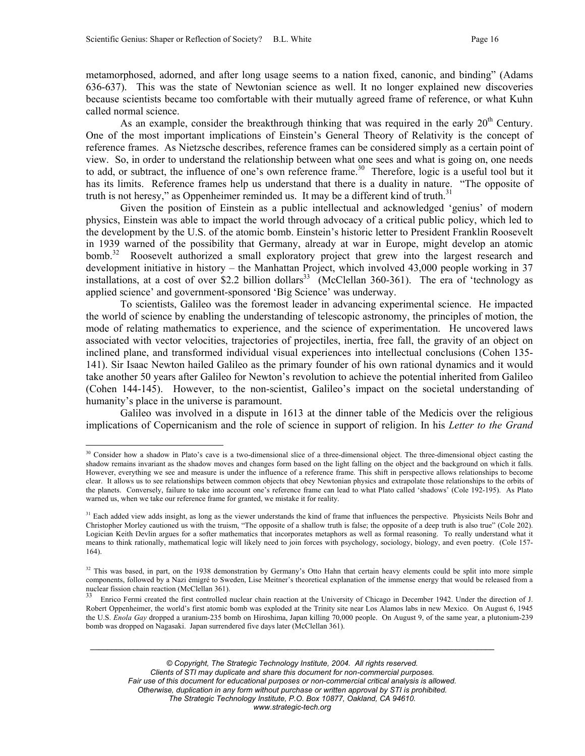metamorphosed, adorned, and after long usage seems to a nation fixed, canonic, and binding" (Adams 636-637). This was the state of Newtonian science as well. It no longer explained new discoveries because scientists became too comfortable with their mutually agreed frame of reference, or what Kuhn called normal science.

As an example, consider the breakthrough thinking that was required in the early 20th Century. One of the most important implications of Einstein's General Theory of Relativity is the concept of reference frames. As Nietzsche describes, reference frames can be considered simply as a certain point of view. So, in order to understand the relationship between what one sees and what is going on, one needs to add, or subtract, the influence of one's own reference frame.[30] Therefore, logic is a useful tool but it has its limits. Reference frames help us understand that there is a duality in nature. "The opposite of truth is not heresy," as Oppenheimer reminded us. It may be a different kind of truth.[31]

Given the position of Einstein as a public intellectual and acknowledged 'genius' of modern physics, Einstein was able to impact the world through advocacy of a critical public policy, which led to the development by the U.S. of the atomic bomb. Einstein's historic letter to President Franklin Roosevelt in 1939 warned of the possibility that Germany, already at war in Europe, might develop an atomic bomb.[32] Roosevelt authorized a small exploratory project that grew into the largest research and development initiative in history – the Manhattan Project, which involved 43,000 people working in 37 installations, at a cost of over $2.2 billion dollars[33] (McClellan 360-361). The era of 'technology as applied science' and government-sponsored 'Big Science' was underway.

To scientists, Galileo was the foremost leader in advancing experimental science. He impacted the world of science by enabling the understanding of telescopic astronomy, the principles of motion, the mode of relating mathematics to experience, and the science of experimentation. He uncovered laws associated with vector velocities, trajectories of projectiles, inertia, free fall, the gravity of an object on inclined plane, and transformed individual visual experiences into intellectual conclusions (Cohen 135-141). Sir Isaac Newton hailed Galileo as the primary founder of his own rational dynamics and it would take another 50 years after Galileo for Newton's revolution to achieve the potential inherited from Galileo (Cohen 144-145). However, to the non-scientist, Galileo's impact on the societal understanding of humanity's place in the universe is paramount.

Galileo was involved in a dispute in 1613 at the dinner table of the Medicis over the religious implications of Copernicanism and the role of science in support of religion. In his *Letter to the Grand*

---

[30] Consider how a shadow in Plato's cave is a two-dimensional slice of a three-dimensional object. The three-dimensional object casting the shadow remains invariant as the shadow moves and changes form based on the light falling on the object and the background on which it falls. However, everything we see and measure is under the influence of a reference frame. This shift in perspective allows relationships to become clear. It allows us to see relationships between common objects that obey Newtonian physics and extrapolate those relationships to the orbits of the planets. Conversely, failure to take into account one's reference frame can lead to what Plato called 'shadows' (Cole 192-195). As Plato warned us, when we take our reference frame for granted, we mistake it for reality.

[31] Each added view adds insight, as long as the viewer understands the kind of frame that influences the perspective. Physicists Neils Bohr and Christopher Morley cautioned us with the truism, "The opposite of a shallow truth is false; the opposite of a deep truth is also true" (Cole 202). Logician Keith Devlin argues for a softer mathematics that incorporates metaphors as well as formal reasoning. To really understand what it means to think rationally, mathematical logic will likely need to join forces with psychology, sociology, biology, and even poetry. (Cole 157-164).

[32] This was based, in part, on the 1938 demonstration by Germany's Otto Hahn that certain heavy elements could be split into more simple components, followed by a Nazi émigré to Sweden, Lise Meitner's theoretical explanation of the immense energy that would be released from a nuclear fission chain reaction (McClellan 361).

[33] Enrico Fermi created the first controlled nuclear chain reaction at the University of Chicago in December 1942. Under the direction of J. Robert Oppenheimer, the world's first atomic bomb was exploded at the Trinity site near Los Alamos labs in new Mexico. On August 6, 1945 the U.S. *Enola Gay* dropped a uranium-235 bomb on Hiroshima, Japan killing 70,000 people. On August 9, of the same year, a plutonium-239 bomb was dropped on Nagasaki. Japan surrendered five days later (McClellan 361).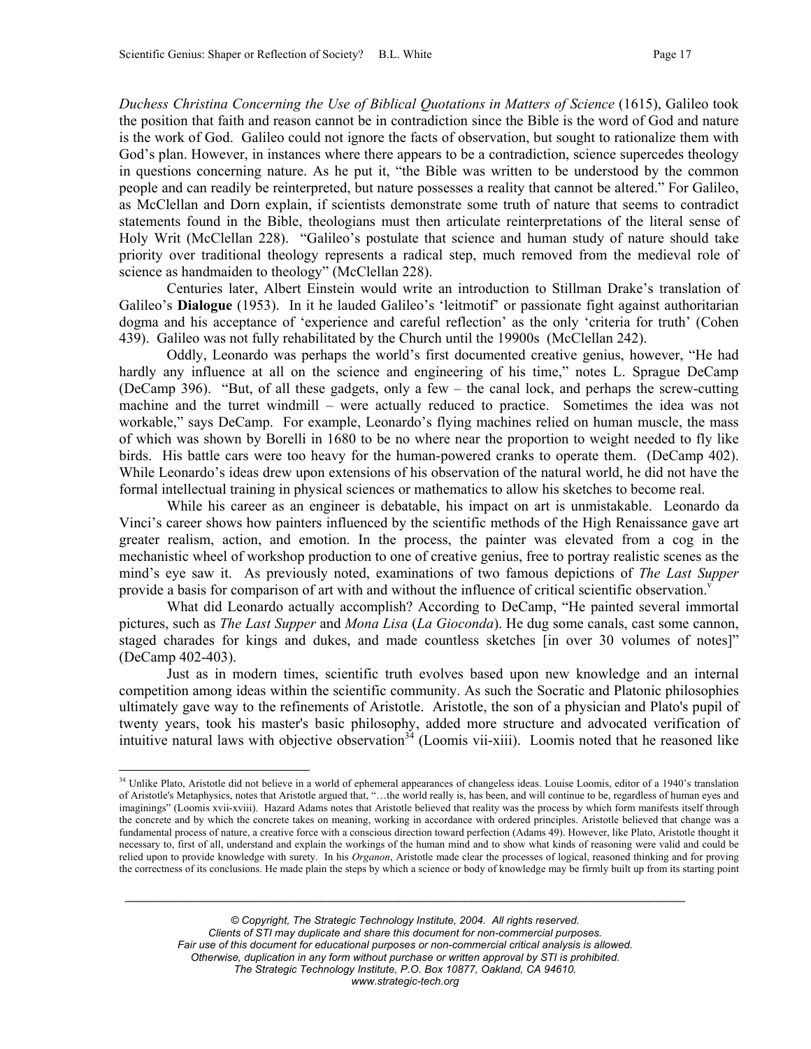*Duchess Christina Concerning the Use of Biblical Quotations in Matters of Science* (1615), Galileo took the position that faith and reason cannot be in contradiction since the Bible is the word of God and nature is the work of God. Galileo could not ignore the facts of observation, but sought to rationalize them with God's plan. However, in instances where there appears to be a contradiction, science supercedes theology in questions concerning nature. As he put it, "the Bible was written to be understood by the common people and can readily be reinterpreted, but nature possesses a reality that cannot be altered." For Galileo, as McClellan and Dorn explain, if scientists demonstrate some truth of nature that seems to contradict statements found in the Bible, theologians must then articulate reinterpretations of the literal sense of Holy Writ (McClellan 228). "Galileo's postulate that science and human study of nature should take priority over traditional theology represents a radical step, much removed from the medieval role of science as handmaiden to theology" (McClellan 228).

Centuries later, Albert Einstein would write an introduction to Stillman Drake's translation of Galileo's **Dialogue** (1953). In it he lauded Galileo's 'leitmotif' or passionate fight against authoritarian dogma and his acceptance of 'experience and careful reflection' as the only 'criteria for truth' (Cohen 439). Galileo was not fully rehabilitated by the Church until the 19900s (McClellan 242).

Oddly, Leonardo was perhaps the world's first documented creative genius, however, "He had hardly any influence at all on the science and engineering of his time," notes L. Sprague DeCamp (DeCamp 396). "But, of all these gadgets, only a few – the canal lock, and perhaps the screw-cutting machine and the turret windmill – were actually reduced to practice. Sometimes the idea was not workable," says DeCamp. For example, Leonardo's flying machines relied on human muscle, the mass of which was shown by Borelli in 1680 to be no where near the proportion to weight needed to fly like birds. His battle cars were too heavy for the human-powered cranks to operate them. (DeCamp 402). While Leonardo's ideas drew upon extensions of his observation of the natural world, he did not have the formal intellectual training in physical sciences or mathematics to allow his sketches to become real.

While his career as an engineer is debatable, his impact on art is unmistakable. Leonardo da Vinci's career shows how painters influenced by the scientific methods of the High Renaissance gave art greater realism, action, and emotion. In the process, the painter was elevated from a cog in the mechanistic wheel of workshop production to one of creative genius, free to portray realistic scenes as the mind's eye saw it. As previously noted, examinations of two famous depictions of *The Last Supper* provide a basis for comparison of art with and without the influence of critical scientific observation.[v]

What did Leonardo actually accomplish? According to DeCamp, "He painted several immortal pictures, such as *The Last Supper* and *Mona Lisa* (*La Gioconda*). He dug some canals, cast some cannon, staged charades for kings and dukes, and made countless sketches [in over 30 volumes of notes]" (DeCamp 402-403).

Just as in modern times, scientific truth evolves based upon new knowledge and an internal competition among ideas within the scientific community. As such the Socratic and Platonic philosophies ultimately gave way to the refinements of Aristotle. Aristotle, the son of a physician and Plato's pupil of twenty years, took his master's basic philosophy, added more structure and advocated verification of intuitive natural laws with objective observation[34] (Loomis vii-xiii). Loomis noted that he reasoned like

[34] Unlike Plato, Aristotle did not believe in a world of ephemeral appearances of changeless ideas. Louise Loomis, editor of a 1940's translation of Aristotle's Metaphysics, notes that Aristotle argued that, "…the world really is, has been, and will continue to be, regardless of human eyes and imaginings" (Loomis xvii-xviii). Hazard Adams notes that Aristotle believed that reality was the process by which form manifests itself through the concrete and by which the concrete takes on meaning, working in accordance with ordered principles. Aristotle believed that change was a fundamental process of nature, a creative force with a conscious direction toward perfection (Adams 49). However, like Plato, Aristotle thought it necessary to, first of all, understand and explain the workings of the human mind and to show what kinds of reasoning were valid and could be relied upon to provide knowledge with surety. In his *Organon*, Aristotle made clear the processes of logical, reasoned thinking and for proving the correctness of its conclusions. He made plain the steps by which a science or body of knowledge may be firmly built up from its starting point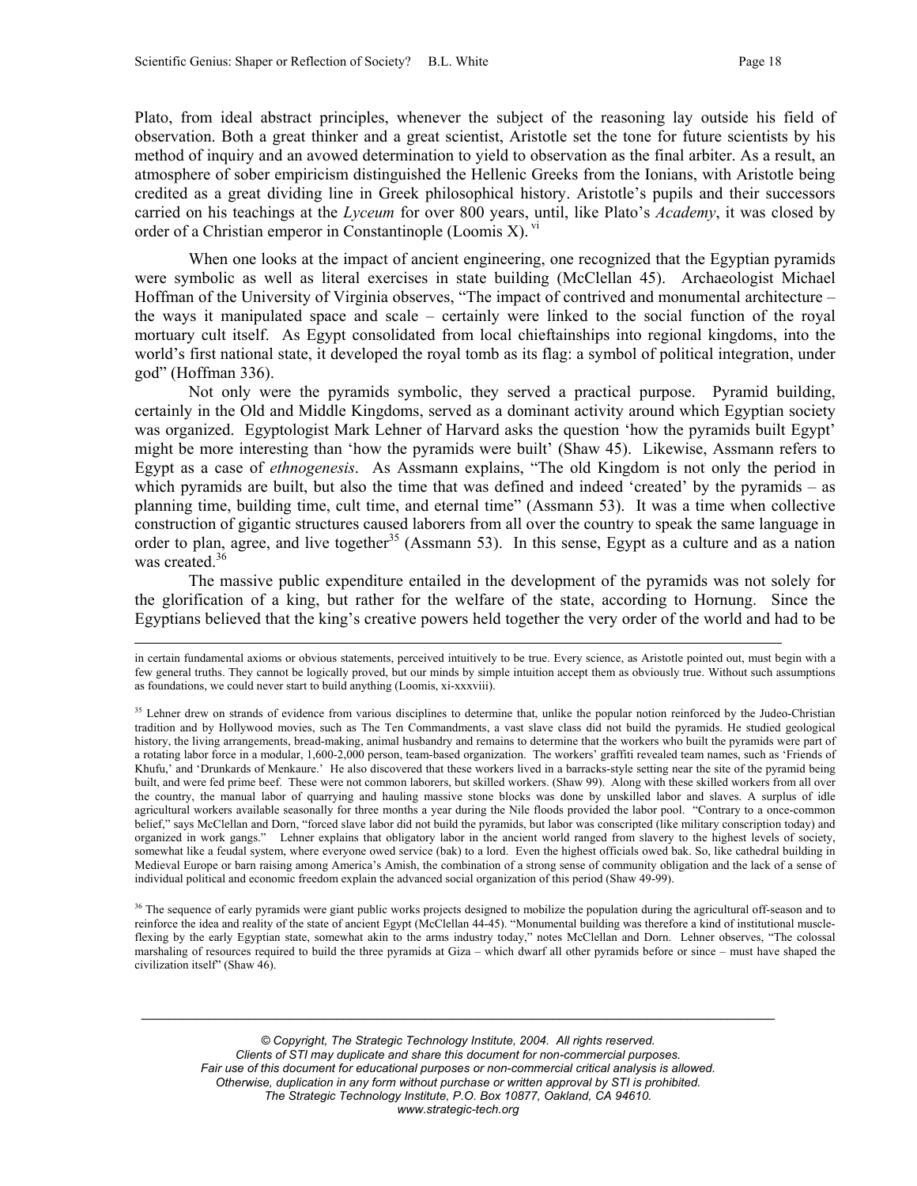Plato, from ideal abstract principles, whenever the subject of the reasoning lay outside his field of observation. Both a great thinker and a great scientist, Aristotle set the tone for future scientists by his method of inquiry and an avowed determination to yield to observation as the final arbiter. As a result, an atmosphere of sober empiricism distinguished the Hellenic Greeks from the Ionians, with Aristotle being credited as a great dividing line in Greek philosophical history. Aristotle's pupils and their successors carried on his teachings at the *Lyceum* for over 800 years, until, like Plato's *Academy*, it was closed by order of a Christian emperor in Constantinople (Loomis X).[vi]

When one looks at the impact of ancient engineering, one recognized that the Egyptian pyramids were symbolic as well as literal exercises in state building (McClellan 45). Archaeologist Michael Hoffman of the University of Virginia observes, "The impact of contrived and monumental architecture – the ways it manipulated space and scale – certainly were linked to the social function of the royal mortuary cult itself. As Egypt consolidated from local chieftainships into regional kingdoms, into the world's first national state, it developed the royal tomb as its flag: a symbol of political integration, under god" (Hoffman 336).

Not only were the pyramids symbolic, they served a practical purpose. Pyramid building, certainly in the Old and Middle Kingdoms, served as a dominant activity around which Egyptian society was organized. Egyptologist Mark Lehner of Harvard asks the question 'how the pyramids built Egypt' might be more interesting than 'how the pyramids were built' (Shaw 45). Likewise, Assmann refers to Egypt as a case of *ethnogenesis*. As Assmann explains, "The old Kingdom is not only the period in which pyramids are built, but also the time that was defined and indeed 'created' by the pyramids – as planning time, building time, cult time, and eternal time" (Assmann 53). It was a time when collective construction of gigantic structures caused laborers from all over the country to speak the same language in order to plan, agree, and live together[35] (Assmann 53). In this sense, Egypt as a culture and as a nation was created.[36]

The massive public expenditure entailed in the development of the pyramids was not solely for the glorification of a king, but rather for the welfare of the state, according to Hornung. Since the Egyptians believed that the king's creative powers held together the very order of the world and had to be

---

in certain fundamental axioms or obvious statements, perceived intuitively to be true. Every science, as Aristotle pointed out, must begin with a few general truths. They cannot be logically proved, but our minds by simple intuition accept them as obviously true. Without such assumptions as foundations, we could never start to build anything (Loomis, xi-xxxviii).

[35] Lehner drew on strands of evidence from various disciplines to determine that, unlike the popular notion reinforced by the Judeo-Christian tradition and by Hollywood movies, such as The Ten Commandments, a vast slave class did not build the pyramids. He studied geological history, the living arrangements, bread-making, animal husbandry and remains to determine that the workers who built the pyramids were part of a rotating labor force in a modular, 1,600-2,000 person, team-based organization. The workers' graffiti revealed team names, such as 'Friends of Khufu,' and 'Drunkards of Menkaure.' He also discovered that these workers lived in a barracks-style setting near the site of the pyramid being built, and were fed prime beef. These were not common laborers, but skilled workers. (Shaw 99). Along with these skilled workers from all over the country, the manual labor of quarrying and hauling massive stone blocks was done by unskilled labor and slaves. A surplus of idle agricultural workers available seasonally for three months a year during the Nile floods provided the labor pool. "Contrary to a once-common belief," says McClellan and Dorn, "forced slave labor did not build the pyramids, but labor was conscripted (like military conscription today) and organized in work gangs." Lehner explains that obligatory labor in the ancient world ranged from slavery to the highest levels of society, somewhat like a feudal system, where everyone owed service (bak) to a lord. Even the highest officials owed bak. So, like cathedral building in Medieval Europe or barn raising among America's Amish, the combination of a strong sense of community obligation and the lack of a sense of individual political and economic freedom explain the advanced social organization of this period (Shaw 49-99).

[36] The sequence of early pyramids were giant public works projects designed to mobilize the population during the agricultural off-season and to reinforce the idea and reality of the state of ancient Egypt (McClellan 44-45). "Monumental building was therefore a kind of institutional muscle-flexing by the early Egyptian state, somewhat akin to the arms industry today," notes McClellan and Dorn. Lehner observes, "The colossal marshaling of resources required to build the three pyramids at Giza – which dwarf all other pyramids before or since – must have shaped the civilization itself" (Shaw 46).

*© Copyright, The Strategic Technology Institute, 2004. All rights reserved.*
*Clients of STI may duplicate and share this document for non-commercial purposes.*
*Fair use of this document for educational purposes or non-commercial critical analysis is allowed.*
*Otherwise, duplication in any form without purchase or written approval by STI is prohibited.*
*The Strategic Technology Institute, P.O. Box 10877, Oakland, CA 94610.*
*www.strategic-tech.org*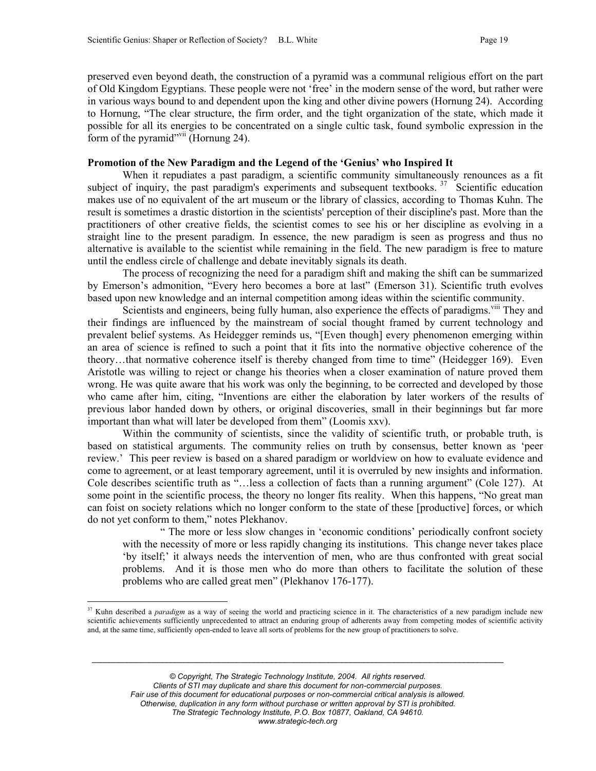preserved even beyond death, the construction of a pyramid was a communal religious effort on the part of Old Kingdom Egyptians. These people were not 'free' in the modern sense of the word, but rather were in various ways bound to and dependent upon the king and other divine powers (Hornung 24). According to Hornung, "The clear structure, the firm order, and the tight organization of the state, which made it possible for all its energies to be concentrated on a single cultic task, found symbolic expression in the form of the pyramid"[vii] (Hornung 24).

**Promotion of the New Paradigm and the Legend of the 'Genius' who Inspired It**

When it repudiates a past paradigm, a scientific community simultaneously renounces as a fit subject of inquiry, the past paradigm's experiments and subsequent textbooks.[37] Scientific education makes use of no equivalent of the art museum or the library of classics, according to Thomas Kuhn. The result is sometimes a drastic distortion in the scientists' perception of their discipline's past. More than the practitioners of other creative fields, the scientist comes to see his or her discipline as evolving in a straight line to the present paradigm. In essence, the new paradigm is seen as progress and thus no alternative is available to the scientist while remaining in the field. The new paradigm is free to mature until the endless circle of challenge and debate inevitably signals its death.

The process of recognizing the need for a paradigm shift and making the shift can be summarized by Emerson's admonition, "Every hero becomes a bore at last" (Emerson 31). Scientific truth evolves based upon new knowledge and an internal competition among ideas within the scientific community.

Scientists and engineers, being fully human, also experience the effects of paradigms.[viii] They and their findings are influenced by the mainstream of social thought framed by current technology and prevalent belief systems. As Heidegger reminds us, "[Even though] every phenomenon emerging within an area of science is refined to such a point that it fits into the normative objective coherence of the theory…that normative coherence itself is thereby changed from time to time" (Heidegger 169). Even Aristotle was willing to reject or change his theories when a closer examination of nature proved them wrong. He was quite aware that his work was only the beginning, to be corrected and developed by those who came after him, citing, "Inventions are either the elaboration by later workers of the results of previous labor handed down by others, or original discoveries, small in their beginnings but far more important than what will later be developed from them" (Loomis xxv).

Within the community of scientists, since the validity of scientific truth, or probable truth, is based on statistical arguments. The community relies on truth by consensus, better known as 'peer review.' This peer review is based on a shared paradigm or worldview on how to evaluate evidence and come to agreement, or at least temporary agreement, until it is overruled by new insights and information. Cole describes scientific truth as "…less a collection of facts than a running argument" (Cole 127). At some point in the scientific process, the theory no longer fits reality. When this happens, "No great man can foist on society relations which no longer conform to the state of these [productive] forces, or which do not yet conform to them," notes Plekhanov.

> " The more or less slow changes in 'economic conditions' periodically confront society with the necessity of more or less rapidly changing its institutions. This change never takes place 'by itself;' it always needs the intervention of men, who are thus confronted with great social problems. And it is those men who do more than others to facilitate the solution of these problems who are called great men" (Plekhanov 176-177).

[37] Kuhn described a *paradigm* as a way of seeing the world and practicing science in it. The characteristics of a new paradigm include new scientific achievements sufficiently unprecedented to attract an enduring group of adherents away from competing modes of scientific activity and, at the same time, sufficiently open-ended to leave all sorts of problems for the new group of practitioners to solve.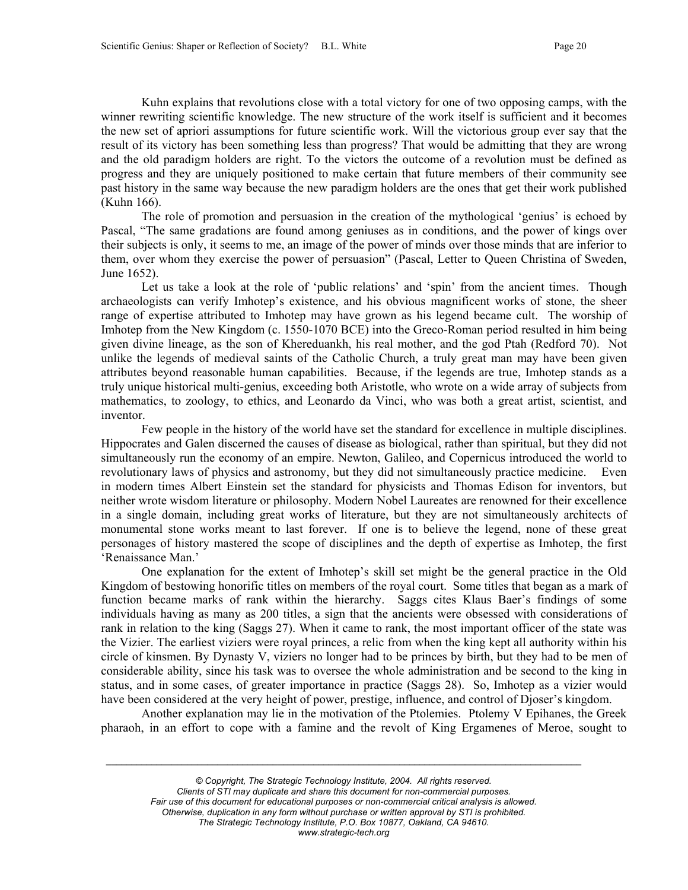Kuhn explains that revolutions close with a total victory for one of two opposing camps, with the winner rewriting scientific knowledge. The new structure of the work itself is sufficient and it becomes the new set of apriori assumptions for future scientific work. Will the victorious group ever say that the result of its victory has been something less than progress? That would be admitting that they are wrong and the old paradigm holders are right. To the victors the outcome of a revolution must be defined as progress and they are uniquely positioned to make certain that future members of their community see past history in the same way because the new paradigm holders are the ones that get their work published (Kuhn 166).

The role of promotion and persuasion in the creation of the mythological 'genius' is echoed by Pascal, "The same gradations are found among geniuses as in conditions, and the power of kings over their subjects is only, it seems to me, an image of the power of minds over those minds that are inferior to them, over whom they exercise the power of persuasion" (Pascal, Letter to Queen Christina of Sweden, June 1652).

Let us take a look at the role of 'public relations' and 'spin' from the ancient times. Though archaeologists can verify Imhotep's existence, and his obvious magnificent works of stone, the sheer range of expertise attributed to Imhotep may have grown as his legend became cult. The worship of Imhotep from the New Kingdom (c. 1550-1070 BCE) into the Greco-Roman period resulted in him being given divine lineage, as the son of Khereduankh, his real mother, and the god Ptah (Redford 70). Not unlike the legends of medieval saints of the Catholic Church, a truly great man may have been given attributes beyond reasonable human capabilities. Because, if the legends are true, Imhotep stands as a truly unique historical multi-genius, exceeding both Aristotle, who wrote on a wide array of subjects from mathematics, to zoology, to ethics, and Leonardo da Vinci, who was both a great artist, scientist, and inventor.

Few people in the history of the world have set the standard for excellence in multiple disciplines. Hippocrates and Galen discerned the causes of disease as biological, rather than spiritual, but they did not simultaneously run the economy of an empire. Newton, Galileo, and Copernicus introduced the world to revolutionary laws of physics and astronomy, but they did not simultaneously practice medicine. Even in modern times Albert Einstein set the standard for physicists and Thomas Edison for inventors, but neither wrote wisdom literature or philosophy. Modern Nobel Laureates are renowned for their excellence in a single domain, including great works of literature, but they are not simultaneously architects of monumental stone works meant to last forever. If one is to believe the legend, none of these great personages of history mastered the scope of disciplines and the depth of expertise as Imhotep, the first 'Renaissance Man.'

One explanation for the extent of Imhotep's skill set might be the general practice in the Old Kingdom of bestowing honorific titles on members of the royal court. Some titles that began as a mark of function became marks of rank within the hierarchy. Saggs cites Klaus Baer's findings of some individuals having as many as 200 titles, a sign that the ancients were obsessed with considerations of rank in relation to the king (Saggs 27). When it came to rank, the most important officer of the state was the Vizier. The earliest viziers were royal princes, a relic from when the king kept all authority within his circle of kinsmen. By Dynasty V, viziers no longer had to be princes by birth, but they had to be men of considerable ability, since his task was to oversee the whole administration and be second to the king in status, and in some cases, of greater importance in practice (Saggs 28). So, Imhotep as a vizier would have been considered at the very height of power, prestige, influence, and control of Djoser's kingdom.

Another explanation may lie in the motivation of the Ptolemies. Ptolemy V Epihanes, the Greek pharaoh, in an effort to cope with a famine and the revolt of King Ergamenes of Meroe, sought to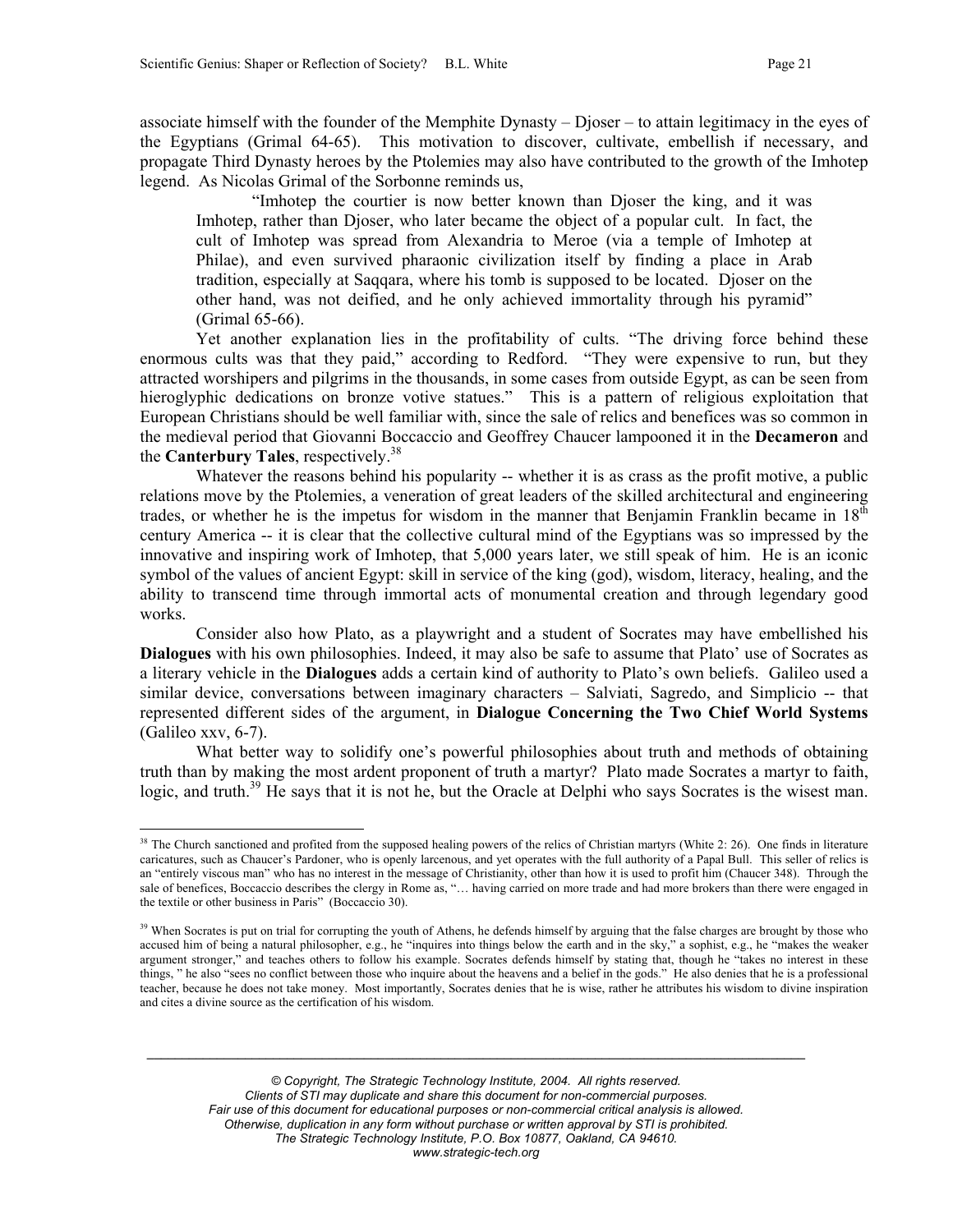associate himself with the founder of the Memphite Dynasty – Djoser – to attain legitimacy in the eyes of the Egyptians (Grimal 64-65). This motivation to discover, cultivate, embellish if necessary, and propagate Third Dynasty heroes by the Ptolemies may also have contributed to the growth of the Imhotep legend. As Nicolas Grimal of the Sorbonne reminds us,

> "Imhotep the courtier is now better known than Djoser the king, and it was Imhotep, rather than Djoser, who later became the object of a popular cult. In fact, the cult of Imhotep was spread from Alexandria to Meroe (via a temple of Imhotep at Philae), and even survived pharaonic civilization itself by finding a place in Arab tradition, especially at Saqqara, where his tomb is supposed to be located. Djoser on the other hand, was not deified, and he only achieved immortality through his pyramid" (Grimal 65-66).

Yet another explanation lies in the profitability of cults. "The driving force behind these enormous cults was that they paid," according to Redford. "They were expensive to run, but they attracted worshipers and pilgrims in the thousands, in some cases from outside Egypt, as can be seen from hieroglyphic dedications on bronze votive statues." This is a pattern of religious exploitation that European Christians should be well familiar with, since the sale of relics and benefices was so common in the medieval period that Giovanni Boccaccio and Geoffrey Chaucer lampooned it in the **Decameron** and the **Canterbury Tales**, respectively.[38]

Whatever the reasons behind his popularity -- whether it is as crass as the profit motive, a public relations move by the Ptolemies, a veneration of great leaders of the skilled architectural and engineering trades, or whether he is the impetus for wisdom in the manner that Benjamin Franklin became in 18th century America -- it is clear that the collective cultural mind of the Egyptians was so impressed by the innovative and inspiring work of Imhotep, that 5,000 years later, we still speak of him. He is an iconic symbol of the values of ancient Egypt: skill in service of the king (god), wisdom, literacy, healing, and the ability to transcend time through immortal acts of monumental creation and through legendary good works.

Consider also how Plato, as a playwright and a student of Socrates may have embellished his **Dialogues** with his own philosophies. Indeed, it may also be safe to assume that Plato' use of Socrates as a literary vehicle in the **Dialogues** adds a certain kind of authority to Plato's own beliefs. Galileo used a similar device, conversations between imaginary characters – Salviati, Sagredo, and Simplicio -- that represented different sides of the argument, in **Dialogue Concerning the Two Chief World Systems** (Galileo xxv, 6-7).

What better way to solidify one's powerful philosophies about truth and methods of obtaining truth than by making the most ardent proponent of truth a martyr? Plato made Socrates a martyr to faith, logic, and truth.[39] He says that it is not he, but the Oracle at Delphi who says Socrates is the wisest man.

---

[38] The Church sanctioned and profited from the supposed healing powers of the relics of Christian martyrs (White 2: 26). One finds in literature caricatures, such as Chaucer's Pardoner, who is openly larcenous, and yet operates with the full authority of a Papal Bull. This seller of relics is an "entirely viscous man" who has no interest in the message of Christianity, other than how it is used to profit him (Chaucer 348). Through the sale of benefices, Boccaccio describes the clergy in Rome as, "… having carried on more trade and had more brokers than there were engaged in the textile or other business in Paris" (Boccaccio 30).

[39] When Socrates is put on trial for corrupting the youth of Athens, he defends himself by arguing that the false charges are brought by those who accused him of being a natural philosopher, e.g., he "inquires into things below the earth and in the sky," a sophist, e.g., he "makes the weaker argument stronger," and teaches others to follow his example. Socrates defends himself by stating that, though he "takes no interest in these things, " he also "sees no conflict between those who inquire about the heavens and a belief in the gods." He also denies that he is a professional teacher, because he does not take money. Most importantly, Socrates denies that he is wise, rather he attributes his wisdom to divine inspiration and cites a divine source as the certification of his wisdom.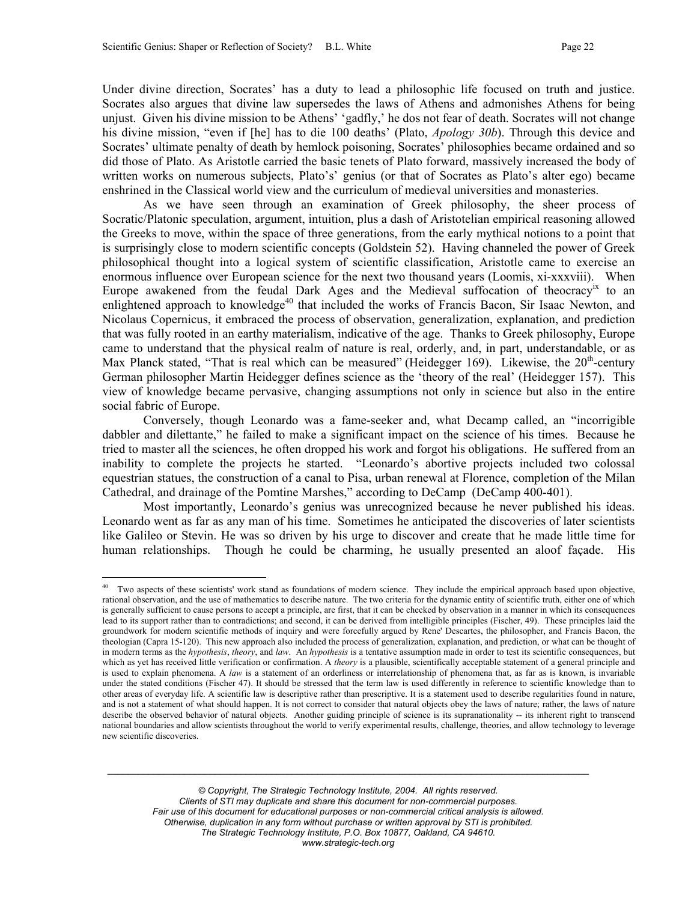Under divine direction, Socrates' has a duty to lead a philosophic life focused on truth and justice. Socrates also argues that divine law supersedes the laws of Athens and admonishes Athens for being unjust. Given his divine mission to be Athens' 'gadfly,' he dos not fear of death. Socrates will not change his divine mission, "even if [he] has to die 100 deaths' (Plato, *Apology 30b*). Through this device and Socrates' ultimate penalty of death by hemlock poisoning, Socrates' philosophies became ordained and so did those of Plato. As Aristotle carried the basic tenets of Plato forward, massively increased the body of written works on numerous subjects, Plato's' genius (or that of Socrates as Plato's alter ego) became enshrined in the Classical world view and the curriculum of medieval universities and monasteries.

As we have seen through an examination of Greek philosophy, the sheer process of Socratic/Platonic speculation, argument, intuition, plus a dash of Aristotelian empirical reasoning allowed the Greeks to move, within the space of three generations, from the early mythical notions to a point that is surprisingly close to modern scientific concepts (Goldstein 52). Having channeled the power of Greek philosophical thought into a logical system of scientific classification, Aristotle came to exercise an enormous influence over European science for the next two thousand years (Loomis, xi-xxxviii). When Europe awakened from the feudal Dark Ages and the Medieval suffocation of theocracy[ix] to an enlightened approach to knowledge[40] that included the works of Francis Bacon, Sir Isaac Newton, and Nicolaus Copernicus, it embraced the process of observation, generalization, explanation, and prediction that was fully rooted in an earthy materialism, indicative of the age. Thanks to Greek philosophy, Europe came to understand that the physical realm of nature is real, orderly, and, in part, understandable, or as Max Planck stated, "That is real which can be measured" (Heidegger 169). Likewise, the 20[th]-century German philosopher Martin Heidegger defines science as the 'theory of the real' (Heidegger 157). This view of knowledge became pervasive, changing assumptions not only in science but also in the entire social fabric of Europe.

Conversely, though Leonardo was a fame-seeker and, what Decamp called, an "incorrigible dabbler and dilettante," he failed to make a significant impact on the science of his times. Because he tried to master all the sciences, he often dropped his work and forgot his obligations. He suffered from an inability to complete the projects he started. "Leonardo's abortive projects included two colossal equestrian statues, the construction of a canal to Pisa, urban renewal at Florence, completion of the Milan Cathedral, and drainage of the Pomtine Marshes," according to DeCamp (DeCamp 400-401).

Most importantly, Leonardo's genius was unrecognized because he never published his ideas. Leonardo went as far as any man of his time. Sometimes he anticipated the discoveries of later scientists like Galileo or Stevin. He was so driven by his urge to discover and create that he made little time for human relationships. Though he could be charming, he usually presented an aloof façade. His

---

[40] Two aspects of these scientists' work stand as foundations of modern science. They include the empirical approach based upon objective, rational observation, and the use of mathematics to describe nature. The two criteria for the dynamic entity of scientific truth, either one of which is generally sufficient to cause persons to accept a principle, are first, that it can be checked by observation in a manner in which its consequences lead to its support rather than to contradictions; and second, it can be derived from intelligible principles (Fischer, 49). These principles laid the groundwork for modern scientific methods of inquiry and were forcefully argued by Rene' Descartes, the philosopher, and Francis Bacon, the theologian (Capra 15-120). This new approach also included the process of generalization, explanation, and prediction, or what can be thought of in modern terms as the *hypothesis*, *theory*, and *law*. An *hypothesis* is a tentative assumption made in order to test its scientific consequences, but which as yet has received little verification or confirmation. A *theory* is a plausible, scientifically acceptable statement of a general principle and is used to explain phenomena. A *law* is a statement of an orderliness or interrelationship of phenomena that, as far as is known, is invariable under the stated conditions (Fischer 47). It should be stressed that the term law is used differently in reference to scientific knowledge than to other areas of everyday life. A scientific law is descriptive rather than prescriptive. It is a statement used to describe regularities found in nature, and is not a statement of what should happen. It is not correct to consider that natural objects obey the laws of nature; rather, the laws of nature describe the observed behavior of natural objects. Another guiding principle of science is its supranationality -- its inherent right to transcend national boundaries and allow scientists throughout the world to verify experimental results, challenge, theories, and allow technology to leverage new scientific discoveries.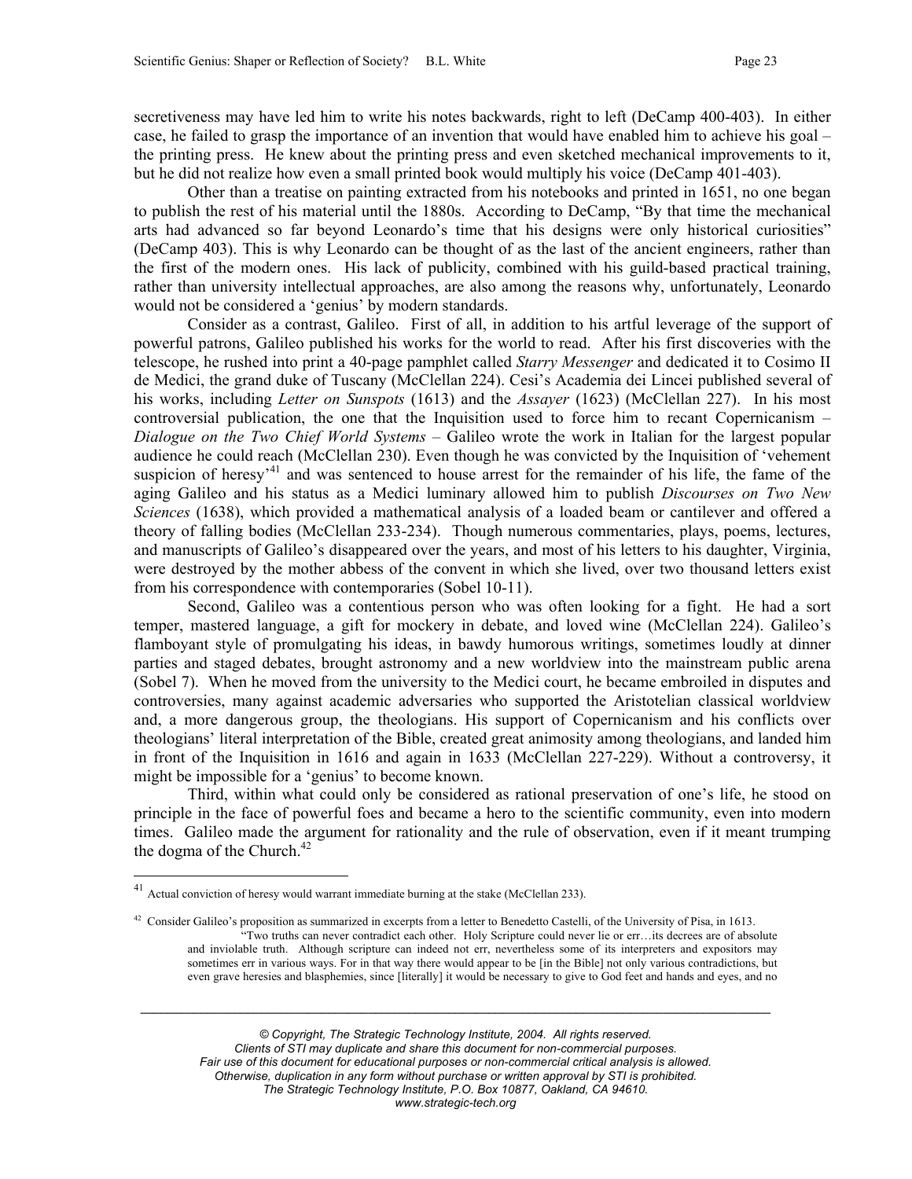secretiveness may have led him to write his notes backwards, right to left (DeCamp 400-403). In either case, he failed to grasp the importance of an invention that would have enabled him to achieve his goal – the printing press. He knew about the printing press and even sketched mechanical improvements to it, but he did not realize how even a small printed book would multiply his voice (DeCamp 401-403).

Other than a treatise on painting extracted from his notebooks and printed in 1651, no one began to publish the rest of his material until the 1880s. According to DeCamp, "By that time the mechanical arts had advanced so far beyond Leonardo's time that his designs were only historical curiosities" (DeCamp 403). This is why Leonardo can be thought of as the last of the ancient engineers, rather than the first of the modern ones. His lack of publicity, combined with his guild-based practical training, rather than university intellectual approaches, are also among the reasons why, unfortunately, Leonardo would not be considered a 'genius' by modern standards.

Consider as a contrast, Galileo. First of all, in addition to his artful leverage of the support of powerful patrons, Galileo published his works for the world to read. After his first discoveries with the telescope, he rushed into print a 40-page pamphlet called *Starry Messenger* and dedicated it to Cosimo II de Medici, the grand duke of Tuscany (McClellan 224). Cesi's Academia dei Lincei published several of his works, including *Letter on Sunspots* (1613) and the *Assayer* (1623) (McClellan 227). In his most controversial publication, the one that the Inquisition used to force him to recant Copernicanism – *Dialogue on the Two Chief World Systems* – Galileo wrote the work in Italian for the largest popular audience he could reach (McClellan 230). Even though he was convicted by the Inquisition of 'vehement suspicion of heresy'[41] and was sentenced to house arrest for the remainder of his life, the fame of the aging Galileo and his status as a Medici luminary allowed him to publish *Discourses on Two New Sciences* (1638), which provided a mathematical analysis of a loaded beam or cantilever and offered a theory of falling bodies (McClellan 233-234). Though numerous commentaries, plays, poems, lectures, and manuscripts of Galileo's disappeared over the years, and most of his letters to his daughter, Virginia, were destroyed by the mother abbess of the convent in which she lived, over two thousand letters exist from his correspondence with contemporaries (Sobel 10-11).

Second, Galileo was a contentious person who was often looking for a fight. He had a sort temper, mastered language, a gift for mockery in debate, and loved wine (McClellan 224). Galileo's flamboyant style of promulgating his ideas, in bawdy humorous writings, sometimes loudly at dinner parties and staged debates, brought astronomy and a new worldview into the mainstream public arena (Sobel 7). When he moved from the university to the Medici court, he became embroiled in disputes and controversies, many against academic adversaries who supported the Aristotelian classical worldview and, a more dangerous group, the theologians. His support of Copernicanism and his conflicts over theologians' literal interpretation of the Bible, created great animosity among theologians, and landed him in front of the Inquisition in 1616 and again in 1633 (McClellan 227-229). Without a controversy, it might be impossible for a 'genius' to become known.

Third, within what could only be considered as rational preservation of one's life, he stood on principle in the face of powerful foes and became a hero to the scientific community, even into modern times. Galileo made the argument for rationality and the rule of observation, even if it meant trumping the dogma of the Church.[42]

---

[41] Actual conviction of heresy would warrant immediate burning at the stake (McClellan 233).

[42] Consider Galileo's proposition as summarized in excerpts from a letter to Benedetto Castelli, of the University of Pisa, in 1613.

> "Two truths can never contradict each other. Holy Scripture could never lie or err…its decrees are of absolute and inviolable truth. Although scripture can indeed not err, nevertheless some of its interpreters and expositors may sometimes err in various ways. For in that way there would appear to be [in the Bible] not only various contradictions, but even grave heresies and blasphemies, since [literally] it would be necessary to give to God feet and hands and eyes, and no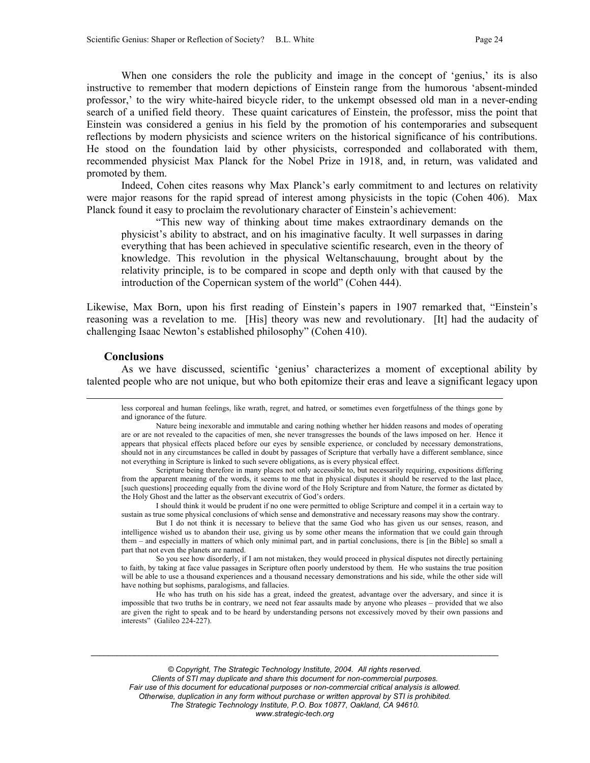When one considers the role the publicity and image in the concept of 'genius,' its is also instructive to remember that modern depictions of Einstein range from the humorous 'absent-minded professor,' to the wiry white-haired bicycle rider, to the unkempt obsessed old man in a never-ending search of a unified field theory. These quaint caricatures of Einstein, the professor, miss the point that Einstein was considered a genius in his field by the promotion of his contemporaries and subsequent reflections by modern physicists and science writers on the historical significance of his contributions. He stood on the foundation laid by other physicists, corresponded and collaborated with them, recommended physicist Max Planck for the Nobel Prize in 1918, and, in return, was validated and promoted by them.

Indeed, Cohen cites reasons why Max Planck's early commitment to and lectures on relativity were major reasons for the rapid spread of interest among physicists in the topic (Cohen 406). Max Planck found it easy to proclaim the revolutionary character of Einstein's achievement:

> "This new way of thinking about time makes extraordinary demands on the physicist's ability to abstract, and on his imaginative faculty. It well surpasses in daring everything that has been achieved in speculative scientific research, even in the theory of knowledge. This revolution in the physical Weltanschauung, brought about by the relativity principle, is to be compared in scope and depth only with that caused by the introduction of the Copernican system of the world" (Cohen 444).

Likewise, Max Born, upon his first reading of Einstein's papers in 1907 remarked that, "Einstein's reasoning was a revelation to me. [His] theory was new and revolutionary. [It] had the audacity of challenging Isaac Newton's established philosophy" (Cohen 410).

## Conclusions

As we have discussed, scientific 'genius' characterizes a moment of exceptional ability by talented people who are not unique, but who both epitomize their eras and leave a significant legacy upon

---

less corporeal and human feelings, like wrath, regret, and hatred, or sometimes even forgetfulness of the things gone by and ignorance of the future.

Nature being inexorable and immutable and caring nothing whether her hidden reasons and modes of operating are or are not revealed to the capacities of men, she never transgresses the bounds of the laws imposed on her. Hence it appears that physical effects placed before our eyes by sensible experience, or concluded by necessary demonstrations, should not in any circumstances be called in doubt by passages of Scripture that verbally have a different semblance, since not everything in Scripture is linked to such severe obligations, as is every physical effect.

Scripture being therefore in many places not only accessible to, but necessarily requiring, expositions differing from the apparent meaning of the words, it seems to me that in physical disputes it should be reserved to the last place, [such questions] proceeding equally from the divine word of the Holy Scripture and from Nature, the former as dictated by the Holy Ghost and the latter as the observant executrix of God's orders.

I should think it would be prudent if no one were permitted to oblige Scripture and compel it in a certain way to sustain as true some physical conclusions of which sense and demonstrative and necessary reasons may show the contrary.

But I do not think it is necessary to believe that the same God who has given us our senses, reason, and intelligence wished us to abandon their use, giving us by some other means the information that we could gain through them – and especially in matters of which only minimal part, and in partial conclusions, there is [in the Bible] so small a part that not even the planets are named.

So you see how disorderly, if I am not mistaken, they would proceed in physical disputes not directly pertaining to faith, by taking at face value passages in Scripture often poorly understood by them. He who sustains the true position will be able to use a thousand experiences and a thousand necessary demonstrations and his side, while the other side will have nothing but sophisms, paralogisms, and fallacies.

He who has truth on his side has a great, indeed the greatest, advantage over the adversary, and since it is impossible that two truths be in contrary, we need not fear assaults made by anyone who pleases – provided that we also are given the right to speak and to be heard by understanding persons not excessively moved by their own passions and interests" (Galileo 224-227).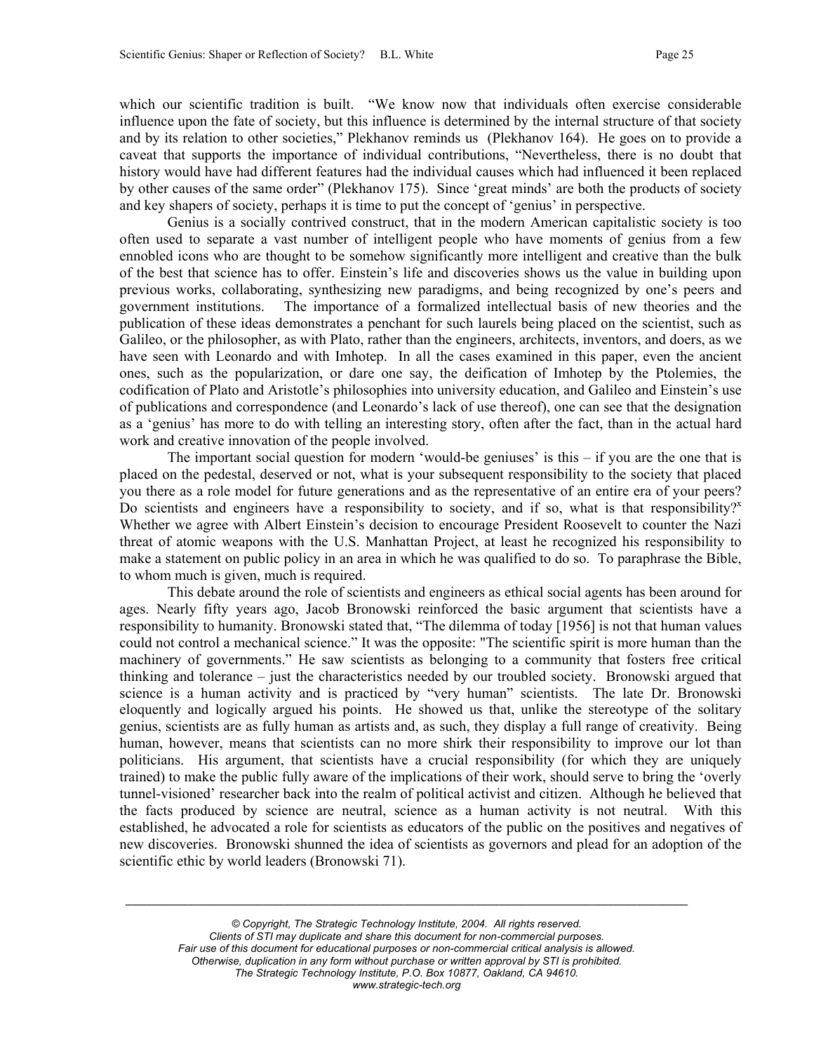which our scientific tradition is built. "We know now that individuals often exercise considerable influence upon the fate of society, but this influence is determined by the internal structure of that society and by its relation to other societies," Plekhanov reminds us (Plekhanov 164). He goes on to provide a caveat that supports the importance of individual contributions, "Nevertheless, there is no doubt that history would have had different features had the individual causes which had influenced it been replaced by other causes of the same order" (Plekhanov 175). Since 'great minds' are both the products of society and key shapers of society, perhaps it is time to put the concept of 'genius' in perspective.

Genius is a socially contrived construct, that in the modern American capitalistic society is too often used to separate a vast number of intelligent people who have moments of genius from a few ennobled icons who are thought to be somehow significantly more intelligent and creative than the bulk of the best that science has to offer. Einstein's life and discoveries shows us the value in building upon previous works, collaborating, synthesizing new paradigms, and being recognized by one's peers and government institutions. The importance of a formalized intellectual basis of new theories and the publication of these ideas demonstrates a penchant for such laurels being placed on the scientist, such as Galileo, or the philosopher, as with Plato, rather than the engineers, architects, inventors, and doers, as we have seen with Leonardo and with Imhotep. In all the cases examined in this paper, even the ancient ones, such as the popularization, or dare one say, the deification of Imhotep by the Ptolemies, the codification of Plato and Aristotle's philosophies into university education, and Galileo and Einstein's use of publications and correspondence (and Leonardo's lack of use thereof), one can see that the designation as a 'genius' has more to do with telling an interesting story, often after the fact, than in the actual hard work and creative innovation of the people involved.

The important social question for modern 'would-be geniuses' is this – if you are the one that is placed on the pedestal, deserved or not, what is your subsequent responsibility to the society that placed you there as a role model for future generations and as the representative of an entire era of your peers? Do scientists and engineers have a responsibility to society, and if so, what is that responsibility?[x] Whether we agree with Albert Einstein's decision to encourage President Roosevelt to counter the Nazi threat of atomic weapons with the U.S. Manhattan Project, at least he recognized his responsibility to make a statement on public policy in an area in which he was qualified to do so. To paraphrase the Bible, to whom much is given, much is required.

This debate around the role of scientists and engineers as ethical social agents has been around for ages. Nearly fifty years ago, Jacob Bronowski reinforced the basic argument that scientists have a responsibility to humanity. Bronowski stated that, "The dilemma of today [1956] is not that human values could not control a mechanical science." It was the opposite: "The scientific spirit is more human than the machinery of governments." He saw scientists as belonging to a community that fosters free critical thinking and tolerance – just the characteristics needed by our troubled society. Bronowski argued that science is a human activity and is practiced by "very human" scientists. The late Dr. Bronowski eloquently and logically argued his points. He showed us that, unlike the stereotype of the solitary genius, scientists are as fully human as artists and, as such, they display a full range of creativity. Being human, however, means that scientists can no more shirk their responsibility to improve our lot than politicians. His argument, that scientists have a crucial responsibility (for which they are uniquely trained) to make the public fully aware of the implications of their work, should serve to bring the 'overly tunnel-visioned' researcher back into the realm of political activist and citizen. Although he believed that the facts produced by science are neutral, science as a human activity is not neutral. With this established, he advocated a role for scientists as educators of the public on the positives and negatives of new discoveries. Bronowski shunned the idea of scientists as governors and plead for an adoption of the scientific ethic by world leaders (Bronowski 71).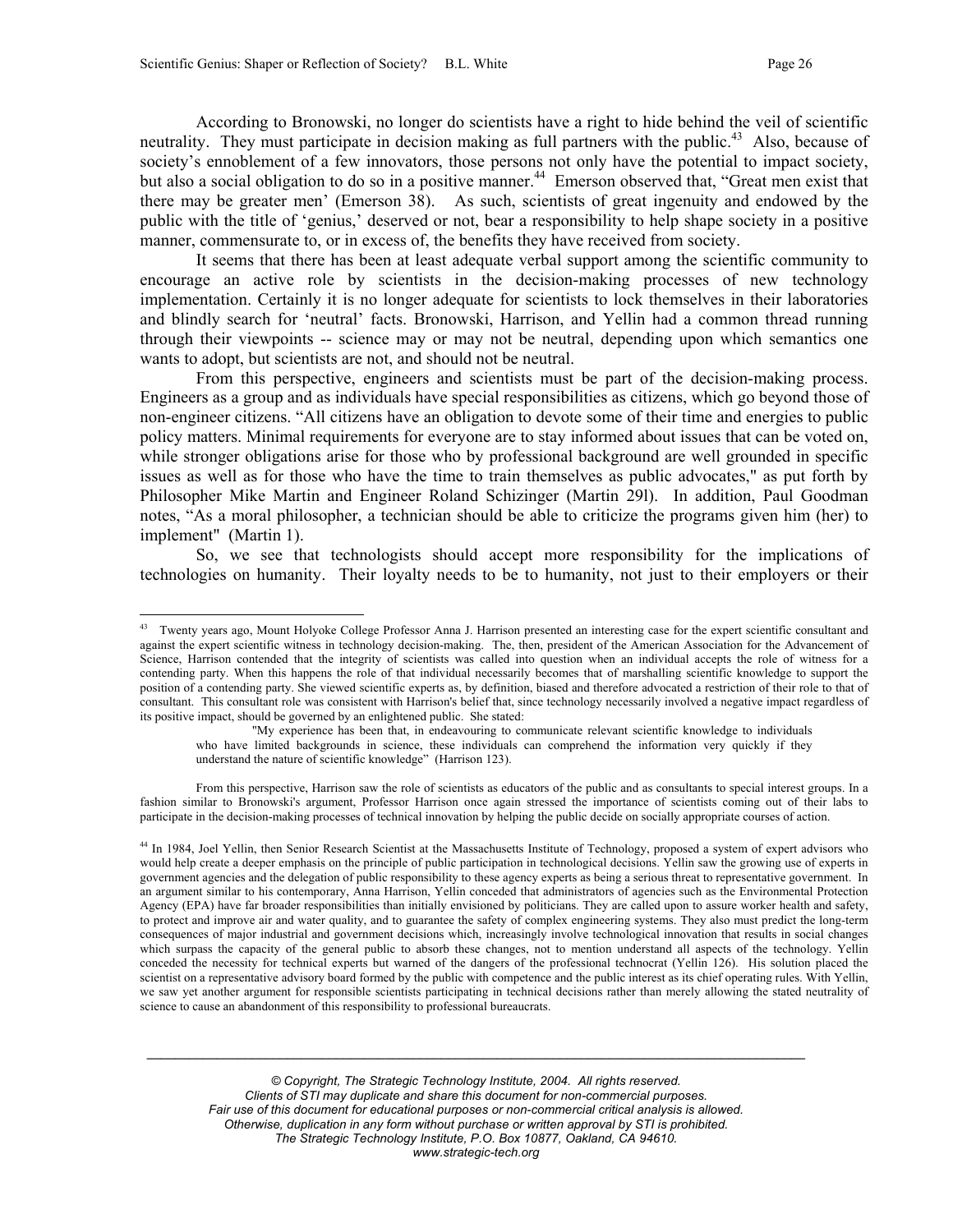According to Bronowski, no longer do scientists have a right to hide behind the veil of scientific neutrality. They must participate in decision making as full partners with the public.[43] Also, because of society's ennoblement of a few innovators, those persons not only have the potential to impact society, but also a social obligation to do so in a positive manner.[44] Emerson observed that, "Great men exist that there may be greater men' (Emerson 38). As such, scientists of great ingenuity and endowed by the public with the title of 'genius,' deserved or not, bear a responsibility to help shape society in a positive manner, commensurate to, or in excess of, the benefits they have received from society.

It seems that there has been at least adequate verbal support among the scientific community to encourage an active role by scientists in the decision-making processes of new technology implementation. Certainly it is no longer adequate for scientists to lock themselves in their laboratories and blindly search for 'neutral' facts. Bronowski, Harrison, and Yellin had a common thread running through their viewpoints -- science may or may not be neutral, depending upon which semantics one wants to adopt, but scientists are not, and should not be neutral.

From this perspective, engineers and scientists must be part of the decision-making process. Engineers as a group and as individuals have special responsibilities as citizens, which go beyond those of non-engineer citizens. "All citizens have an obligation to devote some of their time and energies to public policy matters. Minimal requirements for everyone are to stay informed about issues that can be voted on, while stronger obligations arise for those who by professional background are well grounded in specific issues as well as for those who have the time to train themselves as public advocates," as put forth by Philosopher Mike Martin and Engineer Roland Schizinger (Martin 29l). In addition, Paul Goodman notes, "As a moral philosopher, a technician should be able to criticize the programs given him (her) to implement" (Martin 1).

So, we see that technologists should accept more responsibility for the implications of technologies on humanity. Their loyalty needs to be to humanity, not just to their employers or their

---

[43] Twenty years ago, Mount Holyoke College Professor Anna J. Harrison presented an interesting case for the expert scientific consultant and against the expert scientific witness in technology decision-making. The, then, president of the American Association for the Advancement of Science, Harrison contended that the integrity of scientists was called into question when an individual accepts the role of witness for a contending party. When this happens the role of that individual necessarily becomes that of marshalling scientific knowledge to support the position of a contending party. She viewed scientific experts as, by definition, biased and therefore advocated a restriction of their role to that of consultant. This consultant role was consistent with Harrison's belief that, since technology necessarily involved a negative impact regardless of its positive impact, should be governed by an enlightened public. She stated:

> "My experience has been that, in endeavouring to communicate relevant scientific knowledge to individuals who have limited backgrounds in science, these individuals can comprehend the information very quickly if they understand the nature of scientific knowledge" (Harrison 123).

From this perspective, Harrison saw the role of scientists as educators of the public and as consultants to special interest groups. In a fashion similar to Bronowski's argument, Professor Harrison once again stressed the importance of scientists coming out of their labs to participate in the decision-making processes of technical innovation by helping the public decide on socially appropriate courses of action.

[44] In 1984, Joel Yellin, then Senior Research Scientist at the Massachusetts Institute of Technology, proposed a system of expert advisors who would help create a deeper emphasis on the principle of public participation in technological decisions. Yellin saw the growing use of experts in government agencies and the delegation of public responsibility to these agency experts as being a serious threat to representative government. In an argument similar to his contemporary, Anna Harrison, Yellin conceded that administrators of agencies such as the Environmental Protection Agency (EPA) have far broader responsibilities than initially envisioned by politicians. They are called upon to assure worker health and safety, to protect and improve air and water quality, and to guarantee the safety of complex engineering systems. They also must predict the long-term consequences of major industrial and government decisions which, increasingly involve technological innovation that results in social changes which surpass the capacity of the general public to absorb these changes, not to mention understand all aspects of the technology. Yellin conceded the necessity for technical experts but warned of the dangers of the professional technocrat (Yellin 126). His solution placed the scientist on a representative advisory board formed by the public with competence and the public interest as its chief operating rules. With Yellin, we saw yet another argument for responsible scientists participating in technical decisions rather than merely allowing the stated neutrality of science to cause an abandonment of this responsibility to professional bureaucrats.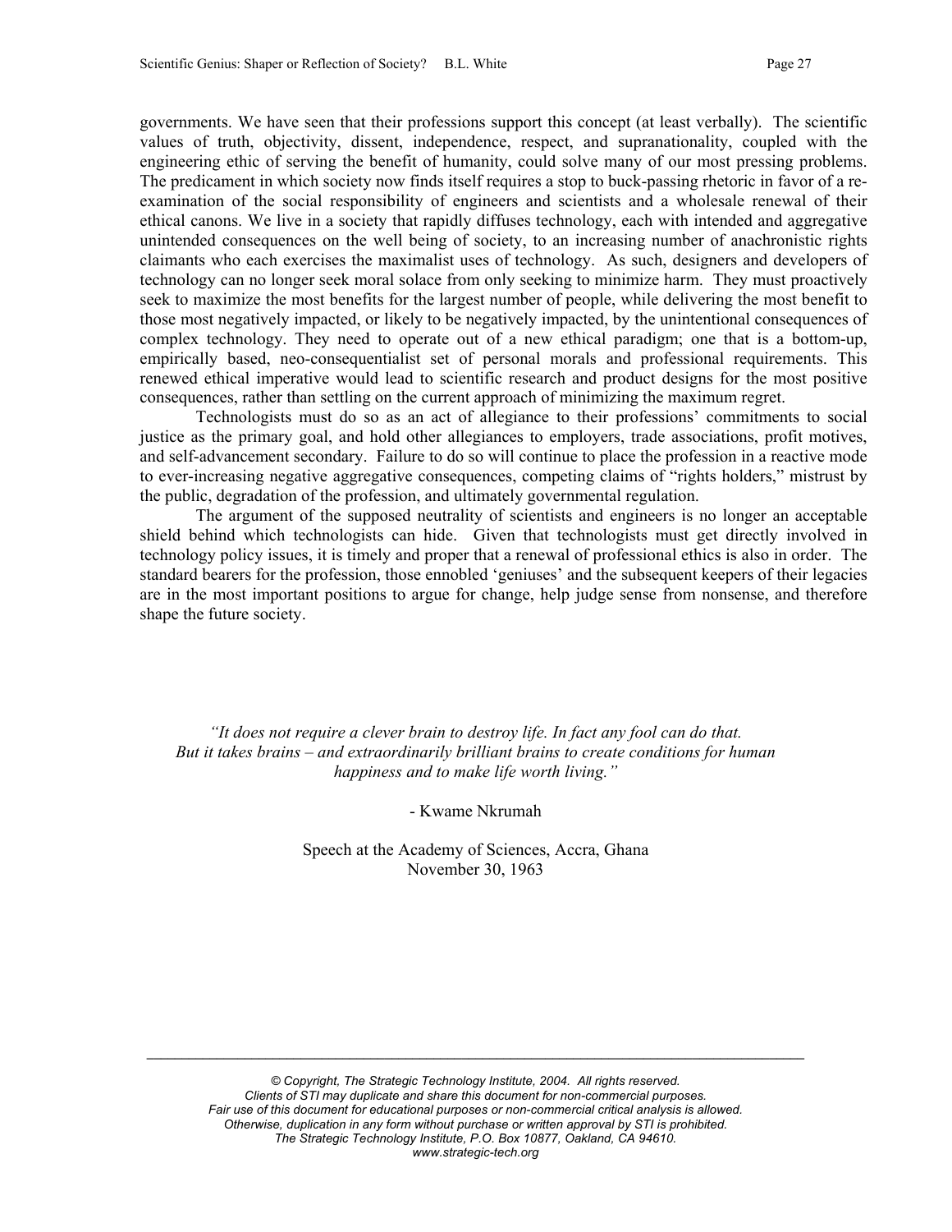governments. We have seen that their professions support this concept (at least verbally). The scientific values of truth, objectivity, dissent, independence, respect, and supranationality, coupled with the engineering ethic of serving the benefit of humanity, could solve many of our most pressing problems. The predicament in which society now finds itself requires a stop to buck-passing rhetoric in favor of a re-examination of the social responsibility of engineers and scientists and a wholesale renewal of their ethical canons. We live in a society that rapidly diffuses technology, each with intended and aggregative unintended consequences on the well being of society, to an increasing number of anachronistic rights claimants who each exercises the maximalist uses of technology. As such, designers and developers of technology can no longer seek moral solace from only seeking to minimize harm. They must proactively seek to maximize the most benefits for the largest number of people, while delivering the most benefit to those most negatively impacted, or likely to be negatively impacted, by the unintentional consequences of complex technology. They need to operate out of a new ethical paradigm; one that is a bottom-up, empirically based, neo-consequentialist set of personal morals and professional requirements. This renewed ethical imperative would lead to scientific research and product designs for the most positive consequences, rather than settling on the current approach of minimizing the maximum regret.

Technologists must do so as an act of allegiance to their professions' commitments to social justice as the primary goal, and hold other allegiances to employers, trade associations, profit motives, and self-advancement secondary. Failure to do so will continue to place the profession in a reactive mode to ever-increasing negative aggregative consequences, competing claims of "rights holders," mistrust by the public, degradation of the profession, and ultimately governmental regulation.

The argument of the supposed neutrality of scientists and engineers is no longer an acceptable shield behind which technologists can hide. Given that technologists must get directly involved in technology policy issues, it is timely and proper that a renewal of professional ethics is also in order. The standard bearers for the profession, those ennobled 'geniuses' and the subsequent keepers of their legacies are in the most important positions to argue for change, help judge sense from nonsense, and therefore shape the future society.

*"It does not require a clever brain to destroy life. In fact any fool can do that. But it takes brains – and extraordinarily brilliant brains to create conditions for human happiness and to make life worth living."*

- Kwame Nkrumah

Speech at the Academy of Sciences, Accra, Ghana
November 30, 1963

*© Copyright, The Strategic Technology Institute, 2004. All rights reserved.*
*Clients of STI may duplicate and share this document for non-commercial purposes.*
*Fair use of this document for educational purposes or non-commercial critical analysis is allowed.*
*Otherwise, duplication in any form without purchase or written approval by STI is prohibited.*
*The Strategic Technology Institute, P.O. Box 10877, Oakland, CA 94610.*
*www.strategic-tech.org*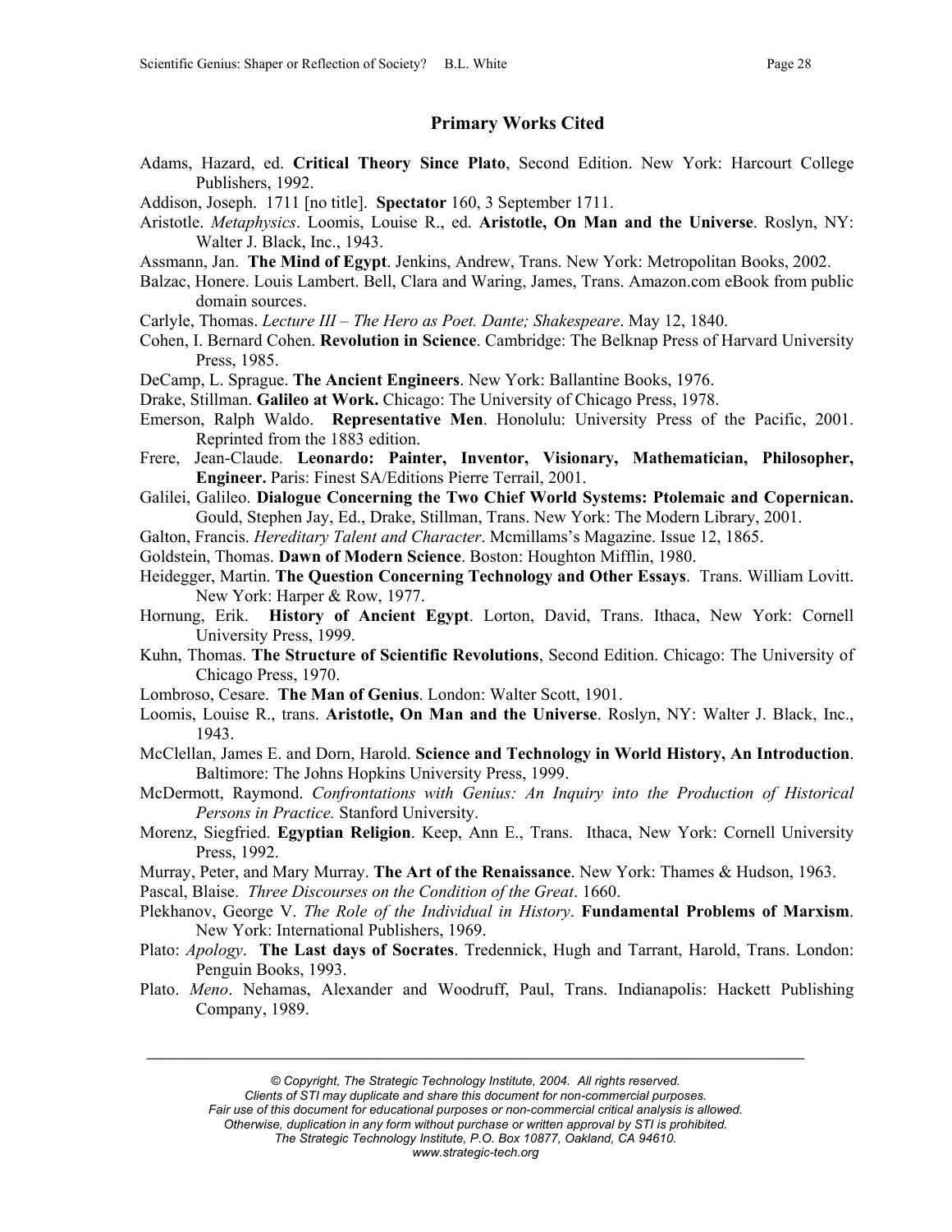## Primary Works Cited

Adams, Hazard, ed. **Critical Theory Since Plato**, Second Edition. New York: Harcourt College Publishers, 1992.

Addison, Joseph. 1711 [no title]. **Spectator** 160, 3 September 1711.

Aristotle. *Metaphysics*. Loomis, Louise R., ed. **Aristotle, On Man and the Universe**. Roslyn, NY: Walter J. Black, Inc., 1943.

Assmann, Jan. **The Mind of Egypt**. Jenkins, Andrew, Trans. New York: Metropolitan Books, 2002.

Balzac, Honere. Louis Lambert. Bell, Clara and Waring, James, Trans. Amazon.com eBook from public domain sources.

Carlyle, Thomas. *Lecture III – The Hero as Poet. Dante; Shakespeare*. May 12, 1840.

Cohen, I. Bernard Cohen. **Revolution in Science**. Cambridge: The Belknap Press of Harvard University Press, 1985.

DeCamp, L. Sprague. **The Ancient Engineers**. New York: Ballantine Books, 1976.

Drake, Stillman. **Galileo at Work.** Chicago: The University of Chicago Press, 1978.

Emerson, Ralph Waldo. **Representative Men**. Honolulu: University Press of the Pacific, 2001. Reprinted from the 1883 edition.

Frere, Jean-Claude. **Leonardo: Painter, Inventor, Visionary, Mathematician, Philosopher, Engineer.** Paris: Finest SA/Editions Pierre Terrail, 2001.

Galilei, Galileo. **Dialogue Concerning the Two Chief World Systems: Ptolemaic and Copernican.** Gould, Stephen Jay, Ed., Drake, Stillman, Trans. New York: The Modern Library, 2001.

Galton, Francis. *Hereditary Talent and Character*. Mcmillams's Magazine. Issue 12, 1865.

Goldstein, Thomas. **Dawn of Modern Science**. Boston: Houghton Mifflin, 1980.

Heidegger, Martin. **The Question Concerning Technology and Other Essays**. Trans. William Lovitt. New York: Harper & Row, 1977.

Hornung, Erik. **History of Ancient Egypt**. Lorton, David, Trans. Ithaca, New York: Cornell University Press, 1999.

Kuhn, Thomas. **The Structure of Scientific Revolutions**, Second Edition. Chicago: The University of Chicago Press, 1970.

Lombroso, Cesare. **The Man of Genius**. London: Walter Scott, 1901.

Loomis, Louise R., trans. **Aristotle, On Man and the Universe**. Roslyn, NY: Walter J. Black, Inc., 1943.

McClellan, James E. and Dorn, Harold. **Science and Technology in World History, An Introduction**. Baltimore: The Johns Hopkins University Press, 1999.

McDermott, Raymond. *Confrontations with Genius: An Inquiry into the Production of Historical Persons in Practice.* Stanford University.

Morenz, Siegfried. **Egyptian Religion**. Keep, Ann E., Trans. Ithaca, New York: Cornell University Press, 1992.

Murray, Peter, and Mary Murray. **The Art of the Renaissance**. New York: Thames & Hudson, 1963.

Pascal, Blaise. *Three Discourses on the Condition of the Great*. 1660.

Plekhanov, George V. *The Role of the Individual in History*. **Fundamental Problems of Marxism**. New York: International Publishers, 1969.

Plato: *Apology*. **The Last days of Socrates**. Tredennick, Hugh and Tarrant, Harold, Trans. London: Penguin Books, 1993.

Plato. *Meno*. Nehamas, Alexander and Woodruff, Paul, Trans. Indianapolis: Hackett Publishing Company, 1989.

*© Copyright, The Strategic Technology Institute, 2004. All rights reserved.*
*Clients of STI may duplicate and share this document for non-commercial purposes.*
*Fair use of this document for educational purposes or non-commercial critical analysis is allowed.*
*Otherwise, duplication in any form without purchase or written approval by STI is prohibited.*
*The Strategic Technology Institute, P.O. Box 10877, Oakland, CA 94610.*
*www.strategic-tech.org*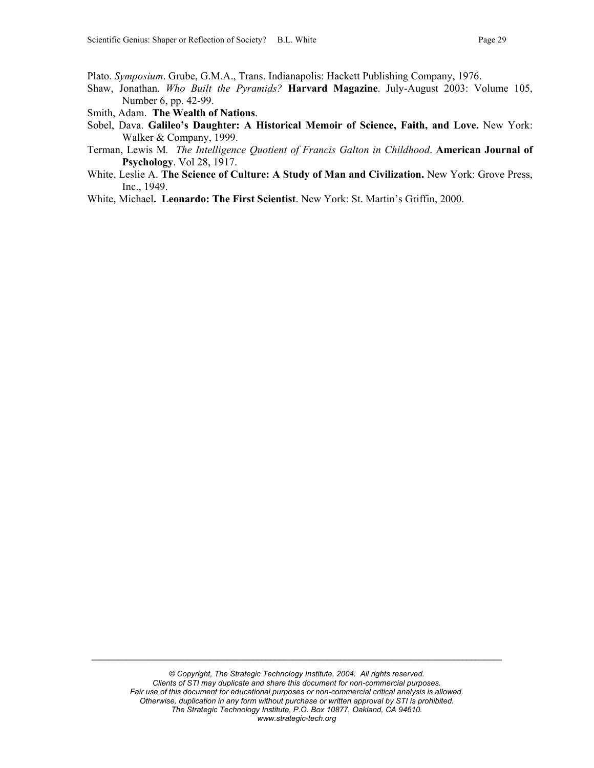Plato. *Symposium*. Grube, G.M.A., Trans. Indianapolis: Hackett Publishing Company, 1976.

Shaw, Jonathan. *Who Built the Pyramids?* **Harvard Magazine**. July-August 2003: Volume 105, Number 6, pp. 42-99.

Smith, Adam. **The Wealth of Nations**.

Sobel, Dava. **Galileo's Daughter: A Historical Memoir of Science, Faith, and Love.** New York: Walker & Company, 1999.

Terman, Lewis M. *The Intelligence Quotient of Francis Galton in Childhood*. **American Journal of Psychology**. Vol 28, 1917.

White, Leslie A. **The Science of Culture: A Study of Man and Civilization.** New York: Grove Press, Inc., 1949.

White, Michael**. Leonardo: The First Scientist**. New York: St. Martin's Griffin, 2000.

*© Copyright, The Strategic Technology Institute, 2004. All rights reserved.*
*Clients of STI may duplicate and share this document for non-commercial purposes.*
*Fair use of this document for educational purposes or non-commercial critical analysis is allowed.*
*Otherwise, duplication in any form without purchase or written approval by STI is prohibited.*
*The Strategic Technology Institute, P.O. Box 10877, Oakland, CA 94610.*
*www.strategic-tech.org*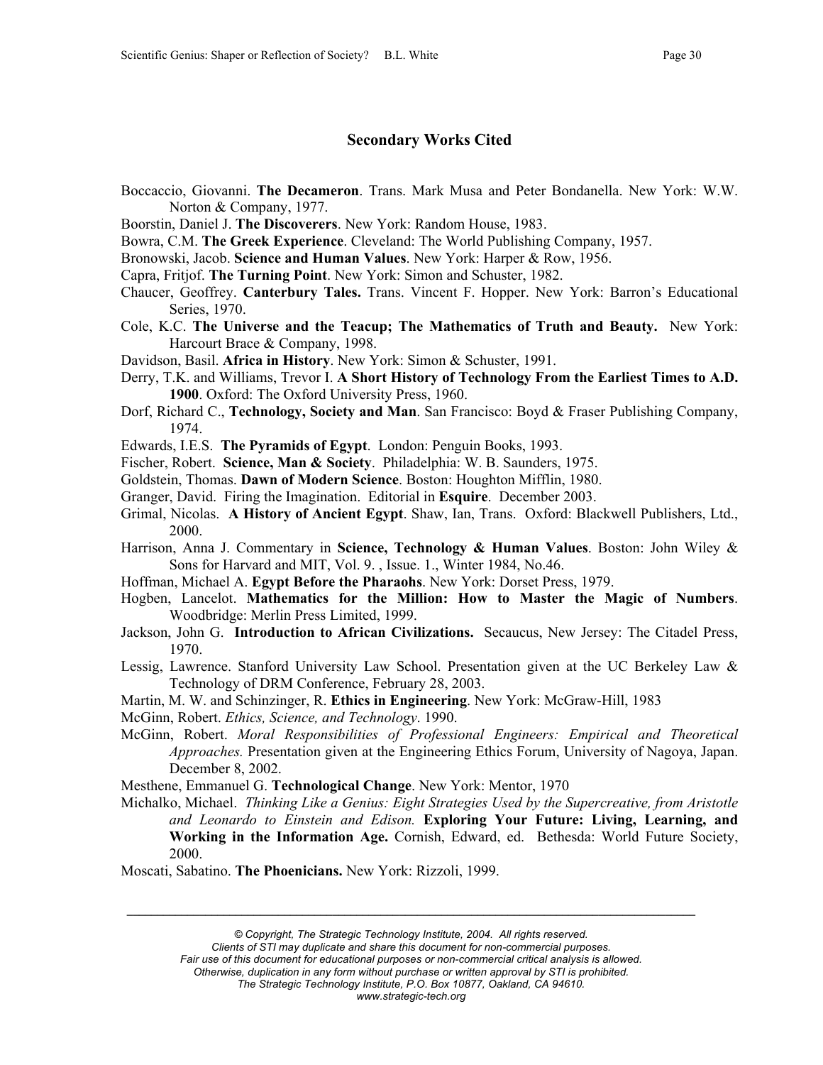## Secondary Works Cited

Boccaccio, Giovanni. **The Decameron**. Trans. Mark Musa and Peter Bondanella. New York: W.W. Norton & Company, 1977.

Boorstin, Daniel J. **The Discoverers**. New York: Random House, 1983.

Bowra, C.M. **The Greek Experience**. Cleveland: The World Publishing Company, 1957.

Bronowski, Jacob. **Science and Human Values**. New York: Harper & Row, 1956.

Capra, Fritjof. **The Turning Point**. New York: Simon and Schuster, 1982.

Chaucer, Geoffrey. **Canterbury Tales.** Trans. Vincent F. Hopper. New York: Barron's Educational Series, 1970.

Cole, K.C. **The Universe and the Teacup; The Mathematics of Truth and Beauty.** New York: Harcourt Brace & Company, 1998.

Davidson, Basil. **Africa in History**. New York: Simon & Schuster, 1991.

Derry, T.K. and Williams, Trevor I. **A Short History of Technology From the Earliest Times to A.D. 1900**. Oxford: The Oxford University Press, 1960.

Dorf, Richard C., **Technology, Society and Man**. San Francisco: Boyd & Fraser Publishing Company, 1974.

Edwards, I.E.S. **The Pyramids of Egypt**. London: Penguin Books, 1993.

Fischer, Robert. **Science, Man & Society**. Philadelphia: W. B. Saunders, 1975.

Goldstein, Thomas. **Dawn of Modern Science**. Boston: Houghton Mifflin, 1980.

Granger, David. Firing the Imagination. Editorial in **Esquire**. December 2003.

Grimal, Nicolas. **A History of Ancient Egypt**. Shaw, Ian, Trans. Oxford: Blackwell Publishers, Ltd., 2000.

Harrison, Anna J. Commentary in **Science, Technology & Human Values**. Boston: John Wiley & Sons for Harvard and MIT, Vol. 9. , Issue. 1., Winter 1984, No.46.

Hoffman, Michael A. **Egypt Before the Pharaohs**. New York: Dorset Press, 1979.

Hogben, Lancelot. **Mathematics for the Million: How to Master the Magic of Numbers**. Woodbridge: Merlin Press Limited, 1999.

Jackson, John G. **Introduction to African Civilizations.** Secaucus, New Jersey: The Citadel Press, 1970.

Lessig, Lawrence. Stanford University Law School. Presentation given at the UC Berkeley Law & Technology of DRM Conference, February 28, 2003.

Martin, M. W. and Schinzinger, R. **Ethics in Engineering**. New York: McGraw-Hill, 1983

McGinn, Robert. *Ethics, Science, and Technology*. 1990.

McGinn, Robert. *Moral Responsibilities of Professional Engineers: Empirical and Theoretical Approaches.* Presentation given at the Engineering Ethics Forum, University of Nagoya, Japan. December 8, 2002.

Mesthene, Emmanuel G. **Technological Change**. New York: Mentor, 1970

Michalko, Michael. *Thinking Like a Genius: Eight Strategies Used by the Supercreative, from Aristotle and Leonardo to Einstein and Edison.* **Exploring Your Future: Living, Learning, and Working in the Information Age.** Cornish, Edward, ed. Bethesda: World Future Society, 2000.

Moscati, Sabatino. **The Phoenicians.** New York: Rizzoli, 1999.

*© Copyright, The Strategic Technology Institute, 2004. All rights reserved.*
*Clients of STI may duplicate and share this document for non-commercial purposes.*
*Fair use of this document for educational purposes or non-commercial critical analysis is allowed.*
*Otherwise, duplication in any form without purchase or written approval by STI is prohibited.*
*The Strategic Technology Institute, P.O. Box 10877, Oakland, CA 94610.*
*www.strategic-tech.org*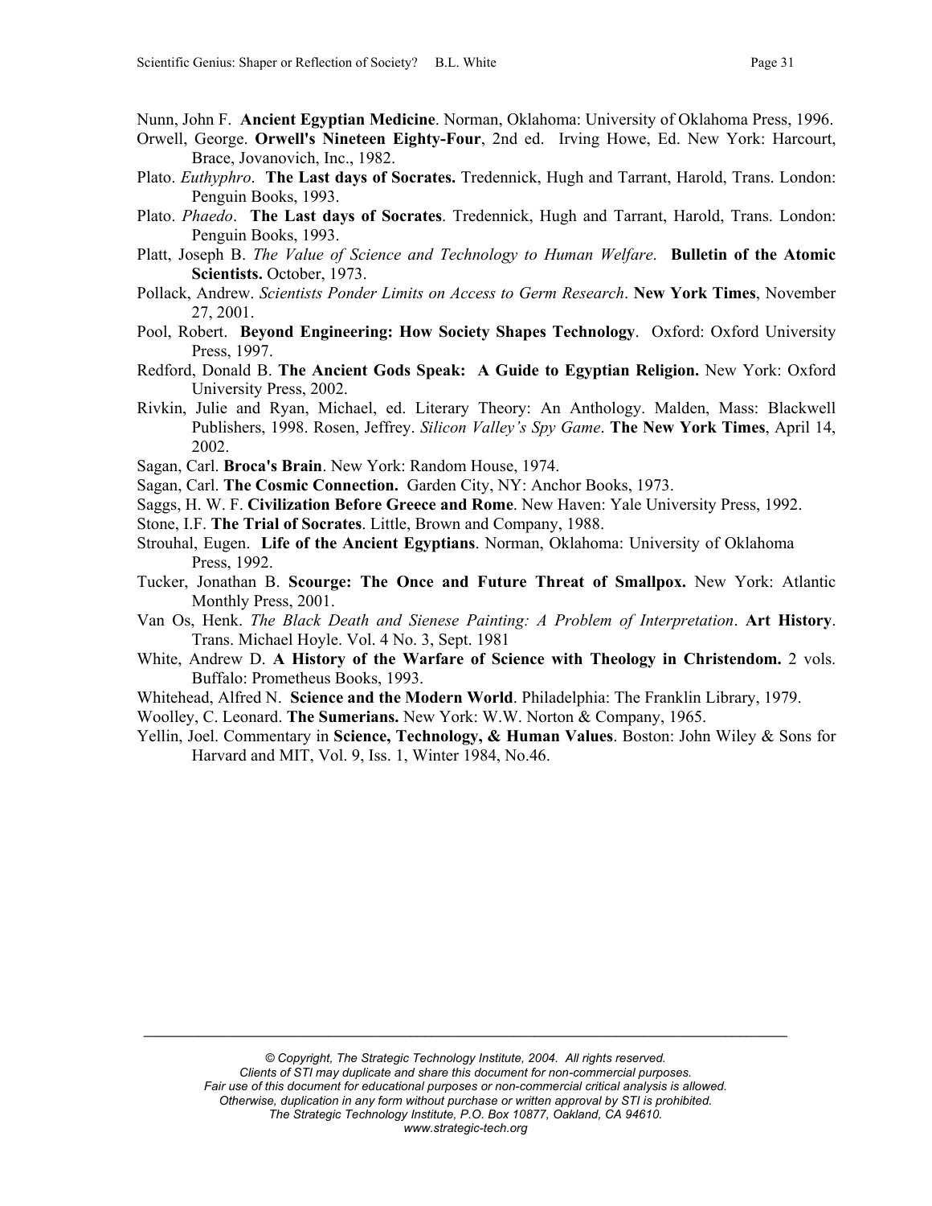Nunn, John F. **Ancient Egyptian Medicine**. Norman, Oklahoma: University of Oklahoma Press, 1996.

Orwell, George. **Orwell's Nineteen Eighty-Four**, 2nd ed. Irving Howe, Ed. New York: Harcourt, Brace, Jovanovich, Inc., 1982.

Plato. *Euthyphro*. **The Last days of Socrates.** Tredennick, Hugh and Tarrant, Harold, Trans. London: Penguin Books, 1993.

Plato. *Phaedo*. **The Last days of Socrates**. Tredennick, Hugh and Tarrant, Harold, Trans. London: Penguin Books, 1993.

Platt, Joseph B. *The Value of Science and Technology to Human Welfare*. **Bulletin of the Atomic Scientists.** October, 1973.

Pollack, Andrew. *Scientists Ponder Limits on Access to Germ Research*. **New York Times**, November 27, 2001.

Pool, Robert. **Beyond Engineering: How Society Shapes Technology**. Oxford: Oxford University Press, 1997.

Redford, Donald B. **The Ancient Gods Speak: A Guide to Egyptian Religion.** New York: Oxford University Press, 2002.

Rivkin, Julie and Ryan, Michael, ed. Literary Theory: An Anthology. Malden, Mass: Blackwell Publishers, 1998. Rosen, Jeffrey. *Silicon Valley's Spy Game*. **The New York Times**, April 14, 2002.

Sagan, Carl. **Broca's Brain**. New York: Random House, 1974.

Sagan, Carl. **The Cosmic Connection.** Garden City, NY: Anchor Books, 1973.

Saggs, H. W. F. **Civilization Before Greece and Rome**. New Haven: Yale University Press, 1992.

Stone, I.F. **The Trial of Socrates**. Little, Brown and Company, 1988.

Strouhal, Eugen. **Life of the Ancient Egyptians**. Norman, Oklahoma: University of Oklahoma Press, 1992.

Tucker, Jonathan B. **Scourge: The Once and Future Threat of Smallpox.** New York: Atlantic Monthly Press, 2001.

Van Os, Henk. *The Black Death and Sienese Painting: A Problem of Interpretation*. **Art History**. Trans. Michael Hoyle. Vol. 4 No. 3, Sept. 1981

White, Andrew D. **A History of the Warfare of Science with Theology in Christendom.** 2 vols. Buffalo: Prometheus Books, 1993.

Whitehead, Alfred N. **Science and the Modern World**. Philadelphia: The Franklin Library, 1979.

Woolley, C. Leonard. **The Sumerians.** New York: W.W. Norton & Company, 1965.

Yellin, Joel. Commentary in **Science, Technology, & Human Values**. Boston: John Wiley & Sons for Harvard and MIT, Vol. 9, Iss. 1, Winter 1984, No.46.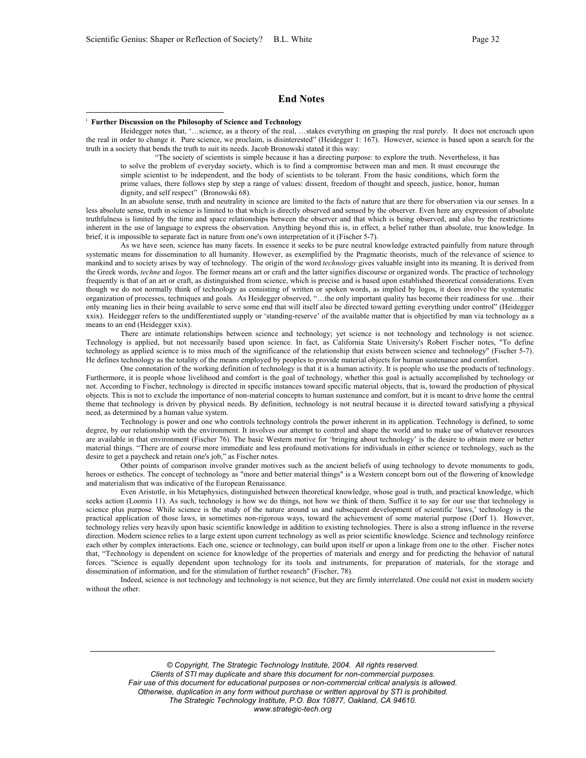## End Notes

[i] **Further Discussion on the Philosophy of Science and Technology**

Heidegger notes that, '…science, as a theory of the real, …stakes everything on grasping the real purely. It does not encroach upon the real in order to change it. Pure science, we proclaim, is disinterested" (Heidegger 1: 167). However, science is based upon a search for the truth in a society that bends the truth to suit its needs. Jacob Bronowski stated it this way:

> "The society of scientists is simple because it has a directing purpose: to explore the truth. Nevertheless, it has to solve the problem of everyday society, which is to find a compromise between man and men. It must encourage the simple scientist to be independent, and the body of scientists to be tolerant. From the basic conditions, which form the prime values, there follows step by step a range of values: dissent, freedom of thought and speech, justice, honor, human dignity, and self respect" (Bronowski 68).

In an absolute sense, truth and neutrality in science are limited to the facts of nature that are there for observation via our senses. In a less absolute sense, truth in science is limited to that which is directly observed and sensed by the observer. Even here any expression of absolute truthfulness is limited by the time and space relationships between the observer and that which is being observed, and also by the restrictions inherent in the use of language to express the observation. Anything beyond this is, in effect, a belief rather than absolute, true knowledge. In brief, it is impossible to separate fact in nature from one's own interpretation of it (Fischer 5-7).

As we have seen, science has many facets. In essence it seeks to be pure neutral knowledge extracted painfully from nature through systematic means for dissemination to all humanity. However, as exemplified by the Pragmatic theorists, much of the relevance of science to mankind and to society arises by way of technology. The origin of the word *technology* gives valuable insight into its meaning. It is derived from the Greek words, *techne* and *logos*. The former means art or craft and the latter signifies discourse or organized words. The practice of technology frequently is that of an art or craft, as distinguished from science, which is precise and is based upon established theoretical considerations. Even though we do not normally think of technology as consisting of written or spoken words, as implied by logos, it does involve the systematic organization of processes, techniques and goals. As Heidegger observed, "…the only important quality has become their readiness for use…their only meaning lies in their being available to serve some end that will itself also be directed toward getting everything under control" (Heidegger xxix). Heidegger refers to the undifferentiated supply or 'standing-reserve' of the available matter that is objectified by man via technology as a means to an end (Heidegger xxix).

There are intimate relationships between science and technology; yet science is not technology and technology is not science. Technology is applied, but not necessarily based upon science. In fact, as California State University's Robert Fischer notes, "To define technology as applied science is to miss much of the significance of the relationship that exists between science and technology" (Fischer 5-7). He defines technology as the totality of the means employed by peoples to provide material objects for human sustenance and comfort.

One connotation of the working definition of technology is that it is a human activity. It is people who use the products of technology. Furthermore, it is people whose livelihood and comfort is the goal of technology, whether this goal is actually accomplished by technology or not. According to Fischer, technology is directed in specific instances toward specific material objects, that is, toward the production of physical objects. This is not to exclude the importance of non-material concepts to human sustenance and comfort, but it is meant to drive home the central theme that technology is driven by physical needs. By definition, technology is not neutral because it is directed toward satisfying a physical need, as determined by a human value system.

Technology is power and one who controls technology controls the power inherent in its application. Technology is defined, to some degree, by our relationship with the environment. It involves our attempt to control and shape the world and to make use of whatever resources are available in that environment (Fischer 76). The basic Western motive for 'bringing about technology' is the desire to obtain more or better material things. "There are of course more immediate and less profound motivations for individuals in either science or technology, such as the desire to get a paycheck and retain one's job," as Fischer notes.

Other points of comparison involve grander motives such as the ancient beliefs of using technology to devote monuments to gods, heroes or esthetics. The concept of technology as "more and better material things" is a Western concept born out of the flowering of knowledge and materialism that was indicative of the European Renaissance.

Even Aristotle, in his Metaphysics, distinguished between theoretical knowledge, whose goal is truth, and practical knowledge, which seeks action (Loomis 11). As such, technology is how we do things, not how we think of them. Suffice it to say for our use that technology is science plus purpose. While science is the study of the nature around us and subsequent development of scientific 'laws,' technology is the practical application of those laws, in sometimes non-rigorous ways, toward the achievement of some material purpose (Dorf 1). However, technology relies very heavily upon basic scientific knowledge in addition to existing technologies. There is also a strong influence in the reverse direction. Modern science relies to a large extent upon current technology as well as prior scientific knowledge. Science and technology reinforce each other by complex interactions. Each one, science or technology, can build upon itself or upon a linkage from one to the other. Fischer notes that, "Technology is dependent on science for knowledge of the properties of materials and energy and for predicting the behavior of natural forces. "Science is equally dependent upon technology for its tools and instruments, for preparation of materials, for the storage and dissemination of information, and for the stimulation of further research" (Fischer, 78).

Indeed, science is not technology and technology is not science, but they are firmly interrelated. One could not exist in modern society without the other.

*© Copyright, The Strategic Technology Institute, 2004. All rights reserved.*
*Clients of STI may duplicate and share this document for non-commercial purposes.*
*Fair use of this document for educational purposes or non-commercial critical analysis is allowed.*
*Otherwise, duplication in any form without purchase or written approval by STI is prohibited.*
*The Strategic Technology Institute, P.O. Box 10877, Oakland, CA 94610.*
*www.strategic-tech.org*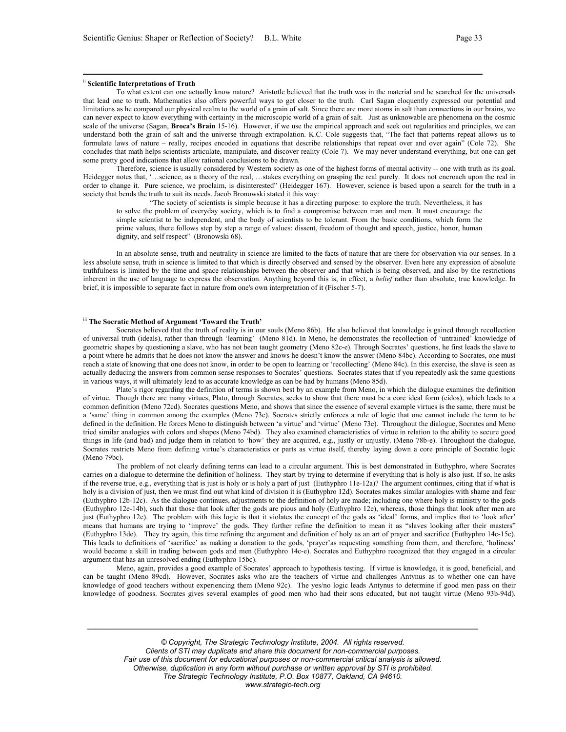[ii] **Scientific Interpretations of Truth**

To what extent can one actually know nature? Aristotle believed that the truth was in the material and he searched for the universals that lead one to truth. Mathematics also offers powerful ways to get closer to the truth. Carl Sagan eloquently expressed our potential and limitations as he compared our physical realm to the world of a grain of salt. Since there are more atoms in salt than connections in our brains, we can never expect to know everything with certainty in the microscopic world of a grain of salt. Just as unknowable are phenomena on the cosmic scale of the universe (Sagan, **Broca's Brain** 15-16). However, if we use the empirical approach and seek out regularities and principles, we can understand both the grain of salt and the universe through extrapolation. K.C. Cole suggests that, "The fact that patterns repeat allows us to formulate laws of nature – really, recipes encoded in equations that describe relationships that repeat over and over again" (Cole 72). She concludes that math helps scientists articulate, manipulate, and discover reality (Cole 7). We may never understand everything, but one can get some pretty good indications that allow rational conclusions to be drawn.

Therefore, science is usually considered by Western society as one of the highest forms of mental activity -- one with truth as its goal. Heidegger notes that, '…science, as a theory of the real, …stakes everything on grasping the real purely. It does not encroach upon the real in order to change it. Pure science, we proclaim, is disinterested" (Heidegger 167). However, science is based upon a search for the truth in a society that bends the truth to suit its needs. Jacob Bronowski stated it this way:

> "The society of scientists is simple because it has a directing purpose: to explore the truth. Nevertheless, it has to solve the problem of everyday society, which is to find a compromise between man and men. It must encourage the simple scientist to be independent, and the body of scientists to be tolerant. From the basic conditions, which form the prime values, there follows step by step a range of values: dissent, freedom of thought and speech, justice, honor, human dignity, and self respect" (Bronowski 68).

In an absolute sense, truth and neutrality in science are limited to the facts of nature that are there for observation via our senses. In a less absolute sense, truth in science is limited to that which is directly observed and sensed by the observer. Even here any expression of absolute truthfulness is limited by the time and space relationships between the observer and that which is being observed, and also by the restrictions inherent in the use of language to express the observation. Anything beyond this is, in effect, a *belief* rather than absolute, true knowledge. In brief, it is impossible to separate fact in nature from one's own interpretation of it (Fischer 5-7).

[iii] **The Socratic Method of Argument 'Toward the Truth'**

Socrates believed that the truth of reality is in our souls (Meno 86b). He also believed that knowledge is gained through recollection of universal truth (ideals), rather than through 'learning' (Meno 81d). In Meno, he demonstrates the recollection of 'untrained' knowledge of geometric shapes by questioning a slave, who has not been taught geometry (Meno 82c-e). Through Socrates' questions, he first leads the slave to a point where he admits that he does not know the answer and knows he doesn't know the answer (Meno 84bc). According to Socrates, one must reach a state of knowing that one does not know, in order to be open to learning or 'recollecting' (Meno 84c). In this exercise, the slave is seen as actually deducing the answers from common sense responses to Socrates' questions. Socrates states that if you repeatedly ask the same questions in various ways, it will ultimately lead to as accurate knowledge as can be had by humans (Meno 85d).

Plato's rigor regarding the definition of terms is shown best by an example from Meno, in which the dialogue examines the definition of virtue. Though there are many virtues, Plato, through Socrates, seeks to show that there must be a core ideal form (eidos), which leads to a common definition (Meno 72cd). Socrates questions Meno, and shows that since the essence of several example virtues is the same, there must be a 'same' thing in common among the examples (Meno 73c). Socrates strictly enforces a rule of logic that one cannot include the term to be defined in the definition. He forces Meno to distinguish between 'a virtue' and 'virtue' (Meno 73e). Throughout the dialogue, Socrates and Meno tried similar analogies with colors and shapes (Meno 74bd). They also examined characteristics of virtue in relation to the ability to secure good things in life (and bad) and judge them in relation to 'how' they are acquired, e.g., justly or unjustly. (Meno 78b-e). Throughout the dialogue, Socrates restricts Meno from defining virtue's characteristics or parts as virtue itself, thereby laying down a core principle of Socratic logic (Meno 79bc).

The problem of not clearly defining terms can lead to a circular argument. This is best demonstrated in Euthyphro, where Socrates carries on a dialogue to determine the definition of holiness. They start by trying to determine if everything that is holy is also just. If so, he asks if the reverse true, e.g., everything that is just is holy or is holy a part of just (Euthyphro 11e-12a)? The argument continues, citing that if what is holy is a division of just, then we must find out what kind of division it is (Euthyphro 12d). Socrates makes similar analogies with shame and fear (Euthyphro 12b-12c). As the dialogue continues, adjustments to the definition of holy are made; including one where holy is ministry to the gods (Euthyphro 12e-14b), such that those that look after the gods are pious and holy (Euthyphro 12e), whereas, those things that look after men are just (Euthyphro 12e). The problem with this logic is that it violates the concept of the gods as 'ideal' forms, and implies that to 'look after' means that humans are trying to 'improve' the gods. They further refine the definition to mean it as "slaves looking after their masters" (Euthyphro 13de). They try again, this time refining the argument and definition of holy as an art of prayer and sacrifice (Euthyphro 14c-15c). This leads to definitions of 'sacrifice' as making a donation to the gods, 'prayer'as requesting something from them, and therefore, 'holiness' would become a skill in trading between gods and men (Euthyphro 14c-e). Socrates and Euthyphro recognized that they engaged in a circular argument that has an unresolved ending (Euthyphro 15bc).

Meno, again, provides a good example of Socrates' approach to hypothesis testing. If virtue is knowledge, it is good, beneficial, and can be taught (Meno 89cd). However, Socrates asks who are the teachers of virtue and challenges Antynus as to whether one can have knowledge of good teachers without experiencing them (Meno 92c). The yes/no logic leads Antynus to determine if good men pass on their knowledge of goodness. Socrates gives several examples of good men who had their sons educated, but not taught virtue (Meno 93b-94d).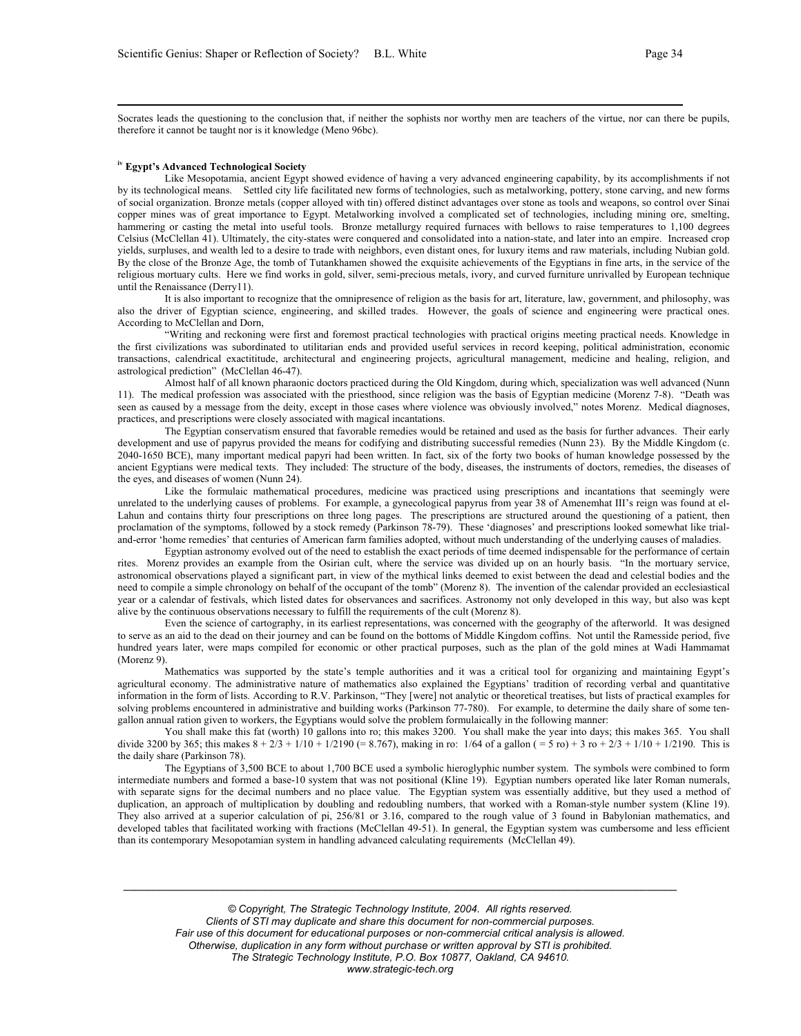Socrates leads the questioning to the conclusion that, if neither the sophists nor worthy men are teachers of the virtue, nor can there be pupils, therefore it cannot be taught nor is it knowledge (Meno 96bc).

**[iv] Egypt's Advanced Technological Society**

Like Mesopotamia, ancient Egypt showed evidence of having a very advanced engineering capability, by its accomplishments if not by its technological means. Settled city life facilitated new forms of technologies, such as metalworking, pottery, stone carving, and new forms of social organization. Bronze metals (copper alloyed with tin) offered distinct advantages over stone as tools and weapons, so control over Sinai copper mines was of great importance to Egypt. Metalworking involved a complicated set of technologies, including mining ore, smelting, hammering or casting the metal into useful tools. Bronze metallurgy required furnaces with bellows to raise temperatures to 1,100 degrees Celsius (McClellan 41). Ultimately, the city-states were conquered and consolidated into a nation-state, and later into an empire. Increased crop yields, surpluses, and wealth led to a desire to trade with neighbors, even distant ones, for luxury items and raw materials, including Nubian gold. By the close of the Bronze Age, the tomb of Tutankhamen showed the exquisite achievements of the Egyptians in fine arts, in the service of the religious mortuary cults. Here we find works in gold, silver, semi-precious metals, ivory, and curved furniture unrivalled by European technique until the Renaissance (Derry11).

It is also important to recognize that the omnipresence of religion as the basis for art, literature, law, government, and philosophy, was also the driver of Egyptian science, engineering, and skilled trades. However, the goals of science and engineering were practical ones. According to McClellan and Dorn,

"Writing and reckoning were first and foremost practical technologies with practical origins meeting practical needs. Knowledge in the first civilizations was subordinated to utilitarian ends and provided useful services in record keeping, political administration, economic transactions, calendrical exactititude, architectural and engineering projects, agricultural management, medicine and healing, religion, and astrological prediction" (McClellan 46-47).

Almost half of all known pharaonic doctors practiced during the Old Kingdom, during which, specialization was well advanced (Nunn 11). The medical profession was associated with the priesthood, since religion was the basis of Egyptian medicine (Morenz 7-8). "Death was seen as caused by a message from the deity, except in those cases where violence was obviously involved," notes Morenz. Medical diagnoses, practices, and prescriptions were closely associated with magical incantations.

The Egyptian conservatism ensured that favorable remedies would be retained and used as the basis for further advances. Their early development and use of papyrus provided the means for codifying and distributing successful remedies (Nunn 23). By the Middle Kingdom (c. 2040-1650 BCE), many important medical papyri had been written. In fact, six of the forty two books of human knowledge possessed by the ancient Egyptians were medical texts. They included: The structure of the body, diseases, the instruments of doctors, remedies, the diseases of the eyes, and diseases of women (Nunn 24).

Like the formulaic mathematical procedures, medicine was practiced using prescriptions and incantations that seemingly were unrelated to the underlying causes of problems. For example, a gynecological papyrus from year 38 of Amenemhat III's reign was found at el-Lahun and contains thirty four prescriptions on three long pages. The prescriptions are structured around the questioning of a patient, then proclamation of the symptoms, followed by a stock remedy (Parkinson 78-79). These 'diagnoses' and prescriptions looked somewhat like trial-and-error 'home remedies' that centuries of American farm families adopted, without much understanding of the underlying causes of maladies.

Egyptian astronomy evolved out of the need to establish the exact periods of time deemed indispensable for the performance of certain rites. Morenz provides an example from the Osirian cult, where the service was divided up on an hourly basis. "In the mortuary service, astronomical observations played a significant part, in view of the mythical links deemed to exist between the dead and celestial bodies and the need to compile a simple chronology on behalf of the occupant of the tomb" (Morenz 8). The invention of the calendar provided an ecclesiastical year or a calendar of festivals, which listed dates for observances and sacrifices. Astronomy not only developed in this way, but also was kept alive by the continuous observations necessary to fulfill the requirements of the cult (Morenz 8).

Even the science of cartography, in its earliest representations, was concerned with the geography of the afterworld. It was designed to serve as an aid to the dead on their journey and can be found on the bottoms of Middle Kingdom coffins. Not until the Ramesside period, five hundred years later, were maps compiled for economic or other practical purposes, such as the plan of the gold mines at Wadi Hammamat (Morenz 9).

Mathematics was supported by the state's temple authorities and it was a critical tool for organizing and maintaining Egypt's agricultural economy. The administrative nature of mathematics also explained the Egyptians' tradition of recording verbal and quantitative information in the form of lists. According to R.V. Parkinson, "They [were] not analytic or theoretical treatises, but lists of practical examples for solving problems encountered in administrative and building works (Parkinson 77-780). For example, to determine the daily share of some ten-gallon annual ration given to workers, the Egyptians would solve the problem formulaically in the following manner:

You shall make this fat (worth) 10 gallons into ro; this makes 3200. You shall make the year into days; this makes 365. You shall divide 3200 by 365; this makes $8 + 2/3 + 1/10 + 1/2190$ (= 8.767), making in ro: 1/64 of a gallon ( = 5 ro) + 3 ro + 2/3 + 1/10 + 1/2190. This is the daily share (Parkinson 78).

The Egyptians of 3,500 BCE to about 1,700 BCE used a symbolic hieroglyphic number system. The symbols were combined to form intermediate numbers and formed a base-10 system that was not positional (Kline 19). Egyptian numbers operated like later Roman numerals, with separate signs for the decimal numbers and no place value. The Egyptian system was essentially additive, but they used a method of duplication, an approach of multiplication by doubling and redoubling numbers, that worked with a Roman-style number system (Kline 19). They also arrived at a superior calculation of pi, 256/81 or 3.16, compared to the rough value of 3 found in Babylonian mathematics, and developed tables that facilitated working with fractions (McClellan 49-51). In general, the Egyptian system was cumbersome and less efficient than its contemporary Mesopotamian system in handling advanced calculating requirements (McClellan 49).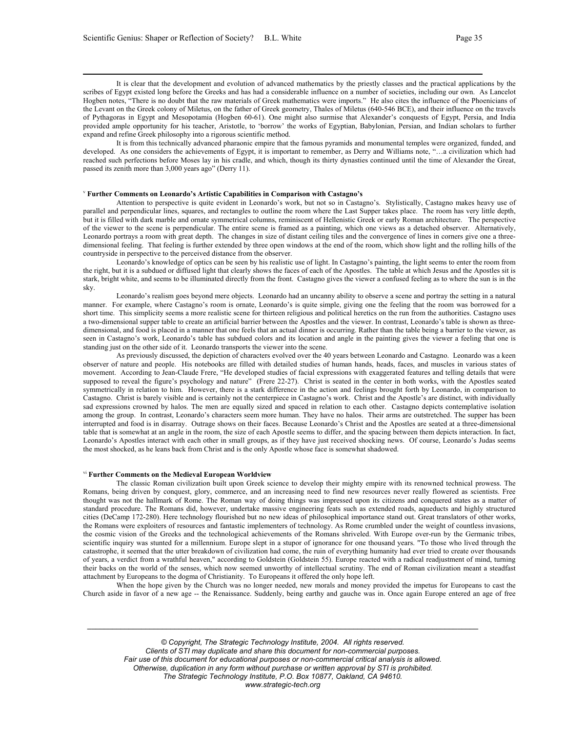It is clear that the development and evolution of advanced mathematics by the priestly classes and the practical applications by the scribes of Egypt existed long before the Greeks and has had a considerable influence on a number of societies, including our own. As Lancelot Hogben notes, "There is no doubt that the raw materials of Greek mathematics were imports." He also cites the influence of the Phoenicians of the Levant on the Greek colony of Miletus, on the father of Greek geometry, Thales of Miletus (640-546 BCE), and their influence on the travels of Pythagoras in Egypt and Mesopotamia (Hogben 60-61). One might also surmise that Alexander's conquests of Egypt, Persia, and India provided ample opportunity for his teacher, Aristotle, to 'borrow' the works of Egyptian, Babylonian, Persian, and Indian scholars to further expand and refine Greek philosophy into a rigorous scientific method.

It is from this technically advanced pharaonic empire that the famous pyramids and monumental temples were organized, funded, and developed. As one considers the achievements of Egypt, it is important to remember, as Derry and Williams note, "…a civilization which had reached such perfections before Moses lay in his cradle, and which, though its thirty dynasties continued until the time of Alexander the Great, passed its zenith more than 3,000 years ago" (Derry 11).

[v] **Further Comments on Leonardo's Artistic Capabilities in Comparison with Castagno's**

Attention to perspective is quite evident in Leonardo's work, but not so in Castagno's. Stylistically, Castagno makes heavy use of parallel and perpendicular lines, squares, and rectangles to outline the room where the Last Supper takes place. The room has very little depth, but it is filled with dark marble and ornate symmetrical columns, reminiscent of Hellenistic Greek or early Roman architecture. The perspective of the viewer to the scene is perpendicular. The entire scene is framed as a painting, which one views as a detached observer. Alternatively, Leonardo portrays a room with great depth. The changes in size of distant ceiling tiles and the convergence of lines in corners give one a three-dimensional feeling. That feeling is further extended by three open windows at the end of the room, which show light and the rolling hills of the countryside in perspective to the perceived distance from the observer.

Leonardo's knowledge of optics can be seen by his realistic use of light. In Castagno's painting, the light seems to enter the room from the right, but it is a subdued or diffused light that clearly shows the faces of each of the Apostles. The table at which Jesus and the Apostles sit is stark, bright white, and seems to be illuminated directly from the front. Castagno gives the viewer a confused feeling as to where the sun is in the sky.

Leonardo's realism goes beyond mere objects. Leonardo had an uncanny ability to observe a scene and portray the setting in a natural manner. For example, where Castagno's room is ornate, Leonardo's is quite simple, giving one the feeling that the room was borrowed for a short time. This simplicity seems a more realistic scene for thirteen religious and political heretics on the run from the authorities. Castagno uses a two-dimensional supper table to create an artificial barrier between the Apostles and the viewer. In contrast, Leonardo's table is shown as three-dimensional, and food is placed in a manner that one feels that an actual dinner is occurring. Rather than the table being a barrier to the viewer, as seen in Castagno's work, Leonardo's table has subdued colors and its location and angle in the painting gives the viewer a feeling that one is standing just on the other side of it. Leonardo transports the viewer into the scene.

As previously discussed, the depiction of characters evolved over the 40 years between Leonardo and Castagno. Leonardo was a keen observer of nature and people. His notebooks are filled with detailed studies of human hands, heads, faces, and muscles in various states of movement. According to Jean-Claude Frere, "He developed studies of facial expressions with exaggerated features and telling details that were supposed to reveal the figure's psychology and nature" (Frere 22-27). Christ is seated in the center in both works, with the Apostles seated symmetrically in relation to him. However, there is a stark difference in the action and feelings brought forth by Leonardo, in comparison to Castagno. Christ is barely visible and is certainly not the centerpiece in Castagno's work. Christ and the Apostle's are distinct, with individually sad expressions crowned by halos. The men are equally sized and spaced in relation to each other. Castagno depicts contemplative isolation among the group. In contrast, Leonardo's characters seem more human. They have no halos. Their arms are outstretched. The supper has been interrupted and food is in disarray. Outrage shows on their faces. Because Leonardo's Christ and the Apostles are seated at a three-dimensional table that is somewhat at an angle in the room, the size of each Apostle seems to differ, and the spacing between them depicts interaction. In fact, Leonardo's Apostles interact with each other in small groups, as if they have just received shocking news. Of course, Leonardo's Judas seems the most shocked, as he leans back from Christ and is the only Apostle whose face is somewhat shadowed.

[vi] **Further Comments on the Medieval European Worldview**

The classic Roman civilization built upon Greek science to develop their mighty empire with its renowned technical prowess. The Romans, being driven by conquest, glory, commerce, and an increasing need to find new resources never really flowered as scientists. Free thought was not the hallmark of Rome. The Roman way of doing things was impressed upon its citizens and conquered states as a matter of standard procedure. The Romans did, however, undertake massive engineering feats such as extended roads, aqueducts and highly structured cities (DeCamp 172-280). Here technology flourished but no new ideas of philosophical importance stand out. Great translators of other works, the Romans were exploiters of resources and fantastic implementers of technology. As Rome crumbled under the weight of countless invasions, the cosmic vision of the Greeks and the technological achievements of the Romans shriveled. With Europe over-run by the Germanic tribes, scientific inquiry was stunted for a millennium. Europe slept in a stupor of ignorance for one thousand years. "To those who lived through the catastrophe, it seemed that the utter breakdown of civilization had come, the ruin of everything humanity had ever tried to create over thousands of years, a verdict from a wrathful heaven," according to Goldstein (Goldstein 55). Europe reacted with a radical readjustment of mind, turning their backs on the world of the senses, which now seemed unworthy of intellectual scrutiny. The end of Roman civilization meant a steadfast attachment by Europeans to the dogma of Christianity. To Europeans it offered the only hope left.

When the hope given by the Church was no longer needed, new morals and money provided the impetus for Europeans to cast the Church aside in favor of a new age -- the Renaissance. Suddenly, being earthy and gauche was in. Once again Europe entered an age of free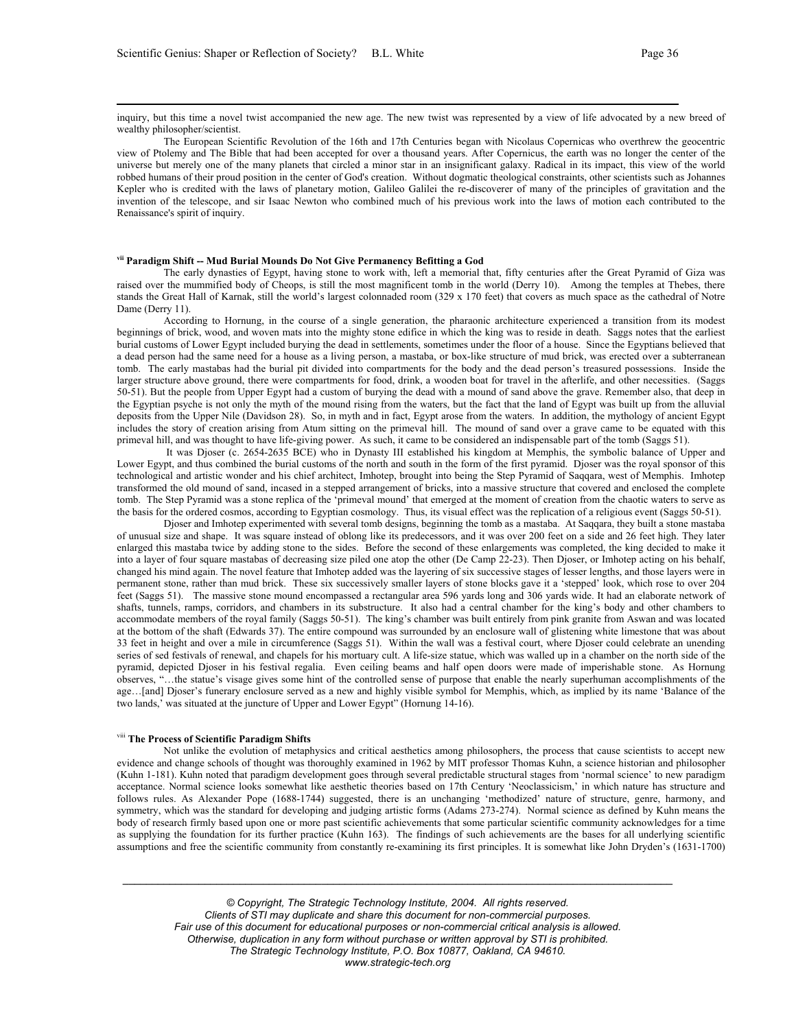inquiry, but this time a novel twist accompanied the new age. The new twist was represented by a view of life advocated by a new breed of wealthy philosopher/scientist.

The European Scientific Revolution of the 16th and 17th Centuries began with Nicolaus Copernicas who overthrew the geocentric view of Ptolemy and The Bible that had been accepted for over a thousand years. After Copernicus, the earth was no longer the center of the universe but merely one of the many planets that circled a minor star in an insignificant galaxy. Radical in its impact, this view of the world robbed humans of their proud position in the center of God's creation. Without dogmatic theological constraints, other scientists such as Johannes Kepler who is credited with the laws of planetary motion, Galileo Galilei the re-discoverer of many of the principles of gravitation and the invention of the telescope, and sir Isaac Newton who combined much of his previous work into the laws of motion each contributed to the Renaissance's spirit of inquiry.

### [vii] Paradigm Shift -- Mud Burial Mounds Do Not Give Permanency Befitting a God

The early dynasties of Egypt, having stone to work with, left a memorial that, fifty centuries after the Great Pyramid of Giza was raised over the mummified body of Cheops, is still the most magnificent tomb in the world (Derry 10). Among the temples at Thebes, there stands the Great Hall of Karnak, still the world's largest colonnaded room (329 x 170 feet) that covers as much space as the cathedral of Notre Dame (Derry 11).

According to Hornung, in the course of a single generation, the pharaonic architecture experienced a transition from its modest beginnings of brick, wood, and woven mats into the mighty stone edifice in which the king was to reside in death. Saggs notes that the earliest burial customs of Lower Egypt included burying the dead in settlements, sometimes under the floor of a house. Since the Egyptians believed that a dead person had the same need for a house as a living person, a mastaba, or box-like structure of mud brick, was erected over a subterranean tomb. The early mastabas had the burial pit divided into compartments for the body and the dead person's treasured possessions. Inside the larger structure above ground, there were compartments for food, drink, a wooden boat for travel in the afterlife, and other necessities. (Saggs 50-51). But the people from Upper Egypt had a custom of burying the dead with a mound of sand above the grave. Remember also, that deep in the Egyptian psyche is not only the myth of the mound rising from the waters, but the fact that the land of Egypt was built up from the alluvial deposits from the Upper Nile (Davidson 28). So, in myth and in fact, Egypt arose from the waters. In addition, the mythology of ancient Egypt includes the story of creation arising from Atum sitting on the primeval hill. The mound of sand over a grave came to be equated with this primeval hill, and was thought to have life-giving power. As such, it came to be considered an indispensable part of the tomb (Saggs 51).

It was Djoser (c. 2654-2635 BCE) who in Dynasty III established his kingdom at Memphis, the symbolic balance of Upper and Lower Egypt, and thus combined the burial customs of the north and south in the form of the first pyramid. Djoser was the royal sponsor of this technological and artistic wonder and his chief architect, Imhotep, brought into being the Step Pyramid of Saqqara, west of Memphis. Imhotep transformed the old mound of sand, incased in a stepped arrangement of bricks, into a massive structure that covered and enclosed the complete tomb. The Step Pyramid was a stone replica of the 'primeval mound' that emerged at the moment of creation from the chaotic waters to serve as the basis for the ordered cosmos, according to Egyptian cosmology. Thus, its visual effect was the replication of a religious event (Saggs 50-51).

Djoser and Imhotep experimented with several tomb designs, beginning the tomb as a mastaba. At Saqqara, they built a stone mastaba of unusual size and shape. It was square instead of oblong like its predecessors, and it was over 200 feet on a side and 26 feet high. They later enlarged this mastaba twice by adding stone to the sides. Before the second of these enlargements was completed, the king decided to make it into a layer of four square mastabas of decreasing size piled one atop the other (De Camp 22-23). Then Djoser, or Imhotep acting on his behalf, changed his mind again. The novel feature that Imhotep added was the layering of six successive stages of lesser lengths, and those layers were in permanent stone, rather than mud brick. These six successively smaller layers of stone blocks gave it a 'stepped' look, which rose to over 204 feet (Saggs 51). The massive stone mound encompassed a rectangular area 596 yards long and 306 yards wide. It had an elaborate network of shafts, tunnels, ramps, corridors, and chambers in its substructure. It also had a central chamber for the king's body and other chambers to accommodate members of the royal family (Saggs 50-51). The king's chamber was built entirely from pink granite from Aswan and was located at the bottom of the shaft (Edwards 37). The entire compound was surrounded by an enclosure wall of glistening white limestone that was about 33 feet in height and over a mile in circumference (Saggs 51). Within the wall was a festival court, where Djoser could celebrate an unending series of sed festivals of renewal, and chapels for his mortuary cult. A life-size statue, which was walled up in a chamber on the north side of the pyramid, depicted Djoser in his festival regalia. Even ceiling beams and half open doors were made of imperishable stone. As Hornung observes, "…the statue's visage gives some hint of the controlled sense of purpose that enable the nearly superhuman accomplishments of the age…[and] Djoser's funerary enclosure served as a new and highly visible symbol for Memphis, which, as implied by its name 'Balance of the two lands,' was situated at the juncture of Upper and Lower Egypt" (Hornung 14-16).

### [viii] The Process of Scientific Paradigm Shifts

Not unlike the evolution of metaphysics and critical aesthetics among philosophers, the process that cause scientists to accept new evidence and change schools of thought was thoroughly examined in 1962 by MIT professor Thomas Kuhn, a science historian and philosopher (Kuhn 1-181). Kuhn noted that paradigm development goes through several predictable structural stages from 'normal science' to new paradigm acceptance. Normal science looks somewhat like aesthetic theories based on 17th Century 'Neoclassicism,' in which nature has structure and follows rules. As Alexander Pope (1688-1744) suggested, there is an unchanging 'methodized' nature of structure, genre, harmony, and symmetry, which was the standard for developing and judging artistic forms (Adams 273-274). Normal science as defined by Kuhn means the body of research firmly based upon one or more past scientific achievements that some particular scientific community acknowledges for a time as supplying the foundation for its further practice (Kuhn 163). The findings of such achievements are the bases for all underlying scientific assumptions and free the scientific community from constantly re-examining its first principles. It is somewhat like John Dryden's (1631-1700)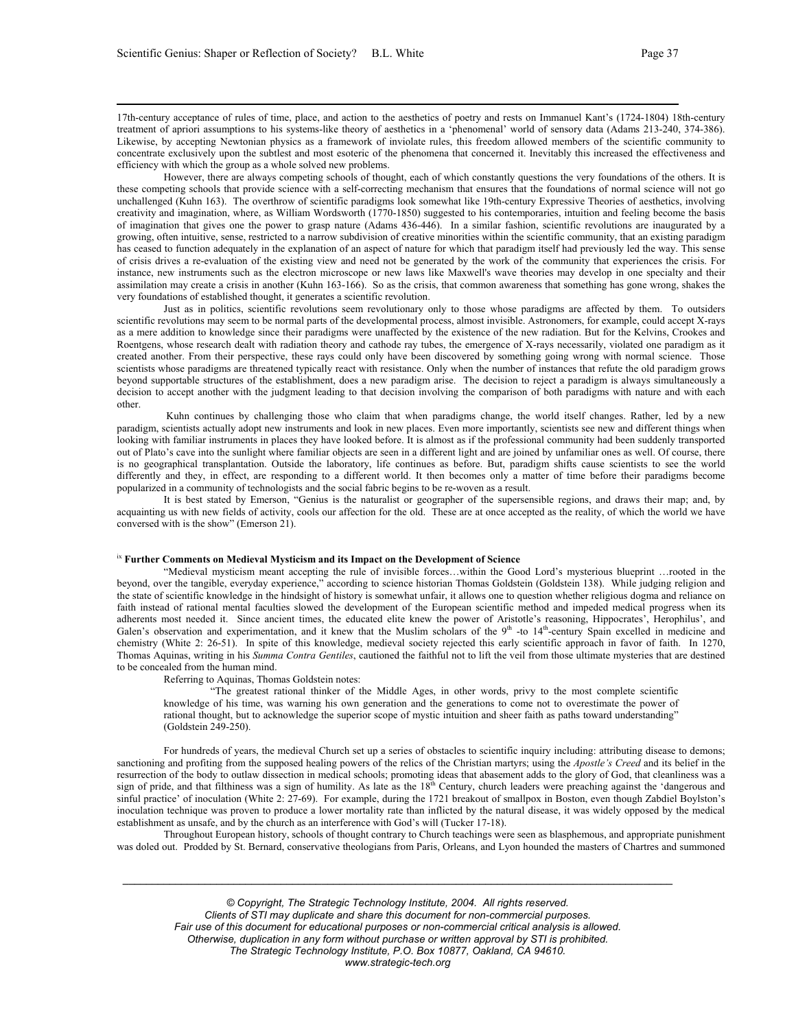17th-century acceptance of rules of time, place, and action to the aesthetics of poetry and rests on Immanuel Kant's (1724-1804) 18th-century treatment of apriori assumptions to his systems-like theory of aesthetics in a 'phenomenal' world of sensory data (Adams 213-240, 374-386). Likewise, by accepting Newtonian physics as a framework of inviolate rules, this freedom allowed members of the scientific community to concentrate exclusively upon the subtlest and most esoteric of the phenomena that concerned it. Inevitably this increased the effectiveness and efficiency with which the group as a whole solved new problems.

However, there are always competing schools of thought, each of which constantly questions the very foundations of the others. It is these competing schools that provide science with a self-correcting mechanism that ensures that the foundations of normal science will not go unchallenged (Kuhn 163). The overthrow of scientific paradigms look somewhat like 19th-century Expressive Theories of aesthetics, involving creativity and imagination, where, as William Wordsworth (1770-1850) suggested to his contemporaries, intuition and feeling become the basis of imagination that gives one the power to grasp nature (Adams 436-446). In a similar fashion, scientific revolutions are inaugurated by a growing, often intuitive, sense, restricted to a narrow subdivision of creative minorities within the scientific community, that an existing paradigm has ceased to function adequately in the explanation of an aspect of nature for which that paradigm itself had previously led the way. This sense of crisis drives a re-evaluation of the existing view and need not be generated by the work of the community that experiences the crisis. For instance, new instruments such as the electron microscope or new laws like Maxwell's wave theories may develop in one specialty and their assimilation may create a crisis in another (Kuhn 163-166). So as the crisis, that common awareness that something has gone wrong, shakes the very foundations of established thought, it generates a scientific revolution.

Just as in politics, scientific revolutions seem revolutionary only to those whose paradigms are affected by them. To outsiders scientific revolutions may seem to be normal parts of the developmental process, almost invisible. Astronomers, for example, could accept X-rays as a mere addition to knowledge since their paradigms were unaffected by the existence of the new radiation. But for the Kelvins, Crookes and Roentgens, whose research dealt with radiation theory and cathode ray tubes, the emergence of X-rays necessarily, violated one paradigm as it created another. From their perspective, these rays could only have been discovered by something going wrong with normal science. Those scientists whose paradigms are threatened typically react with resistance. Only when the number of instances that refute the old paradigm grows beyond supportable structures of the establishment, does a new paradigm arise. The decision to reject a paradigm is always simultaneously a decision to accept another with the judgment leading to that decision involving the comparison of both paradigms with nature and with each other.

Kuhn continues by challenging those who claim that when paradigms change, the world itself changes. Rather, led by a new paradigm, scientists actually adopt new instruments and look in new places. Even more importantly, scientists see new and different things when looking with familiar instruments in places they have looked before. It is almost as if the professional community had been suddenly transported out of Plato's cave into the sunlight where familiar objects are seen in a different light and are joined by unfamiliar ones as well. Of course, there is no geographical transplantation. Outside the laboratory, life continues as before. But, paradigm shifts cause scientists to see the world differently and they, in effect, are responding to a different world. It then becomes only a matter of time before their paradigms become popularized in a community of technologists and the social fabric begins to be re-woven as a result.

It is best stated by Emerson, "Genius is the naturalist or geographer of the supersensible regions, and draws their map; and, by acquainting us with new fields of activity, cools our affection for the old. These are at once accepted as the reality, of which the world we have conversed with is the show" (Emerson 21).

[ix] **Further Comments on Medieval Mysticism and its Impact on the Development of Science**

"Medieval mysticism meant accepting the rule of invisible forces…within the Good Lord's mysterious blueprint …rooted in the beyond, over the tangible, everyday experience," according to science historian Thomas Goldstein (Goldstein 138). While judging religion and the state of scientific knowledge in the hindsight of history is somewhat unfair, it allows one to question whether religious dogma and reliance on faith instead of rational mental faculties slowed the development of the European scientific method and impeded medical progress when its adherents most needed it. Since ancient times, the educated elite knew the power of Aristotle's reasoning, Hippocrates', Herophilus', and Galen's observation and experimentation, and it knew that the Muslim scholars of the 9th -to 14th-century Spain excelled in medicine and chemistry (White 2: 26-51). In spite of this knowledge, medieval society rejected this early scientific approach in favor of faith. In 1270, Thomas Aquinas, writing in his *Summa Contra Gentiles*, cautioned the faithful not to lift the veil from those ultimate mysteries that are destined to be concealed from the human mind.

Referring to Aquinas, Thomas Goldstein notes:

> "The greatest rational thinker of the Middle Ages, in other words, privy to the most complete scientific knowledge of his time, was warning his own generation and the generations to come not to overestimate the power of rational thought, but to acknowledge the superior scope of mystic intuition and sheer faith as paths toward understanding" (Goldstein 249-250).

For hundreds of years, the medieval Church set up a series of obstacles to scientific inquiry including: attributing disease to demons; sanctioning and profiting from the supposed healing powers of the relics of the Christian martyrs; using the *Apostle's Creed* and its belief in the resurrection of the body to outlaw dissection in medical schools; promoting ideas that abasement adds to the glory of God, that cleanliness was a sign of pride, and that filthiness was a sign of humility. As late as the 18th Century, church leaders were preaching against the 'dangerous and sinful practice' of inoculation (White 2: 27-69). For example, during the 1721 breakout of smallpox in Boston, even though Zabdiel Boylston's inoculation technique was proven to produce a lower mortality rate than inflicted by the natural disease, it was widely opposed by the medical establishment as unsafe, and by the church as an interference with God's will (Tucker 17-18).

Throughout European history, schools of thought contrary to Church teachings were seen as blasphemous, and appropriate punishment was doled out. Prodded by St. Bernard, conservative theologians from Paris, Orleans, and Lyon hounded the masters of Chartres and summoned

*© Copyright, The Strategic Technology Institute, 2004. All rights reserved.*
*Clients of STI may duplicate and share this document for non-commercial purposes.*
*Fair use of this document for educational purposes or non-commercial critical analysis is allowed.*
*Otherwise, duplication in any form without purchase or written approval by STI is prohibited.*
*The Strategic Technology Institute, P.O. Box 10877, Oakland, CA 94610.*
*www.strategic-tech.org*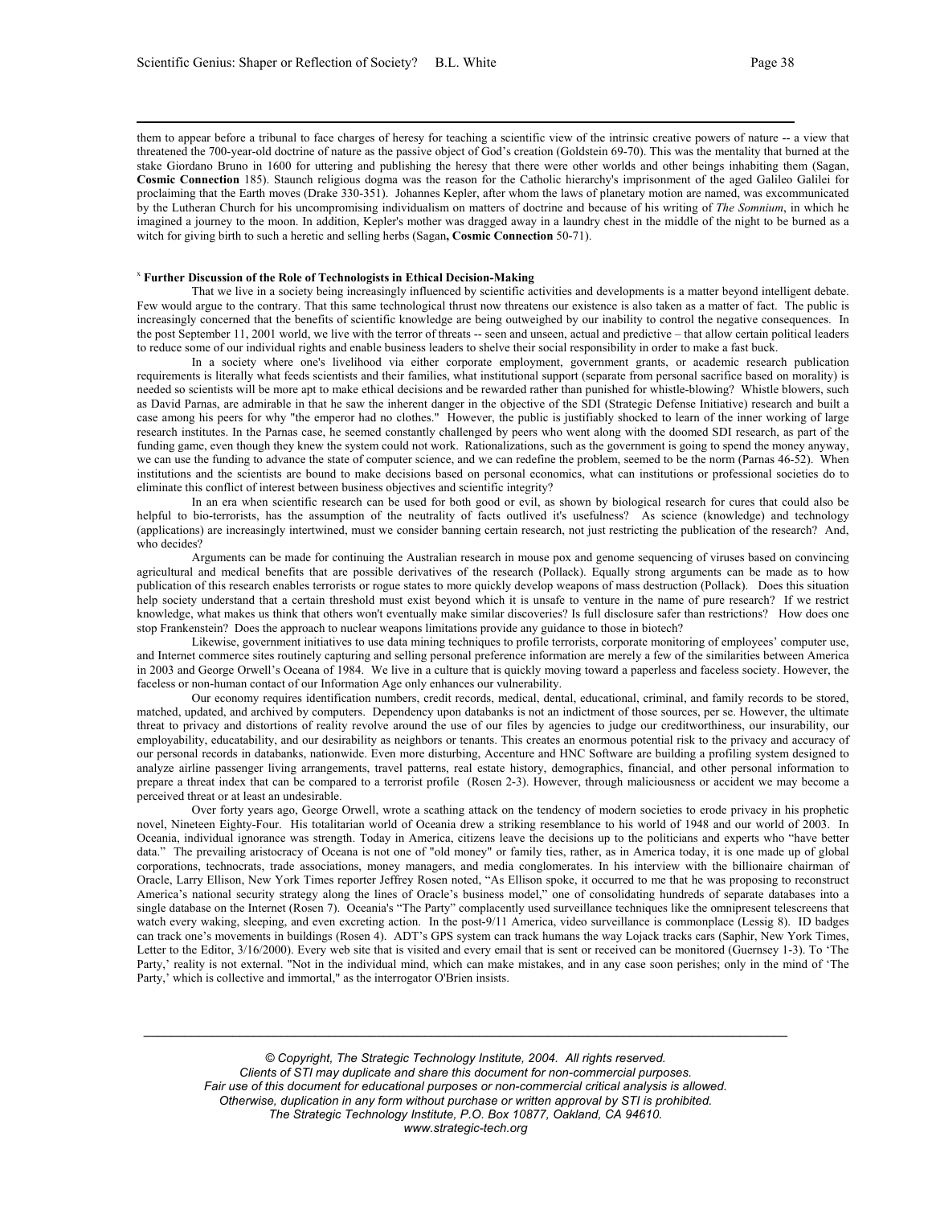them to appear before a tribunal to face charges of heresy for teaching a scientific view of the intrinsic creative powers of nature -- a view that threatened the 700-year-old doctrine of nature as the passive object of God's creation (Goldstein 69-70). This was the mentality that burned at the stake Giordano Bruno in 1600 for uttering and publishing the heresy that there were other worlds and other beings inhabiting them (Sagan, **Cosmic Connection** 185). Staunch religious dogma was the reason for the Catholic hierarchy's imprisonment of the aged Galileo Galilei for proclaiming that the Earth moves (Drake 330-351). Johannes Kepler, after whom the laws of planetary motion are named, was excommunicated by the Lutheran Church for his uncompromising individualism on matters of doctrine and because of his writing of *The Somnium*, in which he imagined a journey to the moon. In addition, Kepler's mother was dragged away in a laundry chest in the middle of the night to be burned as a witch for giving birth to such a heretic and selling herbs (Sagan**, Cosmic Connection** 50-71).

[x] **Further Discussion of the Role of Technologists in Ethical Decision-Making**

That we live in a society being increasingly influenced by scientific activities and developments is a matter beyond intelligent debate. Few would argue to the contrary. That this same technological thrust now threatens our existence is also taken as a matter of fact. The public is increasingly concerned that the benefits of scientific knowledge are being outweighed by our inability to control the negative consequences. In the post September 11, 2001 world, we live with the terror of threats -- seen and unseen, actual and predictive – that allow certain political leaders to reduce some of our individual rights and enable business leaders to shelve their social responsibility in order to make a fast buck.

In a society where one's livelihood via either corporate employment, government grants, or academic research publication requirements is literally what feeds scientists and their families, what institutional support (separate from personal sacrifice based on morality) is needed so scientists will be more apt to make ethical decisions and be rewarded rather than punished for whistle-blowing? Whistle blowers, such as David Parnas, are admirable in that he saw the inherent danger in the objective of the SDI (Strategic Defense Initiative) research and built a case among his peers for why "the emperor had no clothes." However, the public is justifiably shocked to learn of the inner working of large research institutes. In the Parnas case, he seemed constantly challenged by peers who went along with the doomed SDI research, as part of the funding game, even though they knew the system could not work. Rationalizations, such as the government is going to spend the money anyway, we can use the funding to advance the state of computer science, and we can redefine the problem, seemed to be the norm (Parnas 46-52). When institutions and the scientists are bound to make decisions based on personal economics, what can institutions or professional societies do to eliminate this conflict of interest between business objectives and scientific integrity?

In an era when scientific research can be used for both good or evil, as shown by biological research for cures that could also be helpful to bio-terrorists, has the assumption of the neutrality of facts outlived it's usefulness? As science (knowledge) and technology (applications) are increasingly intertwined, must we consider banning certain research, not just restricting the publication of the research? And, who decides?

Arguments can be made for continuing the Australian research in mouse pox and genome sequencing of viruses based on convincing agricultural and medical benefits that are possible derivatives of the research (Pollack). Equally strong arguments can be made as to how publication of this research enables terrorists or rogue states to more quickly develop weapons of mass destruction (Pollack). Does this situation help society understand that a certain threshold must exist beyond which it is unsafe to venture in the name of pure research? If we restrict knowledge, what makes us think that others won't eventually make similar discoveries? Is full disclosure safer than restrictions? How does one stop Frankenstein? Does the approach to nuclear weapons limitations provide any guidance to those in biotech?

Likewise, government initiatives to use data mining techniques to profile terrorists, corporate monitoring of employees' computer use, and Internet commerce sites routinely capturing and selling personal preference information are merely a few of the similarities between America in 2003 and George Orwell's Oceana of 1984. We live in a culture that is quickly moving toward a paperless and faceless society. However, the faceless or non-human contact of our Information Age only enhances our vulnerability.

Our economy requires identification numbers, credit records, medical, dental, educational, criminal, and family records to be stored, matched, updated, and archived by computers. Dependency upon databanks is not an indictment of those sources, per se. However, the ultimate threat to privacy and distortions of reality revolve around the use of our files by agencies to judge our creditworthiness, our insurability, our employability, educatability, and our desirability as neighbors or tenants. This creates an enormous potential risk to the privacy and accuracy of our personal records in databanks, nationwide. Even more disturbing, Accenture and HNC Software are building a profiling system designed to analyze airline passenger living arrangements, travel patterns, real estate history, demographics, financial, and other personal information to prepare a threat index that can be compared to a terrorist profile (Rosen 2-3). However, through maliciousness or accident we may become a perceived threat or at least an undesirable.

Over forty years ago, George Orwell, wrote a scathing attack on the tendency of modern societies to erode privacy in his prophetic novel, Nineteen Eighty-Four. His totalitarian world of Oceania drew a striking resemblance to his world of 1948 and our world of 2003. In Oceania, individual ignorance was strength. Today in America, citizens leave the decisions up to the politicians and experts who "have better data." The prevailing aristocracy of Oceana is not one of "old money" or family ties, rather, as in America today, it is one made up of global corporations, technocrats, trade associations, money managers, and media conglomerates. In his interview with the billionaire chairman of Oracle, Larry Ellison, New York Times reporter Jeffrey Rosen noted, "As Ellison spoke, it occurred to me that he was proposing to reconstruct America's national security strategy along the lines of Oracle's business model," one of consolidating hundreds of separate databases into a single database on the Internet (Rosen 7). Oceania's "The Party" complacently used surveillance techniques like the omnipresent telescreens that watch every waking, sleeping, and even excreting action. In the post-9/11 America, video surveillance is commonplace (Lessig 8). ID badges can track one's movements in buildings (Rosen 4). ADT's GPS system can track humans the way Lojack tracks cars (Saphir, New York Times, Letter to the Editor, 3/16/2000). Every web site that is visited and every email that is sent or received can be monitored (Guernsey 1-3). To 'The Party,' reality is not external. "Not in the individual mind, which can make mistakes, and in any case soon perishes; only in the mind of 'The Party,' which is collective and immortal," as the interrogator O'Brien insists.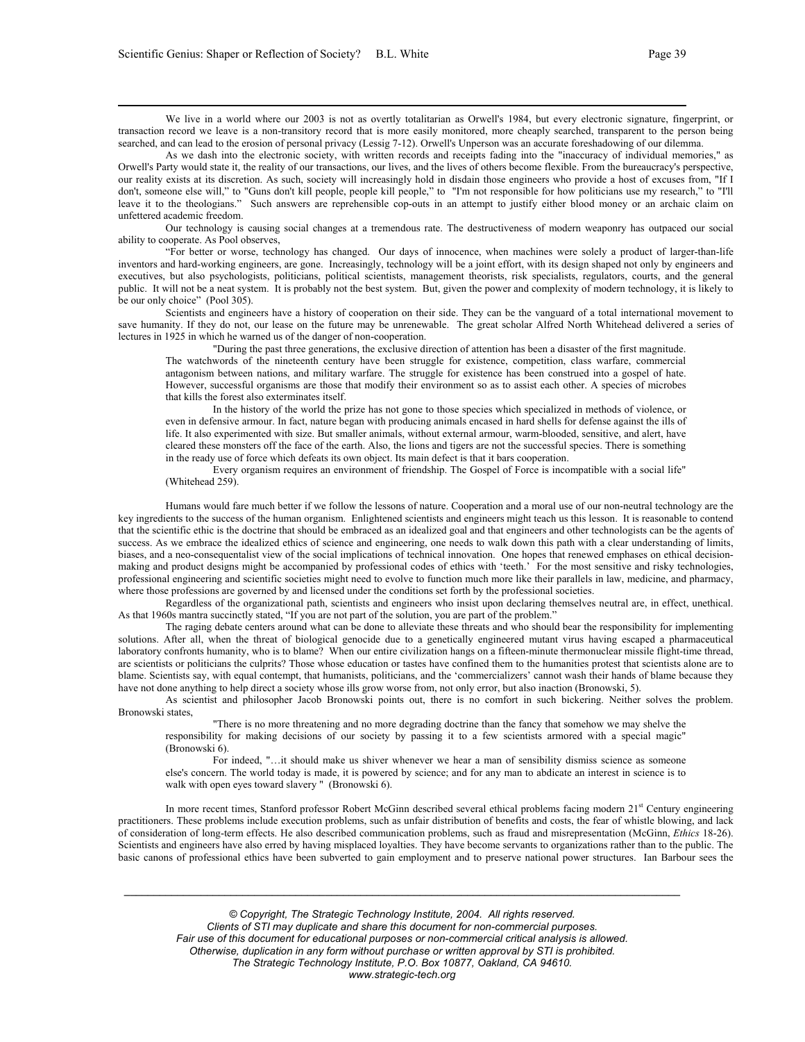We live in a world where our 2003 is not as overtly totalitarian as Orwell's 1984, but every electronic signature, fingerprint, or transaction record we leave is a non-transitory record that is more easily monitored, more cheaply searched, transparent to the person being searched, and can lead to the erosion of personal privacy (Lessig 7-12). Orwell's Unperson was an accurate foreshadowing of our dilemma.

As we dash into the electronic society, with written records and receipts fading into the "inaccuracy of individual memories," as Orwell's Party would state it, the reality of our transactions, our lives, and the lives of others become flexible. From the bureaucracy's perspective, our reality exists at its discretion. As such, society will increasingly hold in disdain those engineers who provide a host of excuses from, "If I don't, someone else will," to "Guns don't kill people, people kill people," to "I'm not responsible for how politicians use my research," to "I'll leave it to the theologians." Such answers are reprehensible cop-outs in an attempt to justify either blood money or an archaic claim on unfettered academic freedom.

Our technology is causing social changes at a tremendous rate. The destructiveness of modern weaponry has outpaced our social ability to cooperate. As Pool observes,

"For better or worse, technology has changed. Our days of innocence, when machines were solely a product of larger-than-life inventors and hard-working engineers, are gone. Increasingly, technology will be a joint effort, with its design shaped not only by engineers and executives, but also psychologists, politicians, political scientists, management theorists, risk specialists, regulators, courts, and the general public. It will not be a neat system. It is probably not the best system. But, given the power and complexity of modern technology, it is likely to be our only choice" (Pool 305).

Scientists and engineers have a history of cooperation on their side. They can be the vanguard of a total international movement to save humanity. If they do not, our lease on the future may be unrenewable. The great scholar Alfred North Whitehead delivered a series of lectures in 1925 in which he warned us of the danger of non-cooperation.

> "During the past three generations, the exclusive direction of attention has been a disaster of the first magnitude. The watchwords of the nineteenth century have been struggle for existence, competition, class warfare, commercial antagonism between nations, and military warfare. The struggle for existence has been construed into a gospel of hate. However, successful organisms are those that modify their environment so as to assist each other. A species of microbes that kills the forest also exterminates itself.
>
> In the history of the world the prize has not gone to those species which specialized in methods of violence, or even in defensive armour. In fact, nature began with producing animals encased in hard shells for defense against the ills of life. It also experimented with size. But smaller animals, without external armour, warm-blooded, sensitive, and alert, have cleared these monsters off the face of the earth. Also, the lions and tigers are not the successful species. There is something in the ready use of force which defeats its own object. Its main defect is that it bars cooperation.
>
> Every organism requires an environment of friendship. The Gospel of Force is incompatible with a social life" (Whitehead 259).

Humans would fare much better if we follow the lessons of nature. Cooperation and a moral use of our non-neutral technology are the key ingredients to the success of the human organism. Enlightened scientists and engineers might teach us this lesson. It is reasonable to contend that the scientific ethic is the doctrine that should be embraced as an idealized goal and that engineers and other technologists can be the agents of success. As we embrace the idealized ethics of science and engineering, one needs to walk down this path with a clear understanding of limits, biases, and a neo-consequentalist view of the social implications of technical innovation. One hopes that renewed emphases on ethical decision-making and product designs might be accompanied by professional codes of ethics with 'teeth.' For the most sensitive and risky technologies, professional engineering and scientific societies might need to evolve to function much more like their parallels in law, medicine, and pharmacy, where those professions are governed by and licensed under the conditions set forth by the professional societies.

Regardless of the organizational path, scientists and engineers who insist upon declaring themselves neutral are, in effect, unethical. As that 1960s mantra succinctly stated, "If you are not part of the solution, you are part of the problem."

The raging debate centers around what can be done to alleviate these threats and who should bear the responsibility for implementing solutions. After all, when the threat of biological genocide due to a genetically engineered mutant virus having escaped a pharmaceutical laboratory confronts humanity, who is to blame? When our entire civilization hangs on a fifteen-minute thermonuclear missile flight-time thread, are scientists or politicians the culprits? Those whose education or tastes have confined them to the humanities protest that scientists alone are to blame. Scientists say, with equal contempt, that humanists, politicians, and the 'commercializers' cannot wash their hands of blame because they have not done anything to help direct a society whose ills grow worse from, not only error, but also inaction (Bronowski, 5).

As scientist and philosopher Jacob Bronowski points out, there is no comfort in such bickering. Neither solves the problem. Bronowski states,

> "There is no more threatening and no more degrading doctrine than the fancy that somehow we may shelve the responsibility for making decisions of our society by passing it to a few scientists armored with a special magic" (Bronowski 6).
>
> For indeed, "…it should make us shiver whenever we hear a man of sensibility dismiss science as someone else's concern. The world today is made, it is powered by science; and for any man to abdicate an interest in science is to walk with open eyes toward slavery " (Bronowski 6).

In more recent times, Stanford professor Robert McGinn described several ethical problems facing modern 21st Century engineering practitioners. These problems include execution problems, such as unfair distribution of benefits and costs, the fear of whistle blowing, and lack of consideration of long-term effects. He also described communication problems, such as fraud and misrepresentation (McGinn, *Ethics* 18-26). Scientists and engineers have also erred by having misplaced loyalties. They have become servants to organizations rather than to the public. The basic canons of professional ethics have been subverted to gain employment and to preserve national power structures. Ian Barbour sees the

*© Copyright, The Strategic Technology Institute, 2004. All rights reserved.*
*Clients of STI may duplicate and share this document for non-commercial purposes.*
*Fair use of this document for educational purposes or non-commercial critical analysis is allowed.*
*Otherwise, duplication in any form without purchase or written approval by STI is prohibited.*
*The Strategic Technology Institute, P.O. Box 10877, Oakland, CA 94610.*
*www.strategic-tech.org*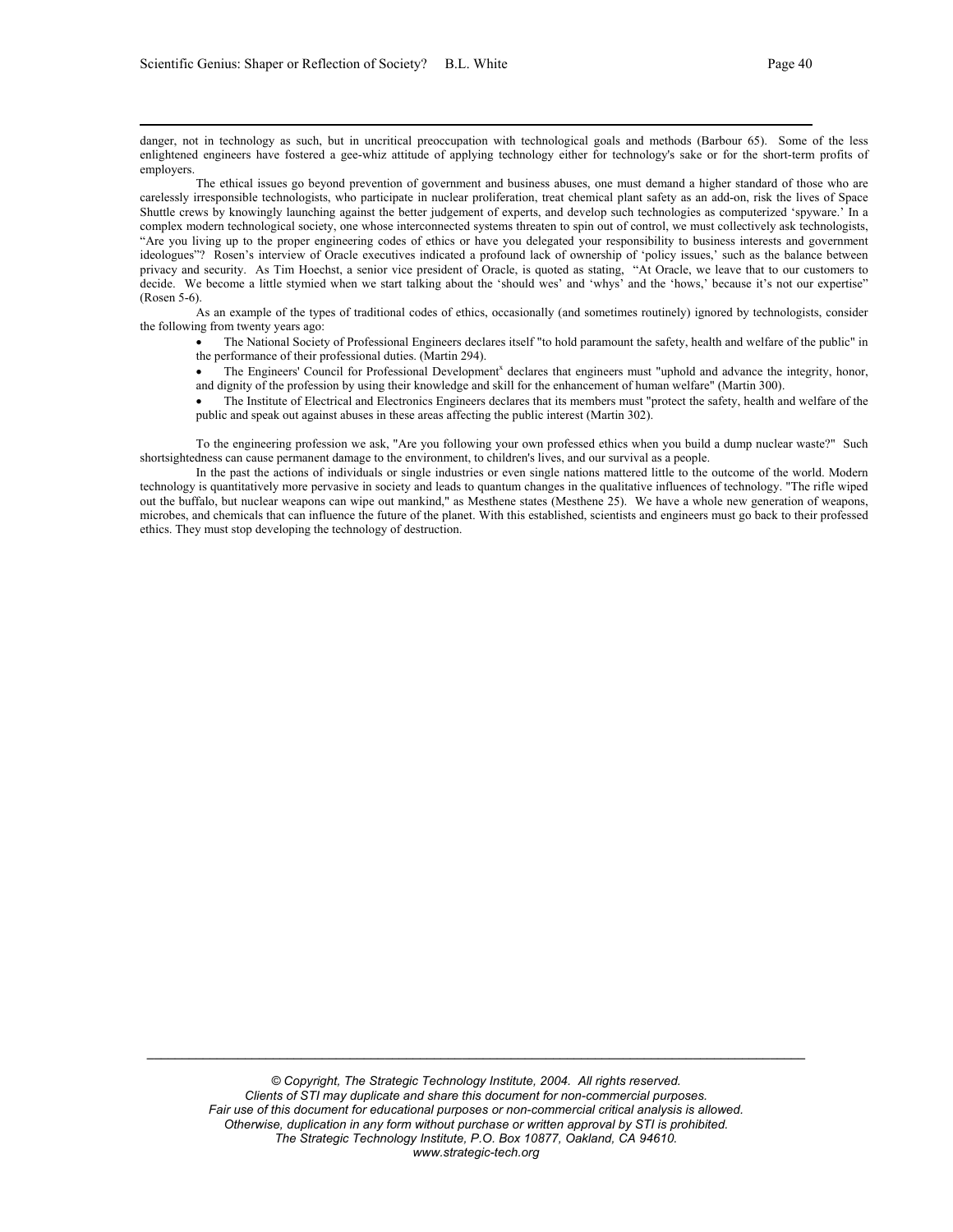danger, not in technology as such, but in uncritical preoccupation with technological goals and methods (Barbour 65). Some of the less enlightened engineers have fostered a gee-whiz attitude of applying technology either for technology's sake or for the short-term profits of employers.

The ethical issues go beyond prevention of government and business abuses, one must demand a higher standard of those who are carelessly irresponsible technologists, who participate in nuclear proliferation, treat chemical plant safety as an add-on, risk the lives of Space Shuttle crews by knowingly launching against the better judgement of experts, and develop such technologies as computerized 'spyware.' In a complex modern technological society, one whose interconnected systems threaten to spin out of control, we must collectively ask technologists, "Are you living up to the proper engineering codes of ethics or have you delegated your responsibility to business interests and government ideologues"? Rosen's interview of Oracle executives indicated a profound lack of ownership of 'policy issues,' such as the balance between privacy and security. As Tim Hoechst, a senior vice president of Oracle, is quoted as stating, "At Oracle, we leave that to our customers to decide. We become a little stymied when we start talking about the 'should wes' and 'whys' and the 'hows,' because it's not our expertise" (Rosen 5-6).

As an example of the types of traditional codes of ethics, occasionally (and sometimes routinely) ignored by technologists, consider the following from twenty years ago:

- The National Society of Professional Engineers declares itself "to hold paramount the safety, health and welfare of the public" in the performance of their professional duties. (Martin 294).
- The Engineers' Council for Professional Development[x] declares that engineers must "uphold and advance the integrity, honor, and dignity of the profession by using their knowledge and skill for the enhancement of human welfare" (Martin 300).
- The Institute of Electrical and Electronics Engineers declares that its members must "protect the safety, health and welfare of the public and speak out against abuses in these areas affecting the public interest (Martin 302).

To the engineering profession we ask, "Are you following your own professed ethics when you build a dump nuclear waste?" Such shortsightedness can cause permanent damage to the environment, to children's lives, and our survival as a people.

In the past the actions of individuals or single industries or even single nations mattered little to the outcome of the world. Modern technology is quantitatively more pervasive in society and leads to quantum changes in the qualitative influences of technology. "The rifle wiped out the buffalo, but nuclear weapons can wipe out mankind," as Mesthene states (Mesthene 25). We have a whole new generation of weapons, microbes, and chemicals that can influence the future of the planet. With this established, scientists and engineers must go back to their professed ethics. They must stop developing the technology of destruction.

*© Copyright, The Strategic Technology Institute, 2004. All rights reserved.*
*Clients of STI may duplicate and share this document for non-commercial purposes.*
*Fair use of this document for educational purposes or non-commercial critical analysis is allowed.*
*Otherwise, duplication in any form without purchase or written approval by STI is prohibited.*
*The Strategic Technology Institute, P.O. Box 10877, Oakland, CA 94610.*
*www.strategic-tech.org*